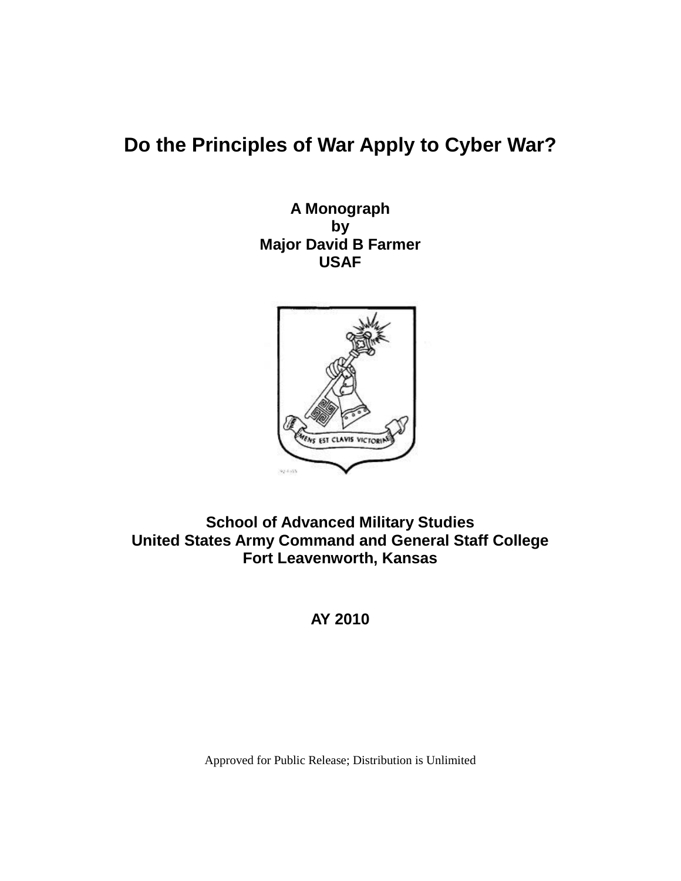# Do the Principles of War Apply to Cyber War?

**A Monograph**
**by**
**Major David B Farmer**
**USAF**

**School of Advanced Military Studies**
**United States Army Command and General Staff College**
**Fort Leavenworth, Kansas**

**AY 2010**

Approved for Public Release; Distribution is Unlimited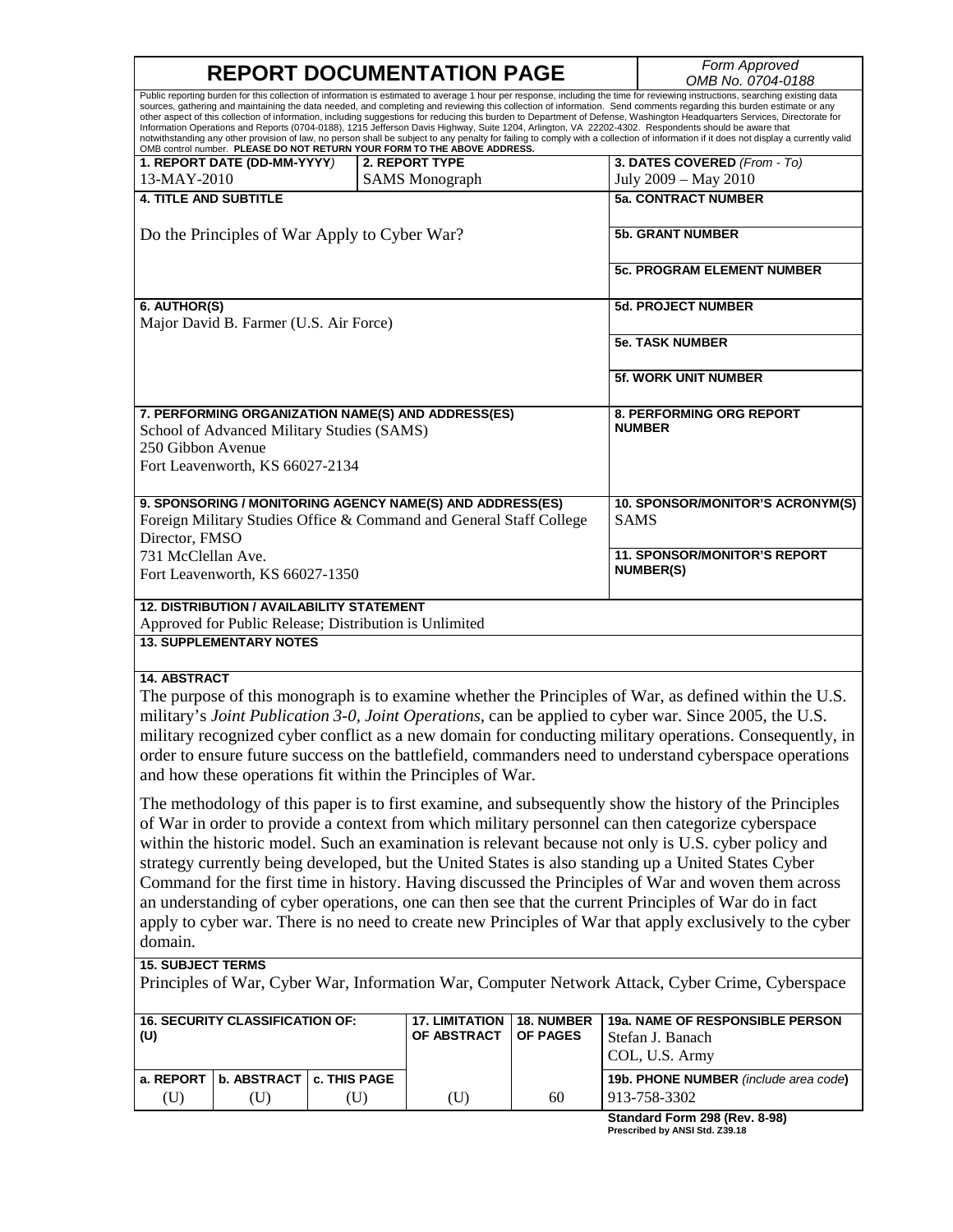# REPORT DOCUMENTATION PAGE

*Form Approved*
*OMB No. 0704-0188*

Public reporting burden for this collection of information is estimated to average 1 hour per response, including the time for reviewing instructions, searching existing data sources, gathering and maintaining the data needed, and completing and reviewing this collection of information. Send comments regarding this burden estimate or any other aspect of this collection of information, including suggestions for reducing this burden to Department of Defense, Washington Headquarters Services, Directorate for Information Operations and Reports (0704-0188), 1215 Jefferson Davis Highway, Suite 1204, Arlington, VA 22202-4302. Respondents should be aware that notwithstanding any other provision of law, no person shall be subject to any penalty for failing to comply with a collection of information if it does not display a currently valid OMB control number. **PLEASE DO NOT RETURN YOUR FORM TO THE ABOVE ADDRESS.**

| | | |
|---|---|---|
| **1. REPORT DATE (DD-MM-YYYY)** 13-MAY-2010 | **2. REPORT TYPE** SAMS Monograph | **3. DATES COVERED** *(From - To)* July 2009 – May 2010 |

| | |
|---|---|
| **4. TITLE AND SUBTITLE** Do the Principles of War Apply to Cyber War? | **5a. CONTRACT NUMBER** |
| | **5b. GRANT NUMBER** |
| | **5c. PROGRAM ELEMENT NUMBER** |
| **6. AUTHOR(S)** Major David B. Farmer (U.S. Air Force) | **5d. PROJECT NUMBER** |
| | **5e. TASK NUMBER** |
| | **5f. WORK UNIT NUMBER** |
| **7. PERFORMING ORGANIZATION NAME(S) AND ADDRESS(ES)** School of Advanced Military Studies (SAMS) 250 Gibbon Avenue Fort Leavenworth, KS 66027-2134 | **8. PERFORMING ORG REPORT NUMBER** |
| **9. SPONSORING / MONITORING AGENCY NAME(S) AND ADDRESS(ES)** Foreign Military Studies Office & Command and General Staff College Director, FMSO 731 McClellan Ave. Fort Leavenworth, KS 66027-1350 | **10. SPONSOR/MONITOR'S ACRONYM(S)** SAMS |
| | **11. SPONSOR/MONITOR'S REPORT NUMBER(S)** |

**12. DISTRIBUTION / AVAILABILITY STATEMENT**
Approved for Public Release; Distribution is Unlimited

**13. SUPPLEMENTARY NOTES**

**14. ABSTRACT**
The purpose of this monograph is to examine whether the Principles of War, as defined within the U.S. military's *Joint Publication 3-0, Joint Operations*, can be applied to cyber war. Since 2005, the U.S. military recognized cyber conflict as a new domain for conducting military operations. Consequently, in order to ensure future success on the battlefield, commanders need to understand cyberspace operations and how these operations fit within the Principles of War.

The methodology of this paper is to first examine, and subsequently show the history of the Principles of War in order to provide a context from which military personnel can then categorize cyberspace within the historic model. Such an examination is relevant because not only is U.S. cyber policy and strategy currently being developed, but the United States is also standing up a United States Cyber Command for the first time in history. Having discussed the Principles of War and woven them across an understanding of cyber operations, one can then see that the current Principles of War do in fact apply to cyber war. There is no need to create new Principles of War that apply exclusively to the cyber domain.

**15. SUBJECT TERMS**
Principles of War, Cyber War, Information War, Computer Network Attack, Cyber Crime, Cyberspace

| **16. SECURITY CLASSIFICATION OF:** (U) | | | **17. LIMITATION OF ABSTRACT** | **18. NUMBER OF PAGES** | **19a. NAME OF RESPONSIBLE PERSON** Stefan J. Banach COL, U.S. Army |
|---|---|---|---|---|---|
| **a. REPORT** | **b. ABSTRACT** | **c. THIS PAGE** | | | **19b. PHONE NUMBER** *(include area code)* |
| (U) | (U) | (U) | (U) | 60 | 913-758-3302 |

**Standard Form 298 (Rev. 8-98)**
**Prescribed by ANSI Std. Z39.18**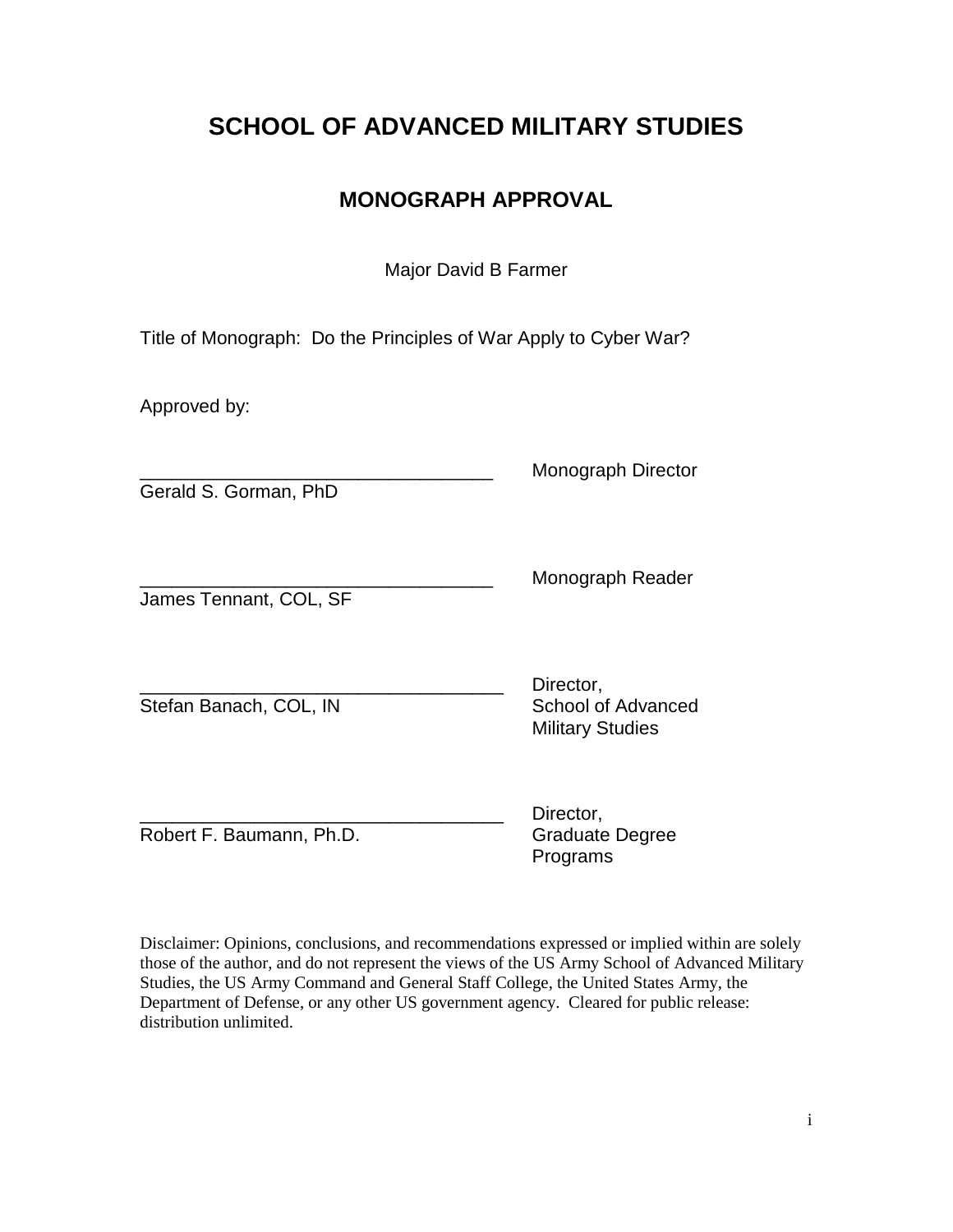# SCHOOL OF ADVANCED MILITARY STUDIES

## MONOGRAPH APPROVAL

Major David B Farmer

Title of Monograph: Do the Principles of War Apply to Cyber War?

Approved by:

__________________________________ Monograph Director
Gerald S. Gorman, PhD

__________________________________ Monograph Reader
James Tennant, COL, SF

__________________________________ Director, School of Advanced Military Studies
Stefan Banach, COL, IN

__________________________________ Director, Graduate Degree Programs
Robert F. Baumann, Ph.D.

Disclaimer: Opinions, conclusions, and recommendations expressed or implied within are solely those of the author, and do not represent the views of the US Army School of Advanced Military Studies, the US Army Command and General Staff College, the United States Army, the Department of Defense, or any other US government agency. Cleared for public release: distribution unlimited.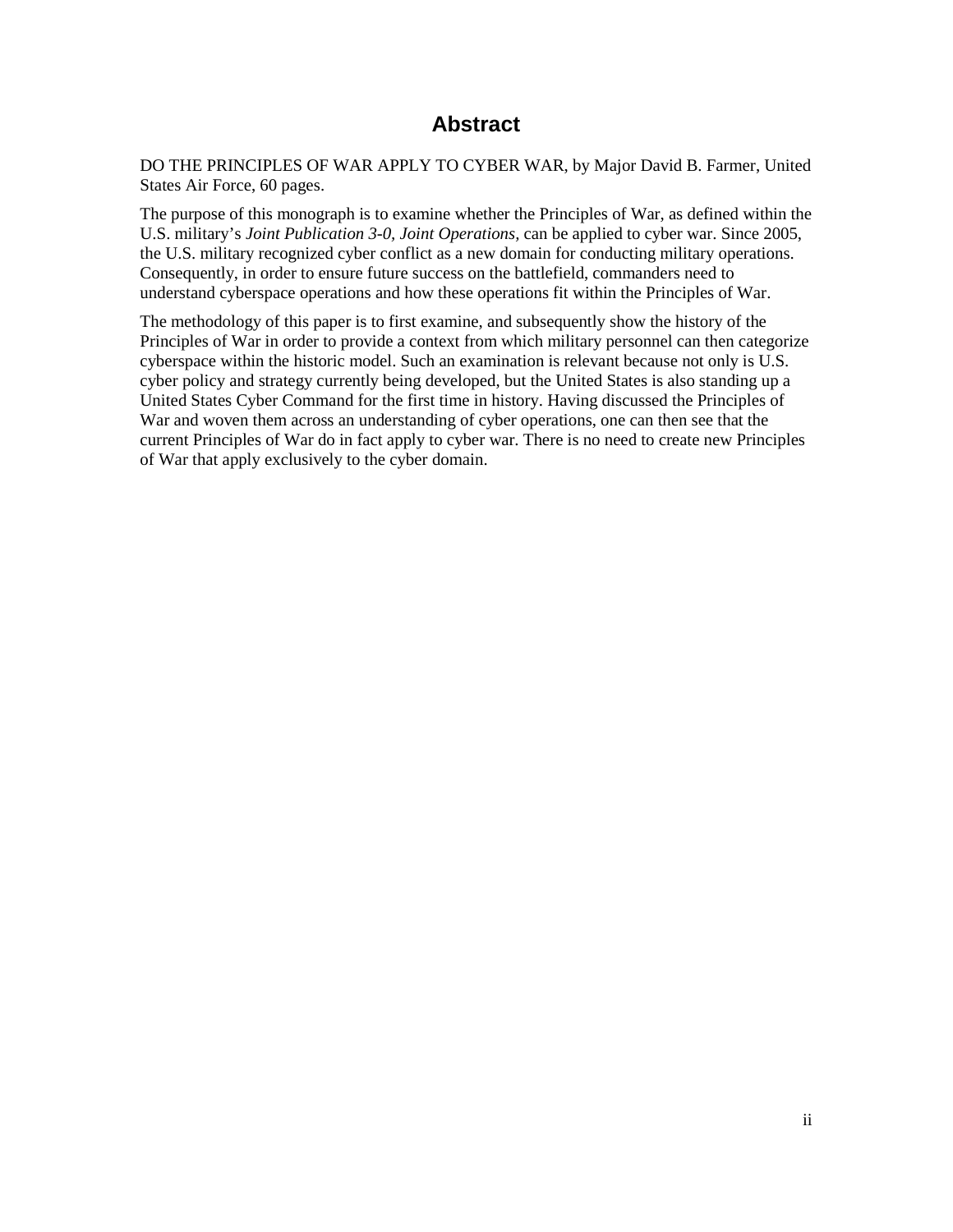# Abstract

DO THE PRINCIPLES OF WAR APPLY TO CYBER WAR, by Major David B. Farmer, United States Air Force, 60 pages.

The purpose of this monograph is to examine whether the Principles of War, as defined within the U.S. military's *Joint Publication 3-0, Joint Operations*, can be applied to cyber war. Since 2005, the U.S. military recognized cyber conflict as a new domain for conducting military operations. Consequently, in order to ensure future success on the battlefield, commanders need to understand cyberspace operations and how these operations fit within the Principles of War.

The methodology of this paper is to first examine, and subsequently show the history of the Principles of War in order to provide a context from which military personnel can then categorize cyberspace within the historic model. Such an examination is relevant because not only is U.S. cyber policy and strategy currently being developed, but the United States is also standing up a United States Cyber Command for the first time in history. Having discussed the Principles of War and woven them across an understanding of cyber operations, one can then see that the current Principles of War do in fact apply to cyber war. There is no need to create new Principles of War that apply exclusively to the cyber domain.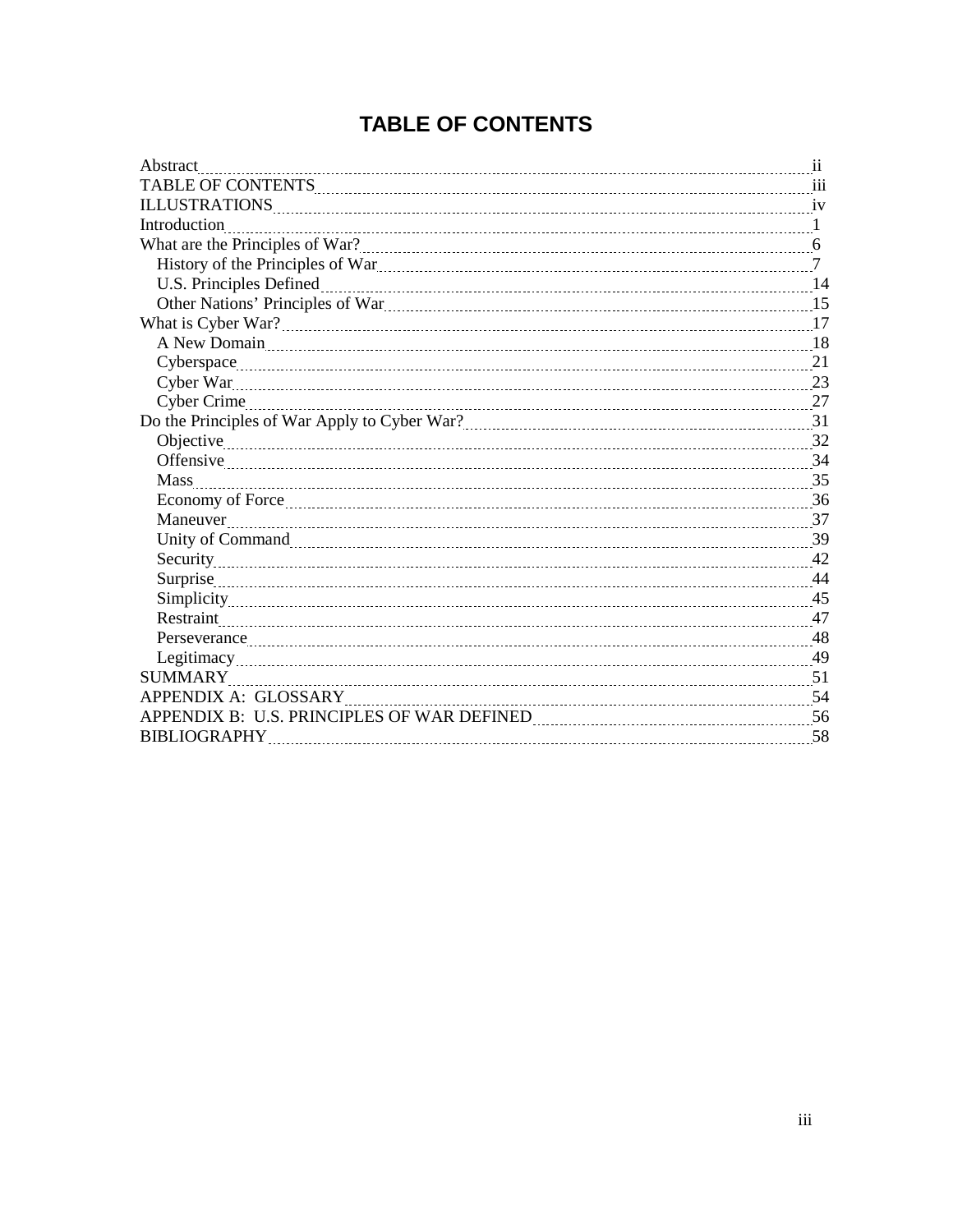# TABLE OF CONTENTS

- Abstract ..... ii
- TABLE OF CONTENTS ..... iii
- ILLUSTRATIONS ..... iv
- Introduction ..... 1
- What are the Principles of War? ..... 6
  - History of the Principles of War ..... 7
  - U.S. Principles Defined ..... 14
  - Other Nations' Principles of War ..... 15
- What is Cyber War? ..... 17
  - A New Domain ..... 18
  - Cyberspace ..... 21
  - Cyber War ..... 23
  - Cyber Crime ..... 27
- Do the Principles of War Apply to Cyber War? ..... 31
  - Objective ..... 32
  - Offensive ..... 34
  - Mass ..... 35
  - Economy of Force ..... 36
  - Maneuver ..... 37
  - Unity of Command ..... 39
  - Security ..... 42
  - Surprise ..... 44
  - Simplicity ..... 45
  - Restraint ..... 47
  - Perseverance ..... 48
  - Legitimacy ..... 49
- SUMMARY ..... 51
- APPENDIX A: GLOSSARY ..... 54
- APPENDIX B: U.S. PRINCIPLES OF WAR DEFINED ..... 56
- BIBLIOGRAPHY ..... 58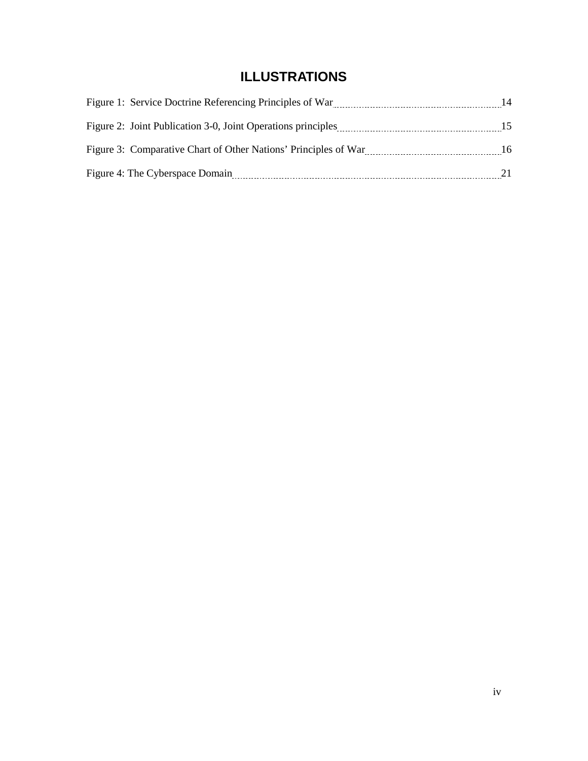# ILLUSTRATIONS

Figure 1: Service Doctrine Referencing Principles of War ........................................ 14

Figure 2: Joint Publication 3-0, Joint Operations principles ........................................ 15

Figure 3: Comparative Chart of Other Nations' Principles of War ........................................ 16

Figure 4: The Cyberspace Domain ........................................ 21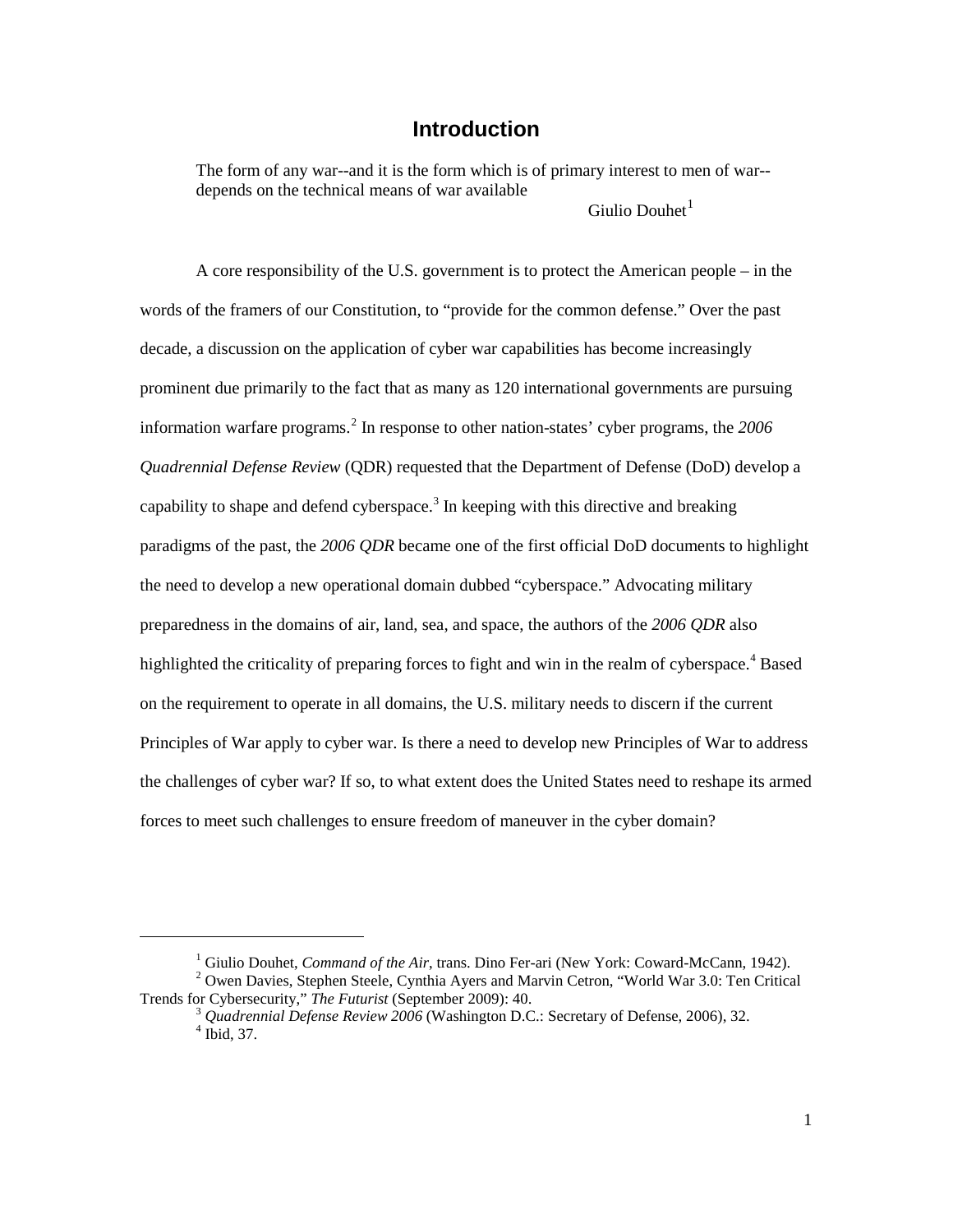# Introduction

> The form of any war--and it is the form which is of primary interest to men of war--depends on the technical means of war available
>
> Giulio Douhet[1]

A core responsibility of the U.S. government is to protect the American people – in the words of the framers of our Constitution, to "provide for the common defense." Over the past decade, a discussion on the application of cyber war capabilities has become increasingly prominent due primarily to the fact that as many as 120 international governments are pursuing information warfare programs.[2] In response to other nation-states' cyber programs, the *2006 Quadrennial Defense Review* (QDR) requested that the Department of Defense (DoD) develop a capability to shape and defend cyberspace.[3] In keeping with this directive and breaking paradigms of the past, the *2006 QDR* became one of the first official DoD documents to highlight the need to develop a new operational domain dubbed "cyberspace." Advocating military preparedness in the domains of air, land, sea, and space, the authors of the *2006 QDR* also highlighted the criticality of preparing forces to fight and win in the realm of cyberspace.[4] Based on the requirement to operate in all domains, the U.S. military needs to discern if the current Principles of War apply to cyber war. Is there a need to develop new Principles of War to address the challenges of cyber war? If so, to what extent does the United States need to reshape its armed forces to meet such challenges to ensure freedom of maneuver in the cyber domain?

---

[1] Giulio Douhet, *Command of the Air*, trans. Dino Fer-ari (New York: Coward-McCann, 1942).

[2] Owen Davies, Stephen Steele, Cynthia Ayers and Marvin Cetron, "World War 3.0: Ten Critical Trends for Cybersecurity," *The Futurist* (September 2009): 40.

[3] *Quadrennial Defense Review 2006* (Washington D.C.: Secretary of Defense, 2006), 32.

[4] Ibid, 37.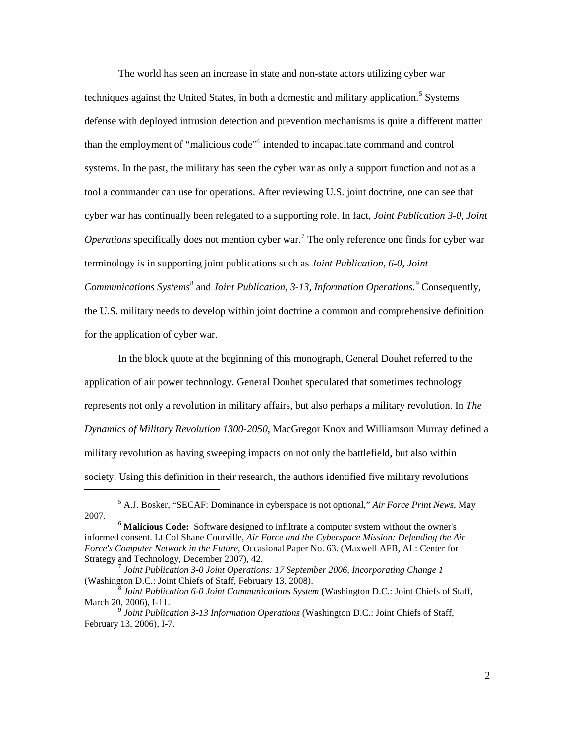The world has seen an increase in state and non-state actors utilizing cyber war techniques against the United States, in both a domestic and military application.[5] Systems defense with deployed intrusion detection and prevention mechanisms is quite a different matter than the employment of "malicious code"[6] intended to incapacitate command and control systems. In the past, the military has seen the cyber war as only a support function and not as a tool a commander can use for operations. After reviewing U.S. joint doctrine, one can see that cyber war has continually been relegated to a supporting role. In fact, *Joint Publication 3-0, Joint Operations* specifically does not mention cyber war.[7] The only reference one finds for cyber war terminology is in supporting joint publications such as *Joint Publication, 6-0, Joint Communications Systems*[8] and *Joint Publication, 3-13, Information Operations*.[9] Consequently, the U.S. military needs to develop within joint doctrine a common and comprehensive definition for the application of cyber war.

In the block quote at the beginning of this monograph, General Douhet referred to the application of air power technology. General Douhet speculated that sometimes technology represents not only a revolution in military affairs, but also perhaps a military revolution. In *The Dynamics of Military Revolution 1300-2050*, MacGregor Knox and Williamson Murray defined a military revolution as having sweeping impacts on not only the battlefield, but also within society. Using this definition in their research, the authors identified five military revolutions

---

[5] A.J. Bosker, "SECAF: Dominance in cyberspace is not optional," *Air Force Print News*, May 2007.

[6] **Malicious Code:** Software designed to infiltrate a computer system without the owner's informed consent. Lt Col Shane Courville, *Air Force and the Cyberspace Mission: Defending the Air Force's Computer Network in the Future*, Occasional Paper No. 63. (Maxwell AFB, AL: Center for Strategy and Technology, December 2007), 42.

[7] *Joint Publication 3-0 Joint Operations: 17 September 2006, Incorporating Change 1* (Washington D.C.: Joint Chiefs of Staff, February 13, 2008).

[8] *Joint Publication 6-0 Joint Communications System* (Washington D.C.: Joint Chiefs of Staff, March 20, 2006), I-11.

[9] *Joint Publication 3-13 Information Operations* (Washington D.C.: Joint Chiefs of Staff, February 13, 2006), I-7.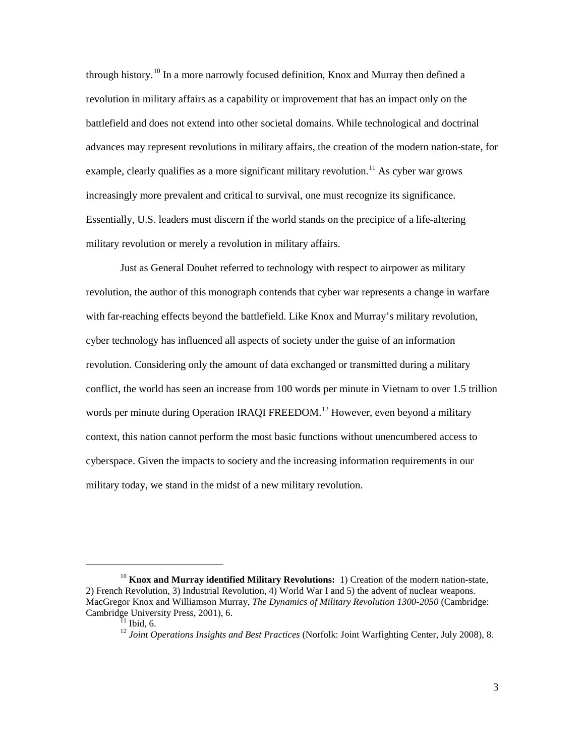through history.[10] In a more narrowly focused definition, Knox and Murray then defined a revolution in military affairs as a capability or improvement that has an impact only on the battlefield and does not extend into other societal domains. While technological and doctrinal advances may represent revolutions in military affairs, the creation of the modern nation-state, for example, clearly qualifies as a more significant military revolution.[11] As cyber war grows increasingly more prevalent and critical to survival, one must recognize its significance. Essentially, U.S. leaders must discern if the world stands on the precipice of a life-altering military revolution or merely a revolution in military affairs.

Just as General Douhet referred to technology with respect to airpower as military revolution, the author of this monograph contends that cyber war represents a change in warfare with far-reaching effects beyond the battlefield. Like Knox and Murray's military revolution, cyber technology has influenced all aspects of society under the guise of an information revolution. Considering only the amount of data exchanged or transmitted during a military conflict, the world has seen an increase from 100 words per minute in Vietnam to over 1.5 trillion words per minute during Operation IRAQI FREEDOM.[12] However, even beyond a military context, this nation cannot perform the most basic functions without unencumbered access to cyberspace. Given the impacts to society and the increasing information requirements in our military today, we stand in the midst of a new military revolution.

---

[10] **Knox and Murray identified Military Revolutions:** 1) Creation of the modern nation-state, 2) French Revolution, 3) Industrial Revolution, 4) World War I and 5) the advent of nuclear weapons. MacGregor Knox and Williamson Murray, *The Dynamics of Military Revolution 1300-2050* (Cambridge: Cambridge University Press, 2001), 6.

[11] Ibid, 6.

[12] *Joint Operations Insights and Best Practices* (Norfolk: Joint Warfighting Center, July 2008), 8.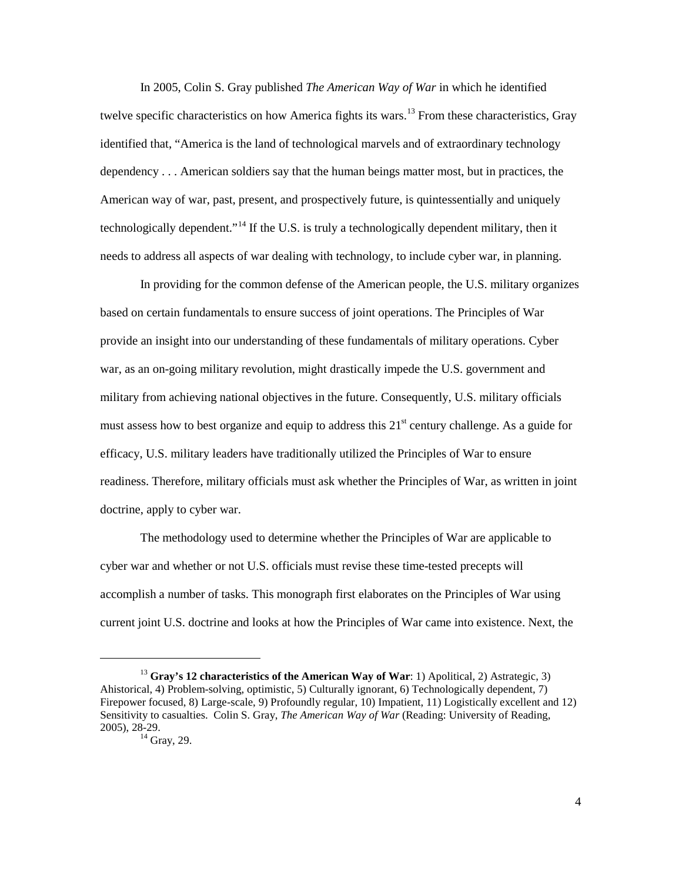In 2005, Colin S. Gray published *The American Way of War* in which he identified twelve specific characteristics on how America fights its wars.[13] From these characteristics, Gray identified that, "America is the land of technological marvels and of extraordinary technology dependency . . . American soldiers say that the human beings matter most, but in practices, the American way of war, past, present, and prospectively future, is quintessentially and uniquely technologically dependent."[14] If the U.S. is truly a technologically dependent military, then it needs to address all aspects of war dealing with technology, to include cyber war, in planning.

In providing for the common defense of the American people, the U.S. military organizes based on certain fundamentals to ensure success of joint operations. The Principles of War provide an insight into our understanding of these fundamentals of military operations. Cyber war, as an on-going military revolution, might drastically impede the U.S. government and military from achieving national objectives in the future. Consequently, U.S. military officials must assess how to best organize and equip to address this 21st century challenge. As a guide for efficacy, U.S. military leaders have traditionally utilized the Principles of War to ensure readiness. Therefore, military officials must ask whether the Principles of War, as written in joint doctrine, apply to cyber war.

The methodology used to determine whether the Principles of War are applicable to cyber war and whether or not U.S. officials must revise these time-tested precepts will accomplish a number of tasks. This monograph first elaborates on the Principles of War using current joint U.S. doctrine and looks at how the Principles of War came into existence. Next, the

---

[13] **Gray's 12 characteristics of the American Way of War**: 1) Apolitical, 2) Astrategic, 3) Ahistorical, 4) Problem-solving, optimistic, 5) Culturally ignorant, 6) Technologically dependent, 7) Firepower focused, 8) Large-scale, 9) Profoundly regular, 10) Impatient, 11) Logistically excellent and 12) Sensitivity to casualties. Colin S. Gray, *The American Way of War* (Reading: University of Reading, 2005), 28-29.

[14] Gray, 29.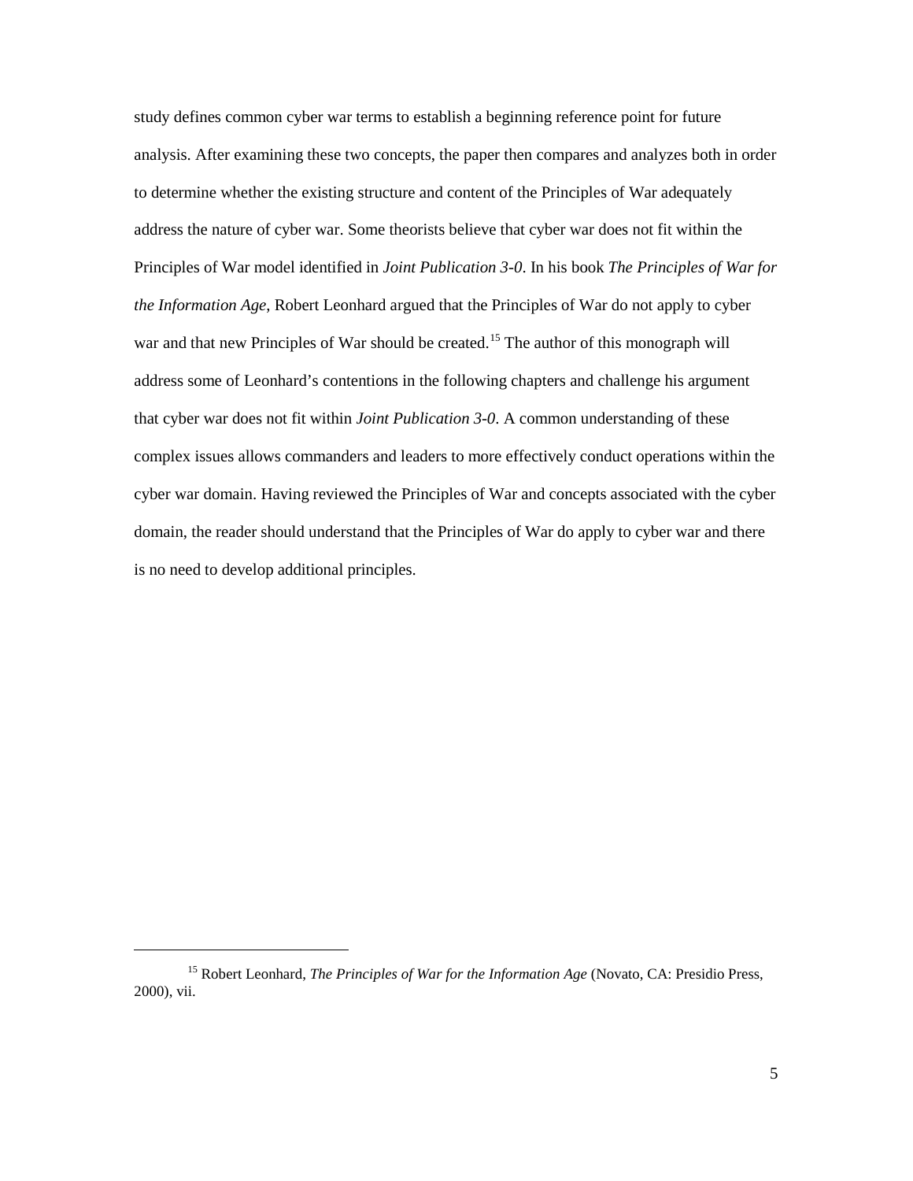study defines common cyber war terms to establish a beginning reference point for future analysis. After examining these two concepts, the paper then compares and analyzes both in order to determine whether the existing structure and content of the Principles of War adequately address the nature of cyber war. Some theorists believe that cyber war does not fit within the Principles of War model identified in *Joint Publication 3-0*. In his book *The Principles of War for the Information Age*, Robert Leonhard argued that the Principles of War do not apply to cyber war and that new Principles of War should be created.[15] The author of this monograph will address some of Leonhard's contentions in the following chapters and challenge his argument that cyber war does not fit within *Joint Publication 3-0*. A common understanding of these complex issues allows commanders and leaders to more effectively conduct operations within the cyber war domain. Having reviewed the Principles of War and concepts associated with the cyber domain, the reader should understand that the Principles of War do apply to cyber war and there is no need to develop additional principles.

---

[15] Robert Leonhard, *The Principles of War for the Information Age* (Novato, CA: Presidio Press, 2000), vii.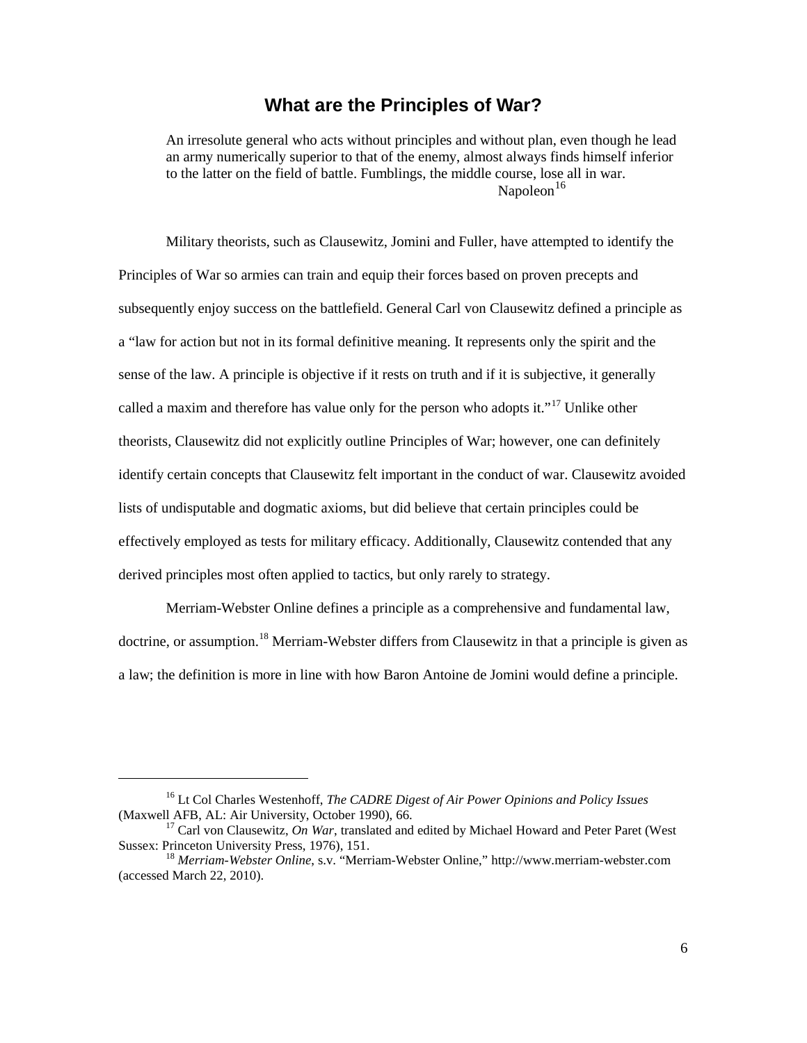## What are the Principles of War?

> An irresolute general who acts without principles and without plan, even though he lead an army numerically superior to that of the enemy, almost always finds himself inferior to the latter on the field of battle. Fumblings, the middle course, lose all in war.
>
> Napoleon[16]

Military theorists, such as Clausewitz, Jomini and Fuller, have attempted to identify the Principles of War so armies can train and equip their forces based on proven precepts and subsequently enjoy success on the battlefield. General Carl von Clausewitz defined a principle as a "law for action but not in its formal definitive meaning. It represents only the spirit and the sense of the law. A principle is objective if it rests on truth and if it is subjective, it generally called a maxim and therefore has value only for the person who adopts it."[17] Unlike other theorists, Clausewitz did not explicitly outline Principles of War; however, one can definitely identify certain concepts that Clausewitz felt important in the conduct of war. Clausewitz avoided lists of undisputable and dogmatic axioms, but did believe that certain principles could be effectively employed as tests for military efficacy. Additionally, Clausewitz contended that any derived principles most often applied to tactics, but only rarely to strategy.

Merriam-Webster Online defines a principle as a comprehensive and fundamental law, doctrine, or assumption.[18] Merriam-Webster differs from Clausewitz in that a principle is given as a law; the definition is more in line with how Baron Antoine de Jomini would define a principle.

---

[16] Lt Col Charles Westenhoff, *The CADRE Digest of Air Power Opinions and Policy Issues* (Maxwell AFB, AL: Air University, October 1990), 66.

[17] Carl von Clausewitz, *On War*, translated and edited by Michael Howard and Peter Paret (West Sussex: Princeton University Press, 1976), 151.

[18] *Merriam-Webster Online*, s.v. "Merriam-Webster Online," http://www.merriam-webster.com (accessed March 22, 2010).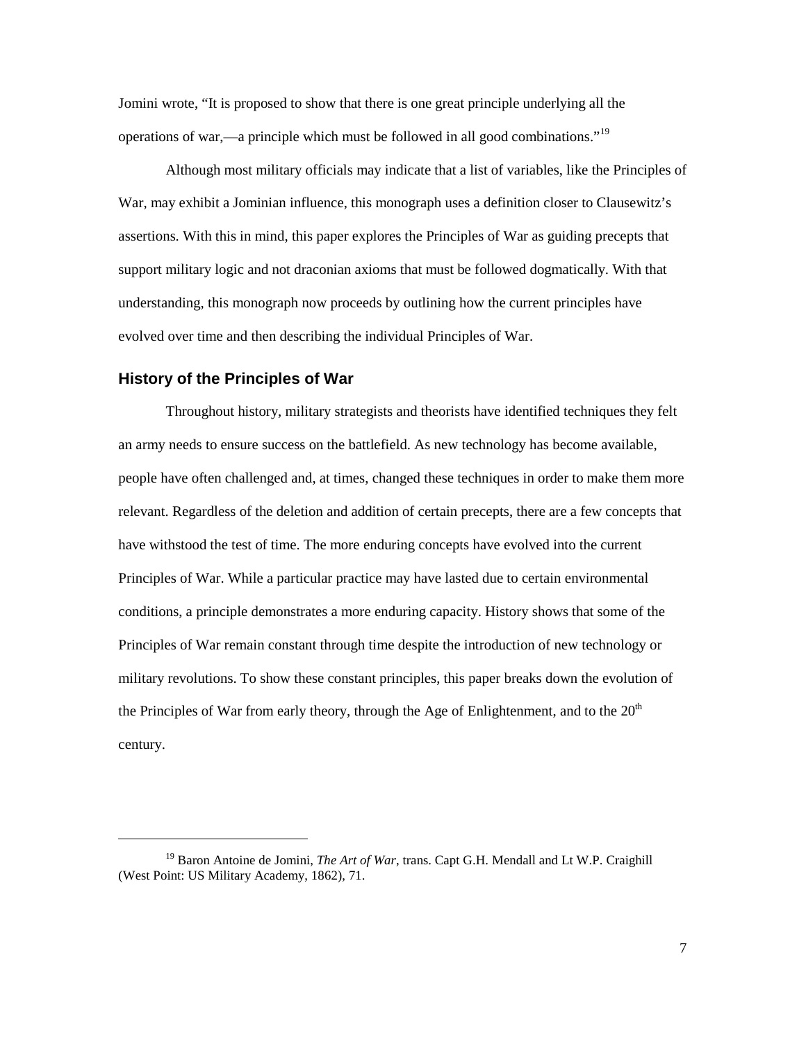Jomini wrote, "It is proposed to show that there is one great principle underlying all the operations of war,—a principle which must be followed in all good combinations."[19]

Although most military officials may indicate that a list of variables, like the Principles of War, may exhibit a Jominian influence, this monograph uses a definition closer to Clausewitz's assertions. With this in mind, this paper explores the Principles of War as guiding precepts that support military logic and not draconian axioms that must be followed dogmatically. With that understanding, this monograph now proceeds by outlining how the current principles have evolved over time and then describing the individual Principles of War.

## History of the Principles of War

Throughout history, military strategists and theorists have identified techniques they felt an army needs to ensure success on the battlefield. As new technology has become available, people have often challenged and, at times, changed these techniques in order to make them more relevant. Regardless of the deletion and addition of certain precepts, there are a few concepts that have withstood the test of time. The more enduring concepts have evolved into the current Principles of War. While a particular practice may have lasted due to certain environmental conditions, a principle demonstrates a more enduring capacity. History shows that some of the Principles of War remain constant through time despite the introduction of new technology or military revolutions. To show these constant principles, this paper breaks down the evolution of the Principles of War from early theory, through the Age of Enlightenment, and to the 20th century.

---

[19] Baron Antoine de Jomini, *The Art of War*, trans. Capt G.H. Mendall and Lt W.P. Craighill (West Point: US Military Academy, 1862), 71.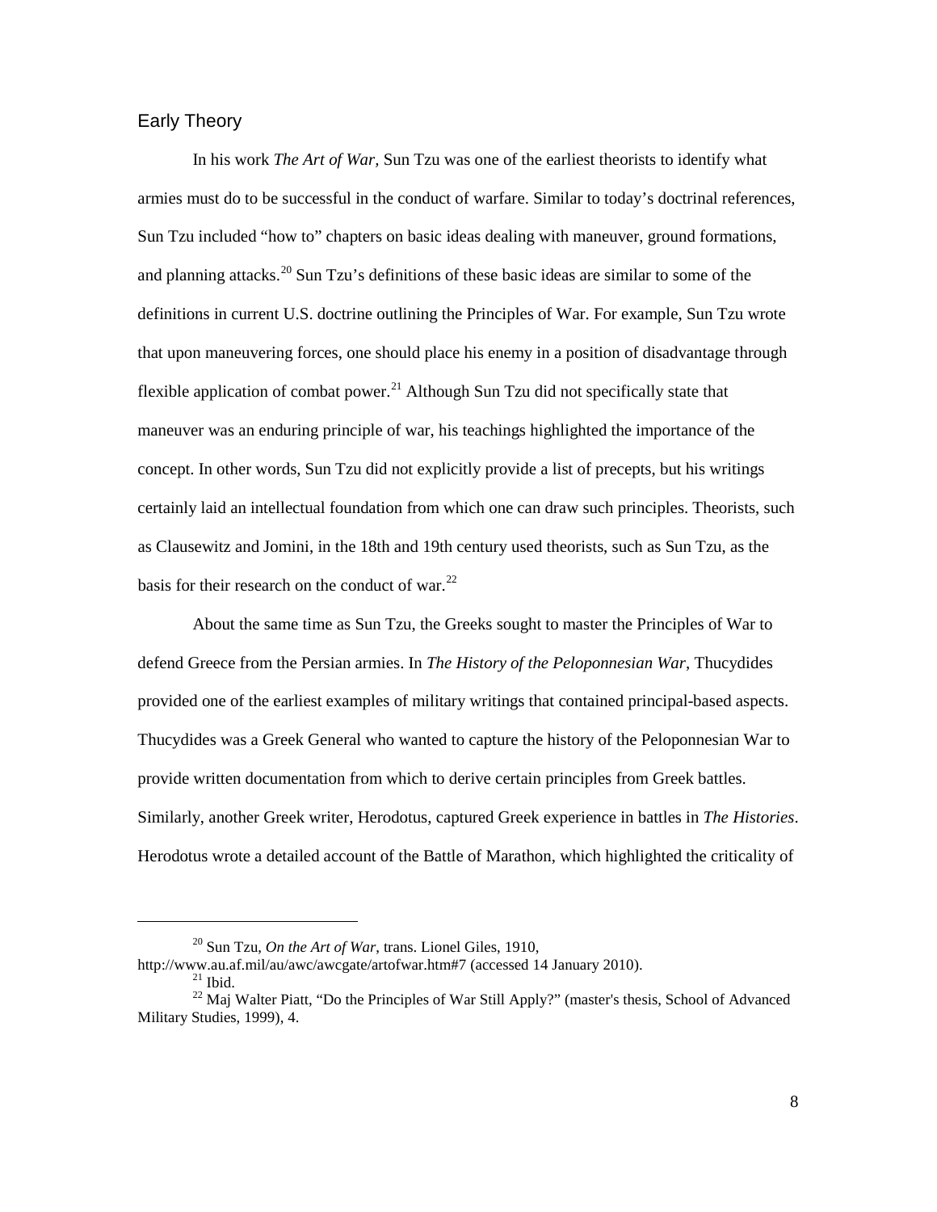## Early Theory

In his work *The Art of War,* Sun Tzu was one of the earliest theorists to identify what armies must do to be successful in the conduct of warfare. Similar to today's doctrinal references, Sun Tzu included "how to" chapters on basic ideas dealing with maneuver, ground formations, and planning attacks.[20] Sun Tzu's definitions of these basic ideas are similar to some of the definitions in current U.S. doctrine outlining the Principles of War. For example, Sun Tzu wrote that upon maneuvering forces, one should place his enemy in a position of disadvantage through flexible application of combat power.[21] Although Sun Tzu did not specifically state that maneuver was an enduring principle of war, his teachings highlighted the importance of the concept. In other words, Sun Tzu did not explicitly provide a list of precepts, but his writings certainly laid an intellectual foundation from which one can draw such principles. Theorists, such as Clausewitz and Jomini, in the 18th and 19th century used theorists, such as Sun Tzu, as the basis for their research on the conduct of war.[22]

About the same time as Sun Tzu, the Greeks sought to master the Principles of War to defend Greece from the Persian armies. In *The History of the Peloponnesian War*, Thucydides provided one of the earliest examples of military writings that contained principal-based aspects. Thucydides was a Greek General who wanted to capture the history of the Peloponnesian War to provide written documentation from which to derive certain principles from Greek battles. Similarly, another Greek writer, Herodotus, captured Greek experience in battles in *The Histories*. Herodotus wrote a detailed account of the Battle of Marathon, which highlighted the criticality of

---

[20] Sun Tzu, *On the Art of War*, trans. Lionel Giles, 1910, http://www.au.af.mil/au/awc/awcgate/artofwar.htm#7 (accessed 14 January 2010).

[21] Ibid.

[22] Maj Walter Piatt, "Do the Principles of War Still Apply?" (master's thesis, School of Advanced Military Studies, 1999), 4.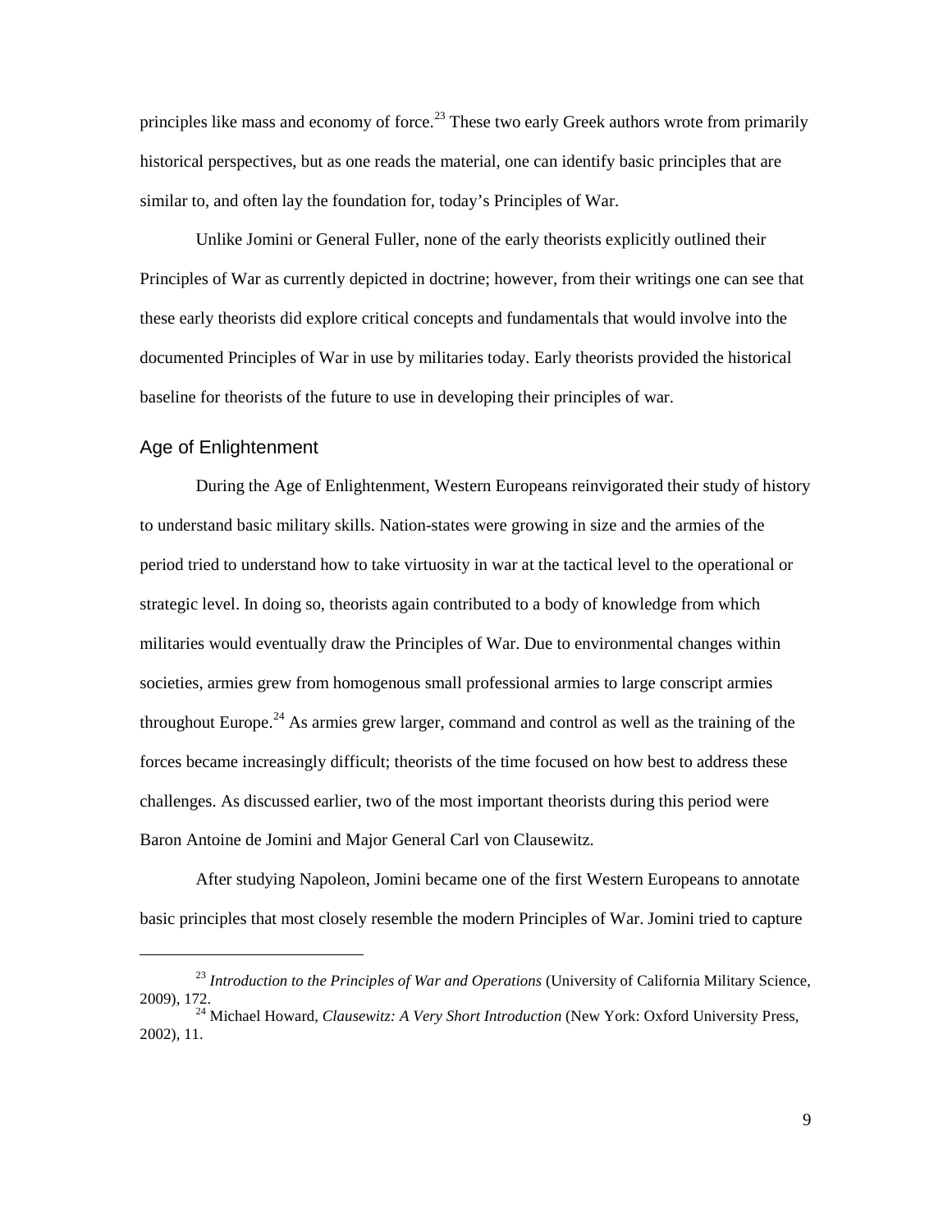principles like mass and economy of force.[23] These two early Greek authors wrote from primarily historical perspectives, but as one reads the material, one can identify basic principles that are similar to, and often lay the foundation for, today's Principles of War.

Unlike Jomini or General Fuller, none of the early theorists explicitly outlined their Principles of War as currently depicted in doctrine; however, from their writings one can see that these early theorists did explore critical concepts and fundamentals that would involve into the documented Principles of War in use by militaries today. Early theorists provided the historical baseline for theorists of the future to use in developing their principles of war.

## Age of Enlightenment

During the Age of Enlightenment, Western Europeans reinvigorated their study of history to understand basic military skills. Nation-states were growing in size and the armies of the period tried to understand how to take virtuosity in war at the tactical level to the operational or strategic level. In doing so, theorists again contributed to a body of knowledge from which militaries would eventually draw the Principles of War. Due to environmental changes within societies, armies grew from homogenous small professional armies to large conscript armies throughout Europe.[24] As armies grew larger, command and control as well as the training of the forces became increasingly difficult; theorists of the time focused on how best to address these challenges. As discussed earlier, two of the most important theorists during this period were Baron Antoine de Jomini and Major General Carl von Clausewitz.

After studying Napoleon, Jomini became one of the first Western Europeans to annotate basic principles that most closely resemble the modern Principles of War. Jomini tried to capture

---

[23] *Introduction to the Principles of War and Operations* (University of California Military Science, 2009), 172.

[24] Michael Howard, *Clausewitz: A Very Short Introduction* (New York: Oxford University Press, 2002), 11.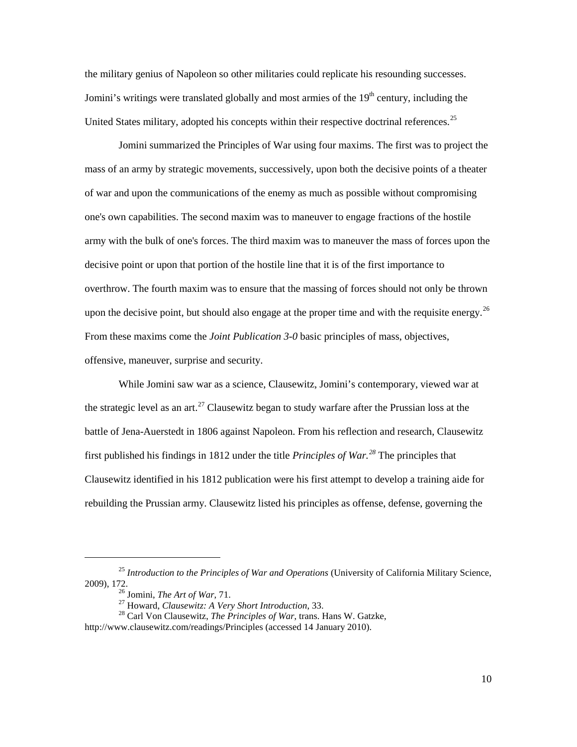the military genius of Napoleon so other militaries could replicate his resounding successes. Jomini's writings were translated globally and most armies of the 19th century, including the United States military, adopted his concepts within their respective doctrinal references.[25]

Jomini summarized the Principles of War using four maxims. The first was to project the mass of an army by strategic movements, successively, upon both the decisive points of a theater of war and upon the communications of the enemy as much as possible without compromising one's own capabilities. The second maxim was to maneuver to engage fractions of the hostile army with the bulk of one's forces. The third maxim was to maneuver the mass of forces upon the decisive point or upon that portion of the hostile line that it is of the first importance to overthrow. The fourth maxim was to ensure that the massing of forces should not only be thrown upon the decisive point, but should also engage at the proper time and with the requisite energy.[26] From these maxims come the *Joint Publication 3-0* basic principles of mass, objectives, offensive, maneuver, surprise and security.

While Jomini saw war as a science, Clausewitz, Jomini's contemporary, viewed war at the strategic level as an art.[27] Clausewitz began to study warfare after the Prussian loss at the battle of Jena-Auerstedt in 1806 against Napoleon. From his reflection and research, Clausewitz first published his findings in 1812 under the title *Principles of War.*[28] The principles that Clausewitz identified in his 1812 publication were his first attempt to develop a training aide for rebuilding the Prussian army. Clausewitz listed his principles as offense, defense, governing the

---

[25] *Introduction to the Principles of War and Operations* (University of California Military Science, 2009), 172.

[26] Jomini, *The Art of War*, 71.

[27] Howard, *Clausewitz: A Very Short Introduction*, 33.

[28] Carl Von Clausewitz, *The Principles of War*, trans. Hans W. Gatzke, http://www.clausewitz.com/readings/Principles (accessed 14 January 2010).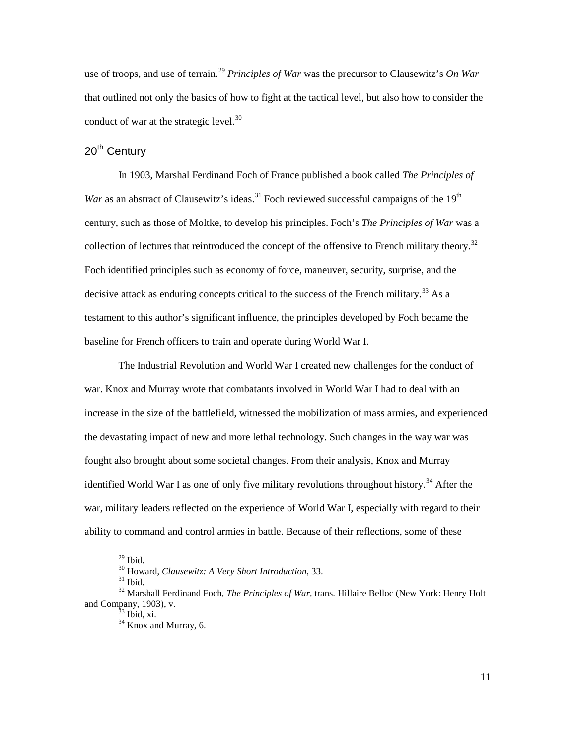use of troops, and use of terrain.[29] *Principles of War* was the precursor to Clausewitz's *On War* that outlined not only the basics of how to fight at the tactical level, but also how to consider the conduct of war at the strategic level.[30]

## 20th Century

In 1903, Marshal Ferdinand Foch of France published a book called *The Principles of War* as an abstract of Clausewitz's ideas.[31] Foch reviewed successful campaigns of the 19th century, such as those of Moltke, to develop his principles. Foch's *The Principles of War* was a collection of lectures that reintroduced the concept of the offensive to French military theory.[32] Foch identified principles such as economy of force, maneuver, security, surprise, and the decisive attack as enduring concepts critical to the success of the French military.[33] As a testament to this author's significant influence, the principles developed by Foch became the baseline for French officers to train and operate during World War I.

The Industrial Revolution and World War I created new challenges for the conduct of war. Knox and Murray wrote that combatants involved in World War I had to deal with an increase in the size of the battlefield, witnessed the mobilization of mass armies, and experienced the devastating impact of new and more lethal technology. Such changes in the way war was fought also brought about some societal changes. From their analysis, Knox and Murray identified World War I as one of only five military revolutions throughout history.[34] After the war, military leaders reflected on the experience of World War I, especially with regard to their ability to command and control armies in battle. Because of their reflections, some of these

---

[29] Ibid.

[30] Howard, *Clausewitz: A Very Short Introduction*, 33.

[31] Ibid.

[32] Marshall Ferdinand Foch, *The Principles of War*, trans. Hillaire Belloc (New York: Henry Holt and Company, 1903), v.

[33] Ibid, xi.

[34] Knox and Murray, 6.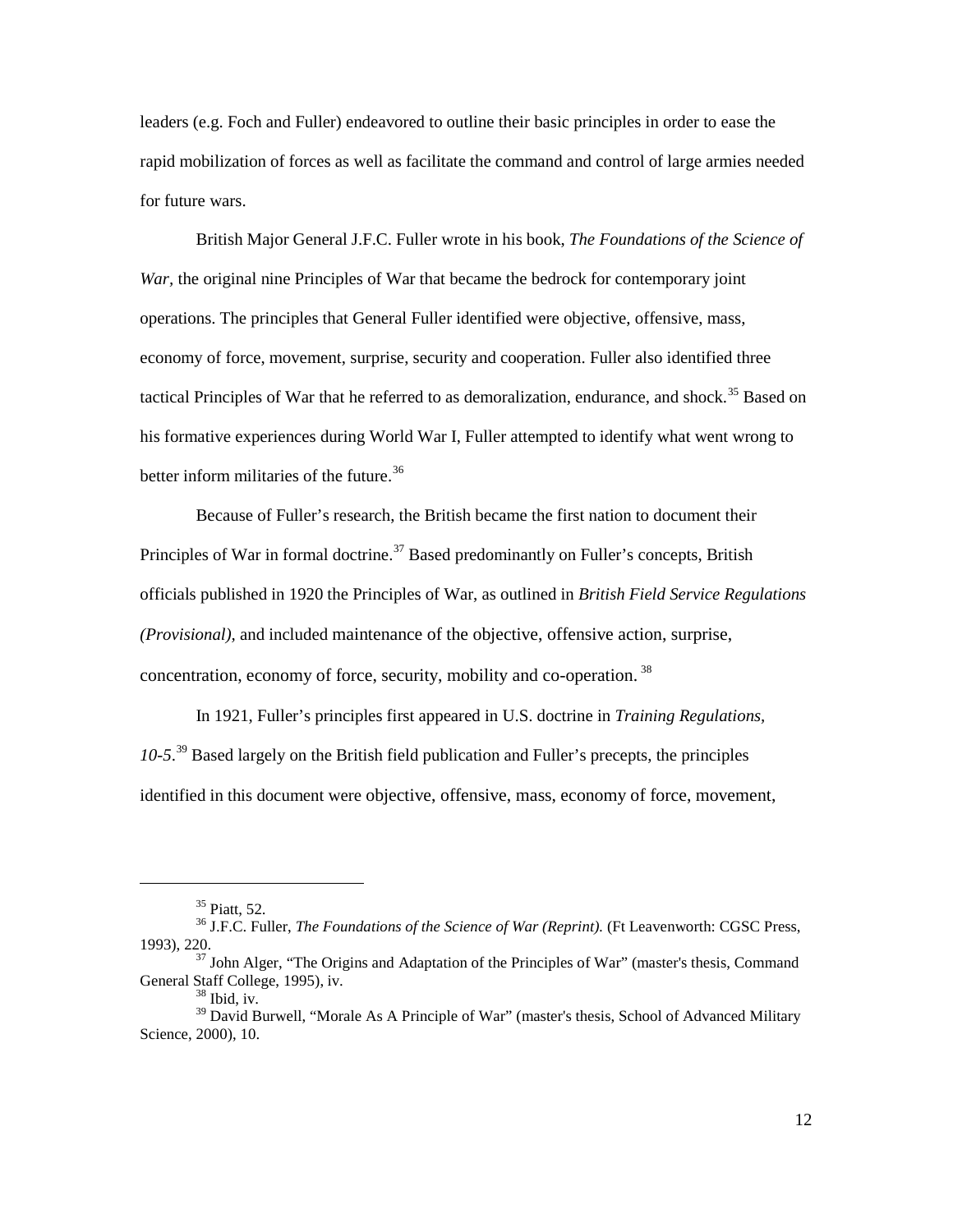leaders (e.g. Foch and Fuller) endeavored to outline their basic principles in order to ease the rapid mobilization of forces as well as facilitate the command and control of large armies needed for future wars.

British Major General J.F.C. Fuller wrote in his book, *The Foundations of the Science of War*, the original nine Principles of War that became the bedrock for contemporary joint operations. The principles that General Fuller identified were objective, offensive, mass, economy of force, movement, surprise, security and cooperation. Fuller also identified three tactical Principles of War that he referred to as demoralization, endurance, and shock.[35] Based on his formative experiences during World War I, Fuller attempted to identify what went wrong to better inform militaries of the future.[36]

Because of Fuller's research, the British became the first nation to document their Principles of War in formal doctrine.[37] Based predominantly on Fuller's concepts, British officials published in 1920 the Principles of War, as outlined in *British Field Service Regulations (Provisional)*, and included maintenance of the objective, offensive action, surprise, concentration, economy of force, security, mobility and co-operation.[38]

In 1921, Fuller's principles first appeared in U.S. doctrine in *Training Regulations, 10-5*.[39] Based largely on the British field publication and Fuller's precepts, the principles identified in this document were objective, offensive, mass, economy of force, movement,

---

[35] Piatt, 52.

[36] J.F.C. Fuller, *The Foundations of the Science of War (Reprint).* (Ft Leavenworth: CGSC Press, 1993), 220.

[37] John Alger, "The Origins and Adaptation of the Principles of War" (master's thesis, Command General Staff College, 1995), iv.

[38] Ibid, iv.

[39] David Burwell, "Morale As A Principle of War" (master's thesis, School of Advanced Military Science, 2000), 10.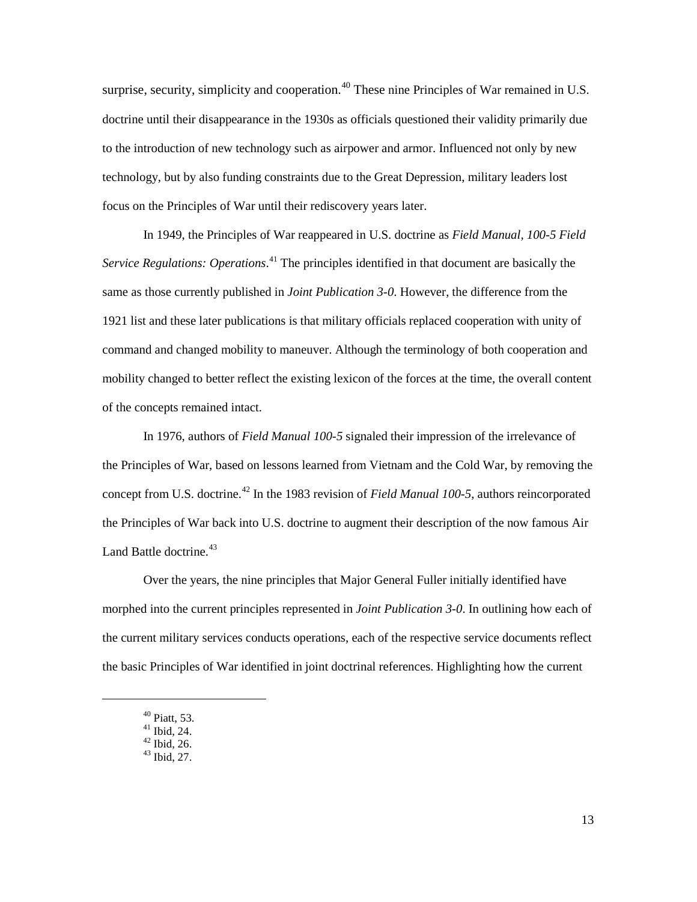surprise, security, simplicity and cooperation.[40] These nine Principles of War remained in U.S. doctrine until their disappearance in the 1930s as officials questioned their validity primarily due to the introduction of new technology such as airpower and armor. Influenced not only by new technology, but by also funding constraints due to the Great Depression, military leaders lost focus on the Principles of War until their rediscovery years later.

In 1949, the Principles of War reappeared in U.S. doctrine as *Field Manual, 100-5 Field Service Regulations: Operations*.[41] The principles identified in that document are basically the same as those currently published in *Joint Publication 3-0*. However, the difference from the 1921 list and these later publications is that military officials replaced cooperation with unity of command and changed mobility to maneuver. Although the terminology of both cooperation and mobility changed to better reflect the existing lexicon of the forces at the time, the overall content of the concepts remained intact.

In 1976, authors of *Field Manual 100-5* signaled their impression of the irrelevance of the Principles of War, based on lessons learned from Vietnam and the Cold War, by removing the concept from U.S. doctrine.[42] In the 1983 revision of *Field Manual 100-5*, authors reincorporated the Principles of War back into U.S. doctrine to augment their description of the now famous Air Land Battle doctrine.[43]

Over the years, the nine principles that Major General Fuller initially identified have morphed into the current principles represented in *Joint Publication 3-0*. In outlining how each of the current military services conducts operations, each of the respective service documents reflect the basic Principles of War identified in joint doctrinal references. Highlighting how the current

---

[40] Piatt, 53.
[41] Ibid, 24.
[42] Ibid, 26.
[43] Ibid, 27.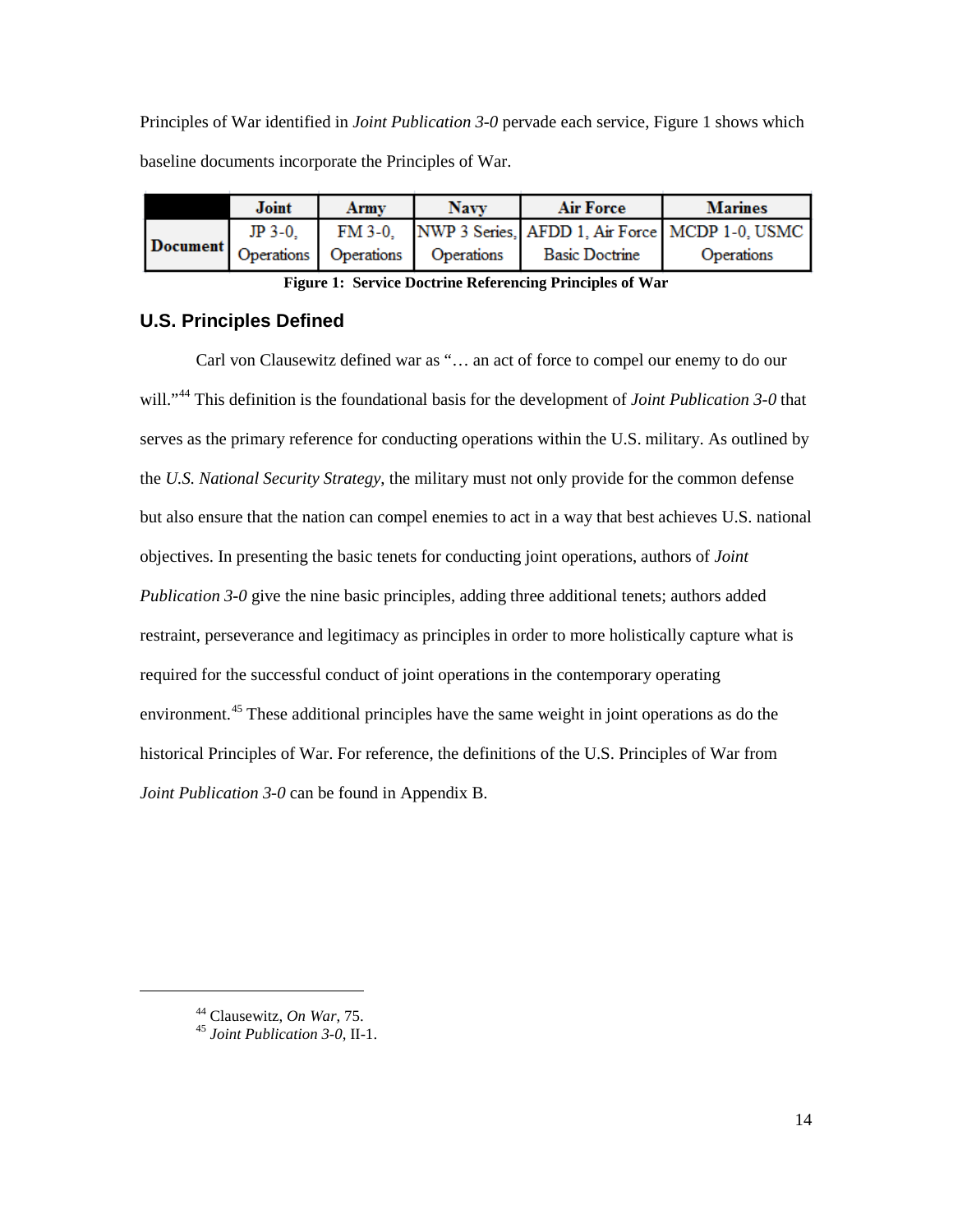Principles of War identified in *Joint Publication 3-0* pervade each service, Figure 1 shows which baseline documents incorporate the Principles of War.

| | Joint | Army | Navy | Air Force | Marines |
|---|---|---|---|---|---|
| **Document** | JP 3-0, Operations | FM 3-0, Operations | NWP 3 Series, Operations | AFDD 1, Air Force Basic Doctrine | MCDP 1-0, USMC Operations |

**Figure 1: Service Doctrine Referencing Principles of War**

## U.S. Principles Defined

Carl von Clausewitz defined war as "… an act of force to compel our enemy to do our will."[44] This definition is the foundational basis for the development of *Joint Publication 3-0* that serves as the primary reference for conducting operations within the U.S. military. As outlined by the *U.S. National Security Strategy*, the military must not only provide for the common defense but also ensure that the nation can compel enemies to act in a way that best achieves U.S. national objectives. In presenting the basic tenets for conducting joint operations, authors of *Joint Publication 3-0* give the nine basic principles, adding three additional tenets; authors added restraint, perseverance and legitimacy as principles in order to more holistically capture what is required for the successful conduct of joint operations in the contemporary operating environment.[45] These additional principles have the same weight in joint operations as do the historical Principles of War. For reference, the definitions of the U.S. Principles of War from *Joint Publication 3-0* can be found in Appendix B.

---

[44] Clausewitz, *On War*, 75.

[45] *Joint Publication 3-0*, II-1.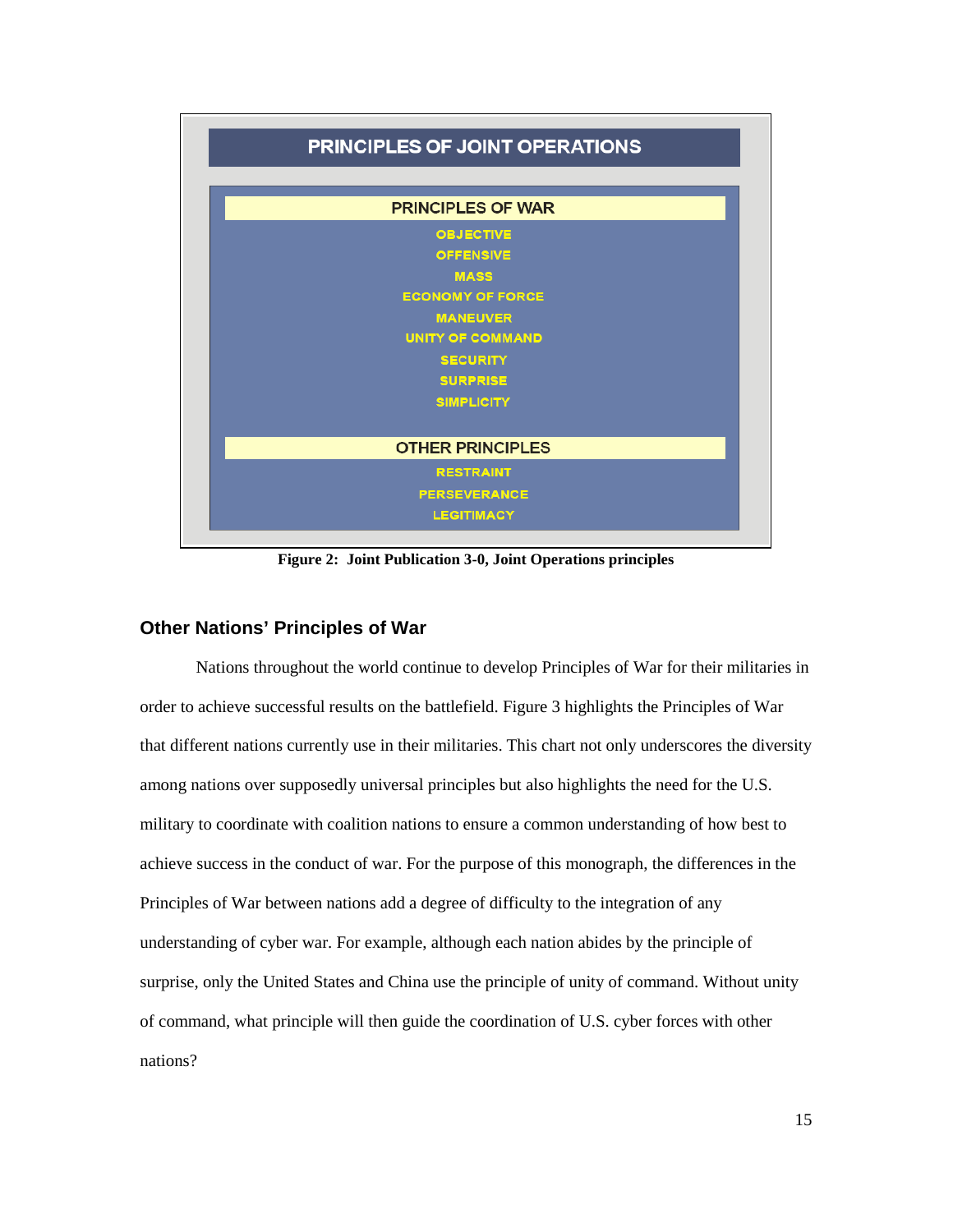PRINCIPLES OF JOINT OPERATIONS

PRINCIPLES OF WAR

OBJECTIVE
OFFENSIVE
MASS
ECONOMY OF FORCE
MANEUVER
UNITY OF COMMAND
SECURITY
SURPRISE
SIMPLICITY

OTHER PRINCIPLES

RESTRAINT
PERSEVERANCE
LEGITIMACY

**Figure 2: Joint Publication 3-0, Joint Operations principles**

### Other Nations' Principles of War

Nations throughout the world continue to develop Principles of War for their militaries in order to achieve successful results on the battlefield. Figure 3 highlights the Principles of War that different nations currently use in their militaries. This chart not only underscores the diversity among nations over supposedly universal principles but also highlights the need for the U.S. military to coordinate with coalition nations to ensure a common understanding of how best to achieve success in the conduct of war. For the purpose of this monograph, the differences in the Principles of War between nations add a degree of difficulty to the integration of any understanding of cyber war. For example, although each nation abides by the principle of surprise, only the United States and China use the principle of unity of command. Without unity of command, what principle will then guide the coordination of U.S. cyber forces with other nations?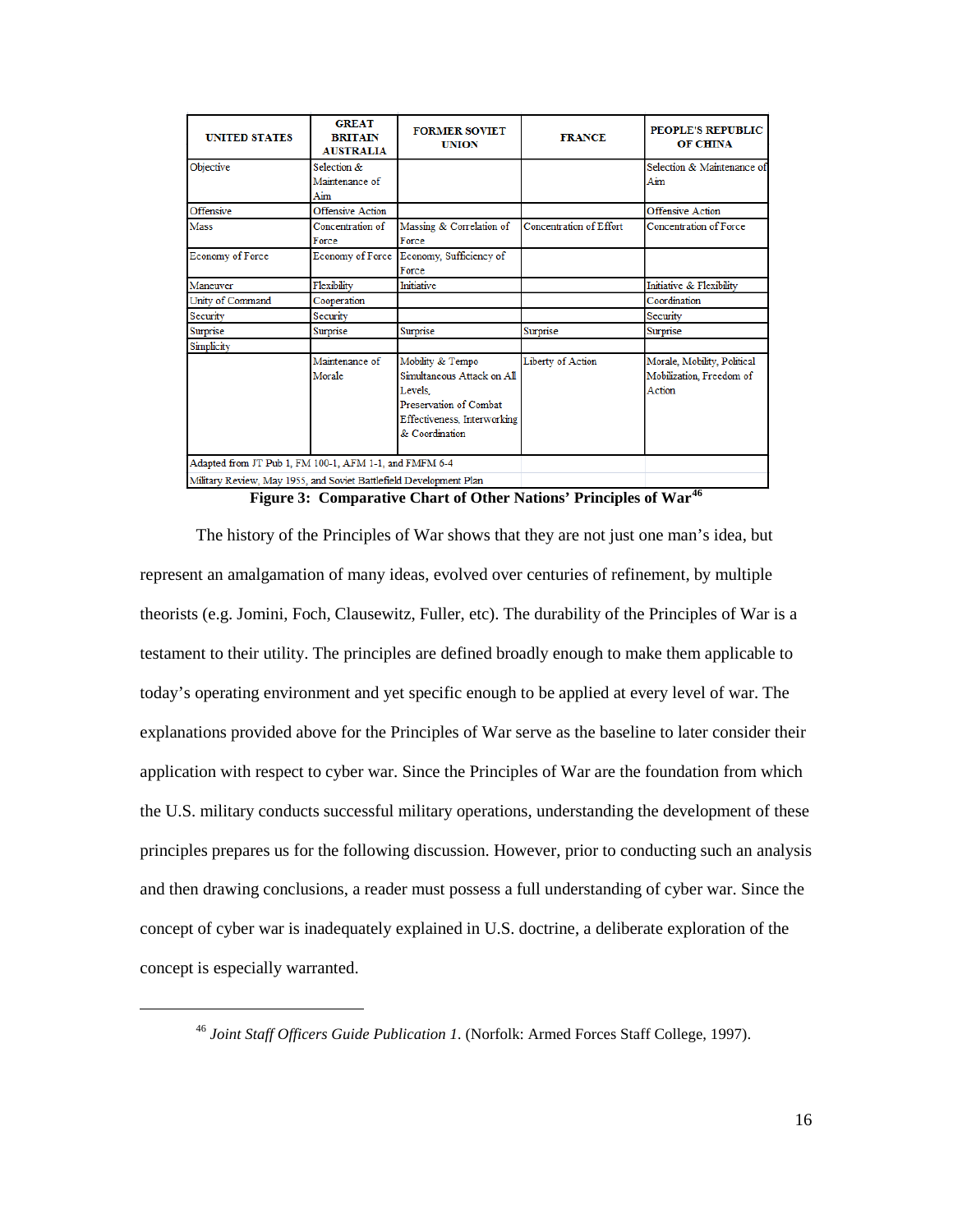| UNITED STATES | GREAT BRITAIN AUSTRALIA | FORMER SOVIET UNION | FRANCE | PEOPLE'S REPUBLIC OF CHINA |
|---|---|---|---|---|
| Objective | Selection & Maintenance of Aim | | | Selection & Maintenance of Aim |
| Offensive | Offensive Action | | | Offensive Action |
| Mass | Concentration of Force | Massing & Correlation of Force | Concentration of Effort | Concentration of Force |
| Economy of Force | Economy of Force | Economy, Sufficiency of Force | | |
| Maneuver | Flexibility | Initiative | | Initiative & Flexibility |
| Unity of Command | Cooperation | | | Coordination |
| Security | Security | | | Security |
| Surprise | Surprise | Surprise | Surprise | Surprise |
| Simplicity | | | | |
| | Maintenance of Morale | Mobility & Tempo Simultaneous Attack on All Levels, Preservation of Combat Effectiveness, Interworking & Coordination | Liberty of Action | Morale, Mobility, Political Mobilization, Freedom of Action |
| Adapted from JT Pub 1, FM 100-1, AFM 1-1, and FMFM 6-4 | | | | |
| Military Review, May 1955, and Soviet Battlefield Development Plan | | | | |

**Figure 3: Comparative Chart of Other Nations' Principles of War**[46]

The history of the Principles of War shows that they are not just one man's idea, but represent an amalgamation of many ideas, evolved over centuries of refinement, by multiple theorists (e.g. Jomini, Foch, Clausewitz, Fuller, etc). The durability of the Principles of War is a testament to their utility. The principles are defined broadly enough to make them applicable to today's operating environment and yet specific enough to be applied at every level of war. The explanations provided above for the Principles of War serve as the baseline to later consider their application with respect to cyber war. Since the Principles of War are the foundation from which the U.S. military conducts successful military operations, understanding the development of these principles prepares us for the following discussion. However, prior to conducting such an analysis and then drawing conclusions, a reader must possess a full understanding of cyber war. Since the concept of cyber war is inadequately explained in U.S. doctrine, a deliberate exploration of the concept is especially warranted.

---

[46] *Joint Staff Officers Guide Publication 1*. (Norfolk: Armed Forces Staff College, 1997).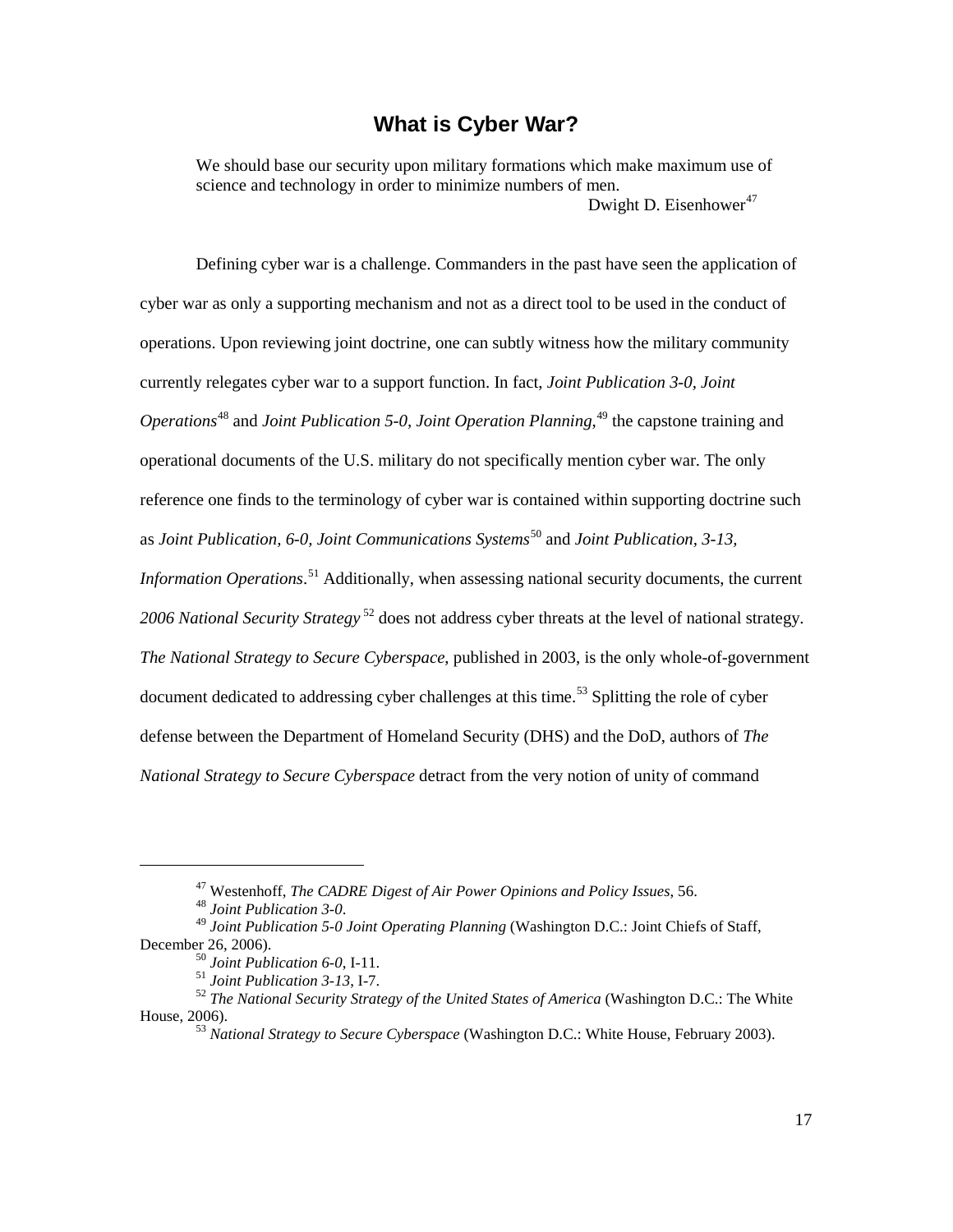## What is Cyber War?

> We should base our security upon military formations which make maximum use of science and technology in order to minimize numbers of men.
>
> Dwight D. Eisenhower[47]

Defining cyber war is a challenge. Commanders in the past have seen the application of cyber war as only a supporting mechanism and not as a direct tool to be used in the conduct of operations. Upon reviewing joint doctrine, one can subtly witness how the military community currently relegates cyber war to a support function. In fact, *Joint Publication 3-0, Joint Operations*[48] and *Joint Publication 5-0, Joint Operation Planning,*[49] the capstone training and operational documents of the U.S. military do not specifically mention cyber war. The only reference one finds to the terminology of cyber war is contained within supporting doctrine such as *Joint Publication, 6-0, Joint Communications Systems*[50] and *Joint Publication, 3-13, Information Operations*.[51] Additionally, when assessing national security documents, the current *2006 National Security Strategy*[52] does not address cyber threats at the level of national strategy. *The National Strategy to Secure Cyberspace*, published in 2003, is the only whole-of-government document dedicated to addressing cyber challenges at this time.[53] Splitting the role of cyber defense between the Department of Homeland Security (DHS) and the DoD, authors of *The National Strategy to Secure Cyberspace* detract from the very notion of unity of command

---

[47] Westenhoff, *The CADRE Digest of Air Power Opinions and Policy Issues*, 56.

[48] *Joint Publication 3-0*.

[49] *Joint Publication 5-0 Joint Operating Planning* (Washington D.C.: Joint Chiefs of Staff, December 26, 2006).

[50] *Joint Publication 6-0*, I-11.

[51] *Joint Publication 3-13*, I-7.

[52] *The National Security Strategy of the United States of America* (Washington D.C.: The White House, 2006).

[53] *National Strategy to Secure Cyberspace* (Washington D.C.: White House, February 2003).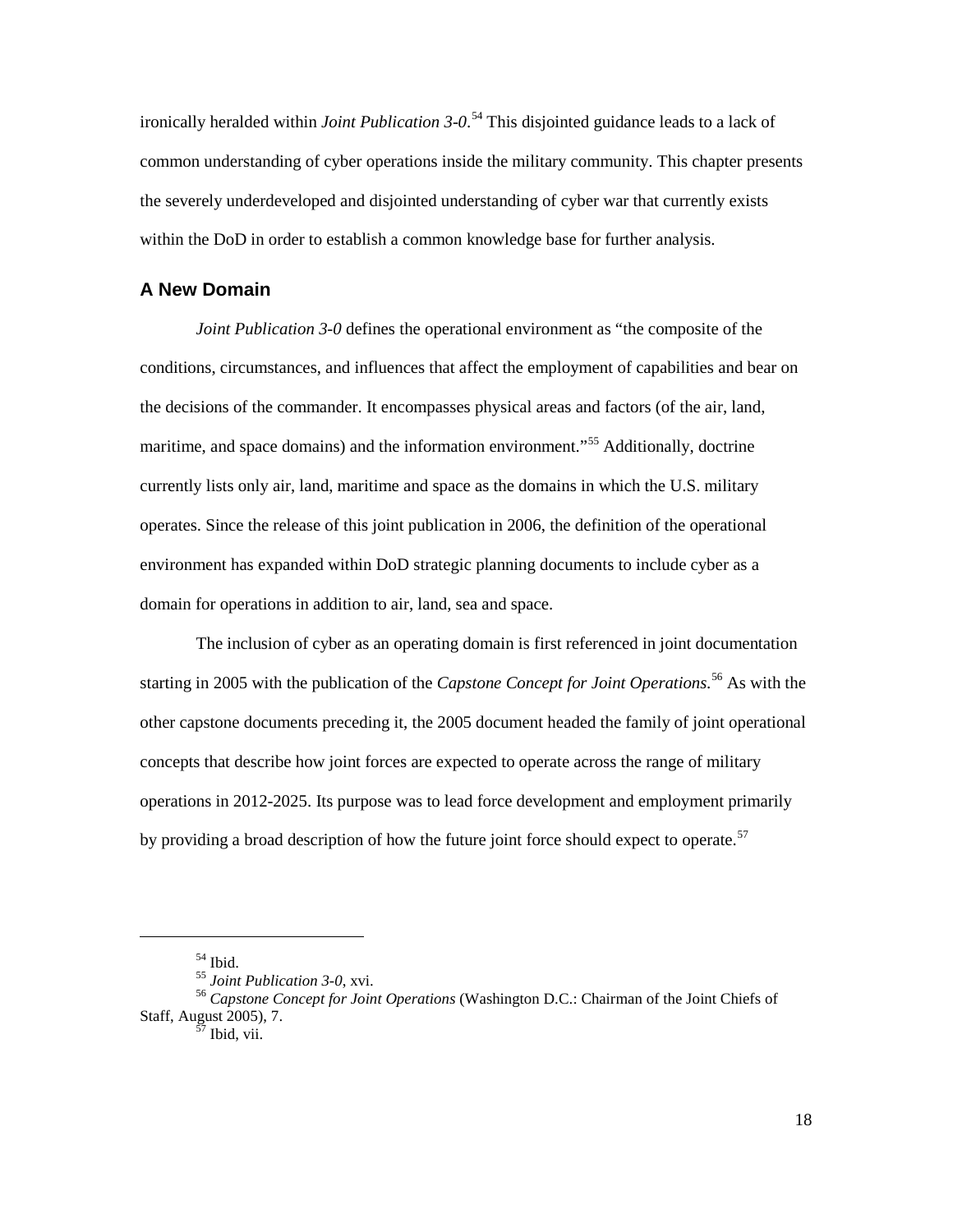ironically heralded within *Joint Publication 3-0*.[54] This disjointed guidance leads to a lack of common understanding of cyber operations inside the military community. This chapter presents the severely underdeveloped and disjointed understanding of cyber war that currently exists within the DoD in order to establish a common knowledge base for further analysis.

## A New Domain

*Joint Publication 3-0* defines the operational environment as "the composite of the conditions, circumstances, and influences that affect the employment of capabilities and bear on the decisions of the commander. It encompasses physical areas and factors (of the air, land, maritime, and space domains) and the information environment."[55] Additionally, doctrine currently lists only air, land, maritime and space as the domains in which the U.S. military operates. Since the release of this joint publication in 2006, the definition of the operational environment has expanded within DoD strategic planning documents to include cyber as a domain for operations in addition to air, land, sea and space.

The inclusion of cyber as an operating domain is first referenced in joint documentation starting in 2005 with the publication of the *Capstone Concept for Joint Operations.*[56] As with the other capstone documents preceding it, the 2005 document headed the family of joint operational concepts that describe how joint forces are expected to operate across the range of military operations in 2012-2025. Its purpose was to lead force development and employment primarily by providing a broad description of how the future joint force should expect to operate.[57]

---

[54] Ibid.

[55] *Joint Publication 3-0*, xvi.

[56] *Capstone Concept for Joint Operations* (Washington D.C.: Chairman of the Joint Chiefs of Staff, August 2005), 7.

[57] Ibid, vii.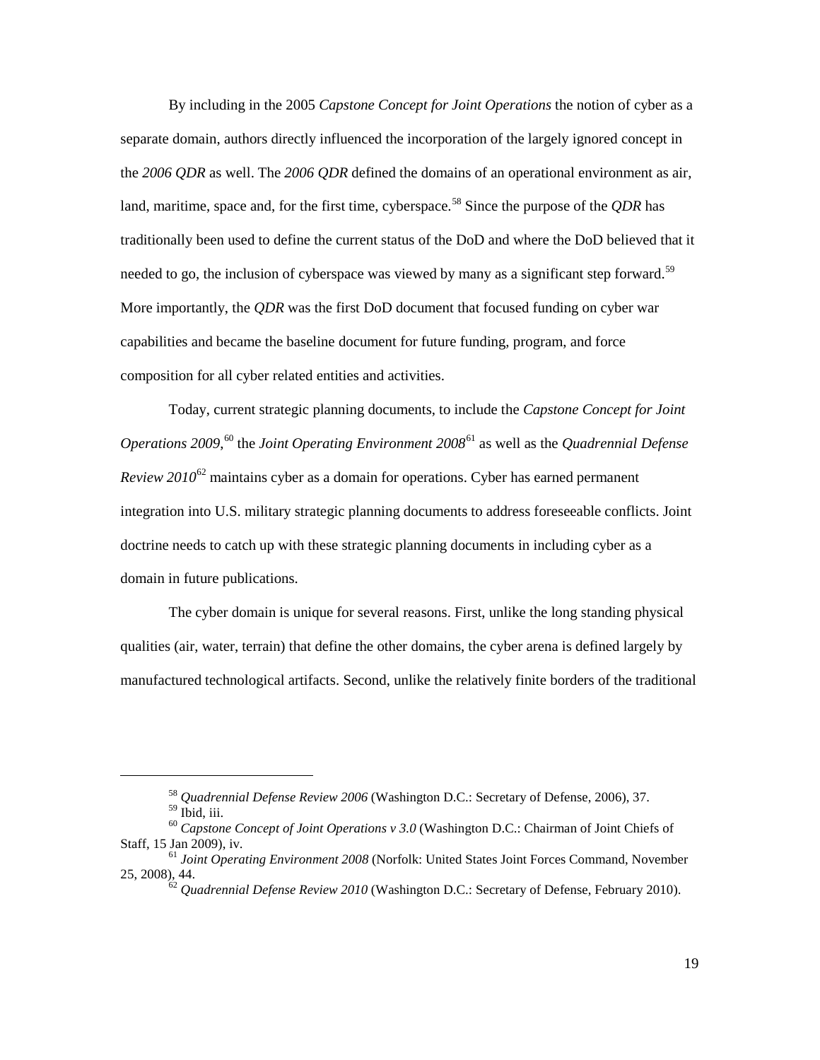By including in the 2005 *Capstone Concept for Joint Operations* the notion of cyber as a separate domain, authors directly influenced the incorporation of the largely ignored concept in the *2006 QDR* as well. The *2006 QDR* defined the domains of an operational environment as air, land, maritime, space and, for the first time, cyberspace.[58] Since the purpose of the *QDR* has traditionally been used to define the current status of the DoD and where the DoD believed that it needed to go, the inclusion of cyberspace was viewed by many as a significant step forward.[59] More importantly, the *QDR* was the first DoD document that focused funding on cyber war capabilities and became the baseline document for future funding, program, and force composition for all cyber related entities and activities.

Today, current strategic planning documents, to include the *Capstone Concept for Joint Operations 2009*,[60] the *Joint Operating Environment 2008*[61] as well as the *Quadrennial Defense Review 2010*[62] maintains cyber as a domain for operations. Cyber has earned permanent integration into U.S. military strategic planning documents to address foreseeable conflicts. Joint doctrine needs to catch up with these strategic planning documents in including cyber as a domain in future publications.

The cyber domain is unique for several reasons. First, unlike the long standing physical qualities (air, water, terrain) that define the other domains, the cyber arena is defined largely by manufactured technological artifacts. Second, unlike the relatively finite borders of the traditional

---

[58] *Quadrennial Defense Review 2006* (Washington D.C.: Secretary of Defense, 2006), 37.

[59] Ibid, iii.

[60] *Capstone Concept of Joint Operations v 3.0* (Washington D.C.: Chairman of Joint Chiefs of Staff, 15 Jan 2009), iv.

[61] *Joint Operating Environment 2008* (Norfolk: United States Joint Forces Command, November 25, 2008), 44.

[62] *Quadrennial Defense Review 2010* (Washington D.C.: Secretary of Defense, February 2010).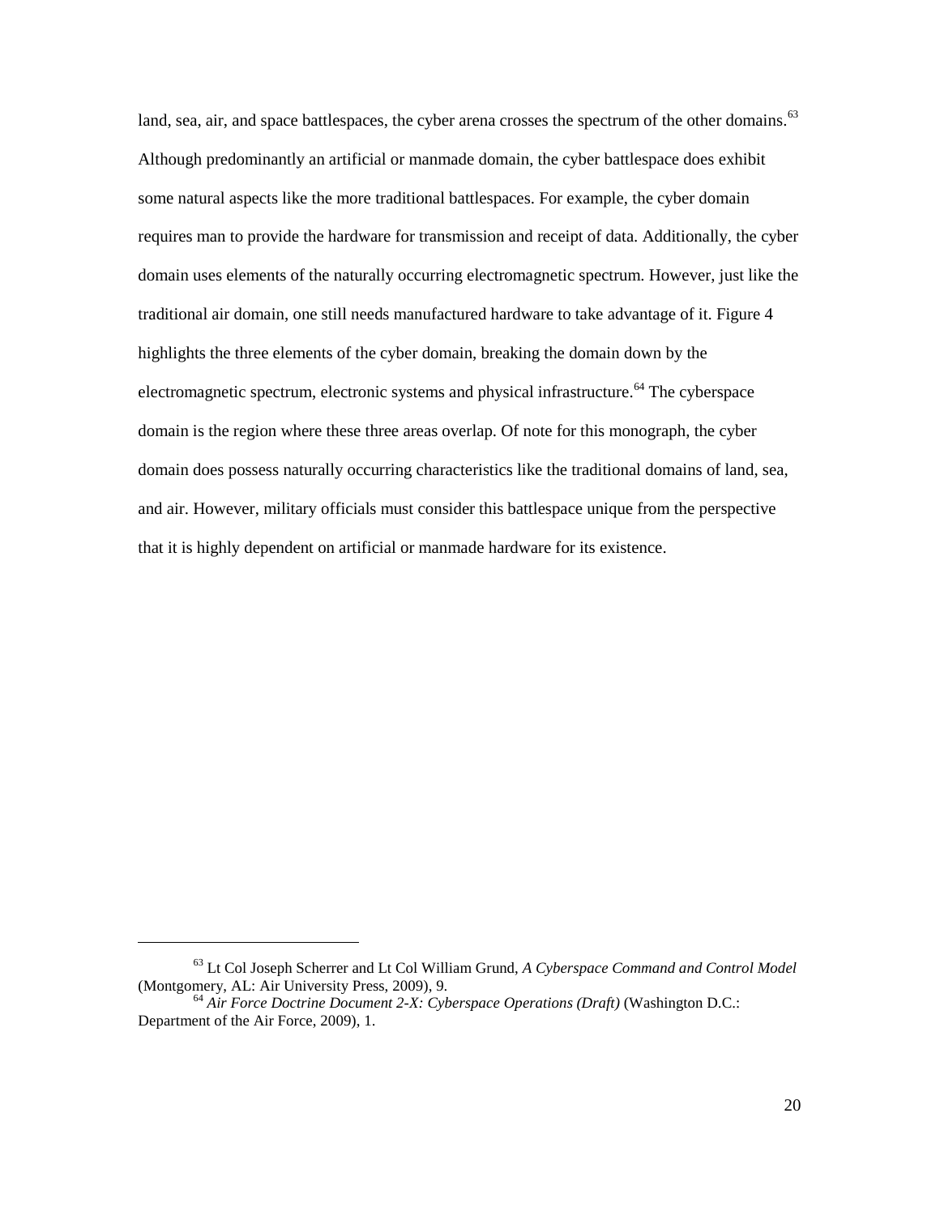land, sea, air, and space battlespaces, the cyber arena crosses the spectrum of the other domains.[63] Although predominantly an artificial or manmade domain, the cyber battlespace does exhibit some natural aspects like the more traditional battlespaces. For example, the cyber domain requires man to provide the hardware for transmission and receipt of data. Additionally, the cyber domain uses elements of the naturally occurring electromagnetic spectrum. However, just like the traditional air domain, one still needs manufactured hardware to take advantage of it. Figure 4 highlights the three elements of the cyber domain, breaking the domain down by the electromagnetic spectrum, electronic systems and physical infrastructure.[64] The cyberspace domain is the region where these three areas overlap. Of note for this monograph, the cyber domain does possess naturally occurring characteristics like the traditional domains of land, sea, and air. However, military officials must consider this battlespace unique from the perspective that it is highly dependent on artificial or manmade hardware for its existence.

---

[63] Lt Col Joseph Scherrer and Lt Col William Grund, *A Cyberspace Command and Control Model* (Montgomery, AL: Air University Press, 2009), 9.

[64] *Air Force Doctrine Document 2-X: Cyberspace Operations (Draft)* (Washington D.C.: Department of the Air Force, 2009), 1.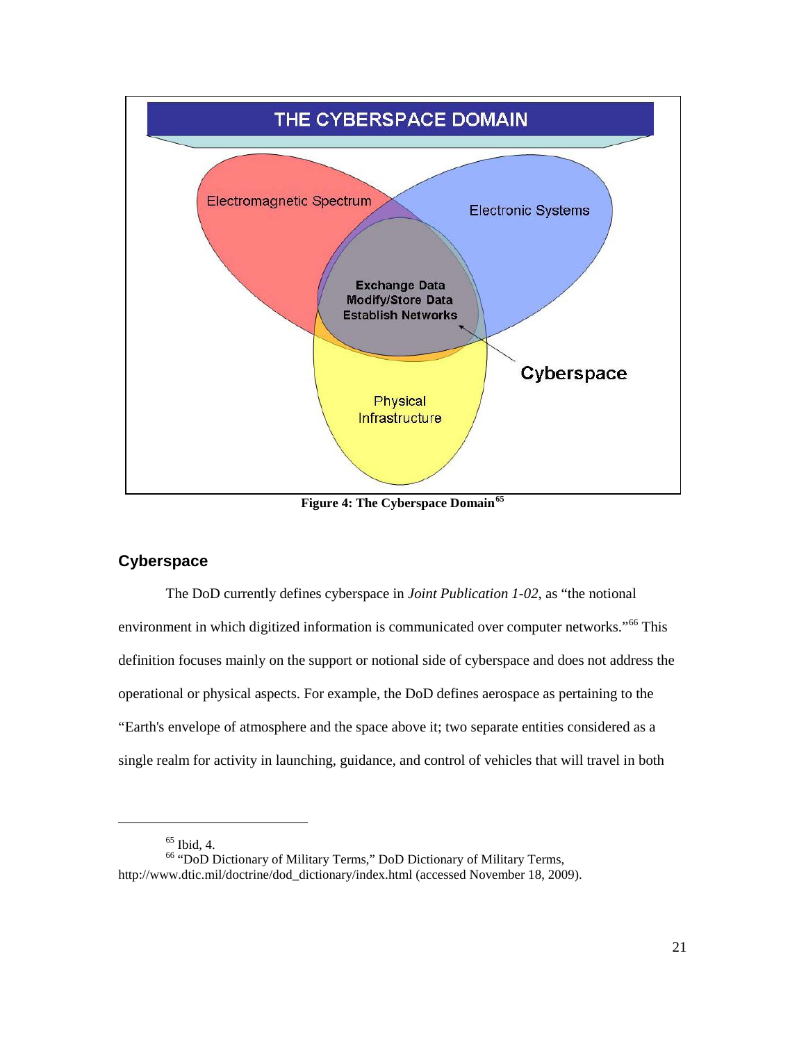THE CYBERSPACE DOMAIN

Electromagnetic Spectrum

Electronic Systems

Exchange Data
Modify/Store Data
Establish Networks

Cyberspace

Physical Infrastructure

**Figure 4: The Cyberspace Domain**[65]

## Cyberspace

The DoD currently defines cyberspace in *Joint Publication 1-02*, as "the notional environment in which digitized information is communicated over computer networks."[66] This definition focuses mainly on the support or notional side of cyberspace and does not address the operational or physical aspects. For example, the DoD defines aerospace as pertaining to the "Earth's envelope of atmosphere and the space above it; two separate entities considered as a single realm for activity in launching, guidance, and control of vehicles that will travel in both

---

[65] Ibid, 4.

[66] "DoD Dictionary of Military Terms," DoD Dictionary of Military Terms, http://www.dtic.mil/doctrine/dod_dictionary/index.html (accessed November 18, 2009).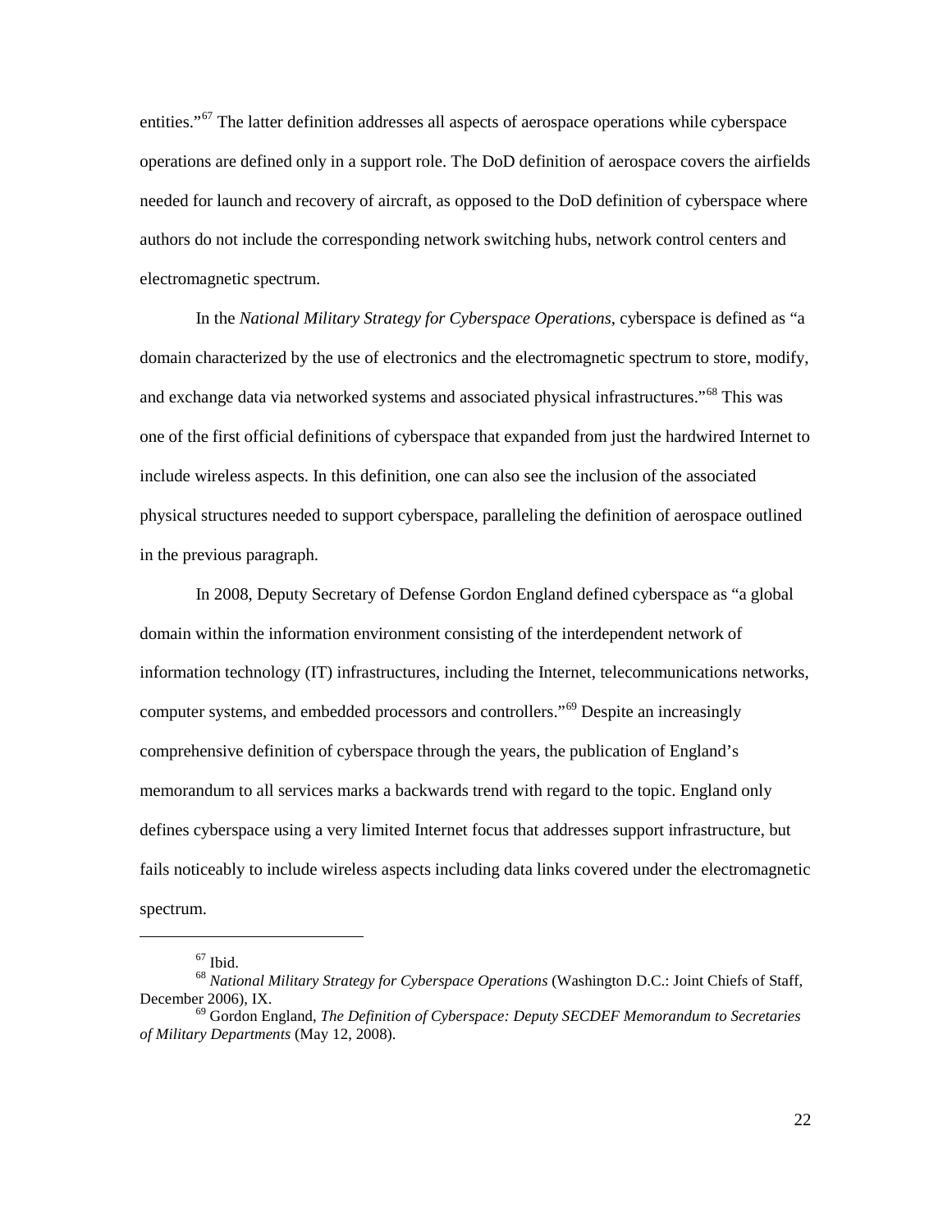entities."[67] The latter definition addresses all aspects of aerospace operations while cyberspace operations are defined only in a support role. The DoD definition of aerospace covers the airfields needed for launch and recovery of aircraft, as opposed to the DoD definition of cyberspace where authors do not include the corresponding network switching hubs, network control centers and electromagnetic spectrum.

In the *National Military Strategy for Cyberspace Operations*, cyberspace is defined as "a domain characterized by the use of electronics and the electromagnetic spectrum to store, modify, and exchange data via networked systems and associated physical infrastructures."[68] This was one of the first official definitions of cyberspace that expanded from just the hardwired Internet to include wireless aspects. In this definition, one can also see the inclusion of the associated physical structures needed to support cyberspace, paralleling the definition of aerospace outlined in the previous paragraph.

In 2008, Deputy Secretary of Defense Gordon England defined cyberspace as "a global domain within the information environment consisting of the interdependent network of information technology (IT) infrastructures, including the Internet, telecommunications networks, computer systems, and embedded processors and controllers."[69] Despite an increasingly comprehensive definition of cyberspace through the years, the publication of England's memorandum to all services marks a backwards trend with regard to the topic. England only defines cyberspace using a very limited Internet focus that addresses support infrastructure, but fails noticeably to include wireless aspects including data links covered under the electromagnetic spectrum.

---

[67] Ibid.

[68] *National Military Strategy for Cyberspace Operations* (Washington D.C.: Joint Chiefs of Staff, December 2006), IX.

[69] Gordon England, *The Definition of Cyberspace: Deputy SECDEF Memorandum to Secretaries of Military Departments* (May 12, 2008).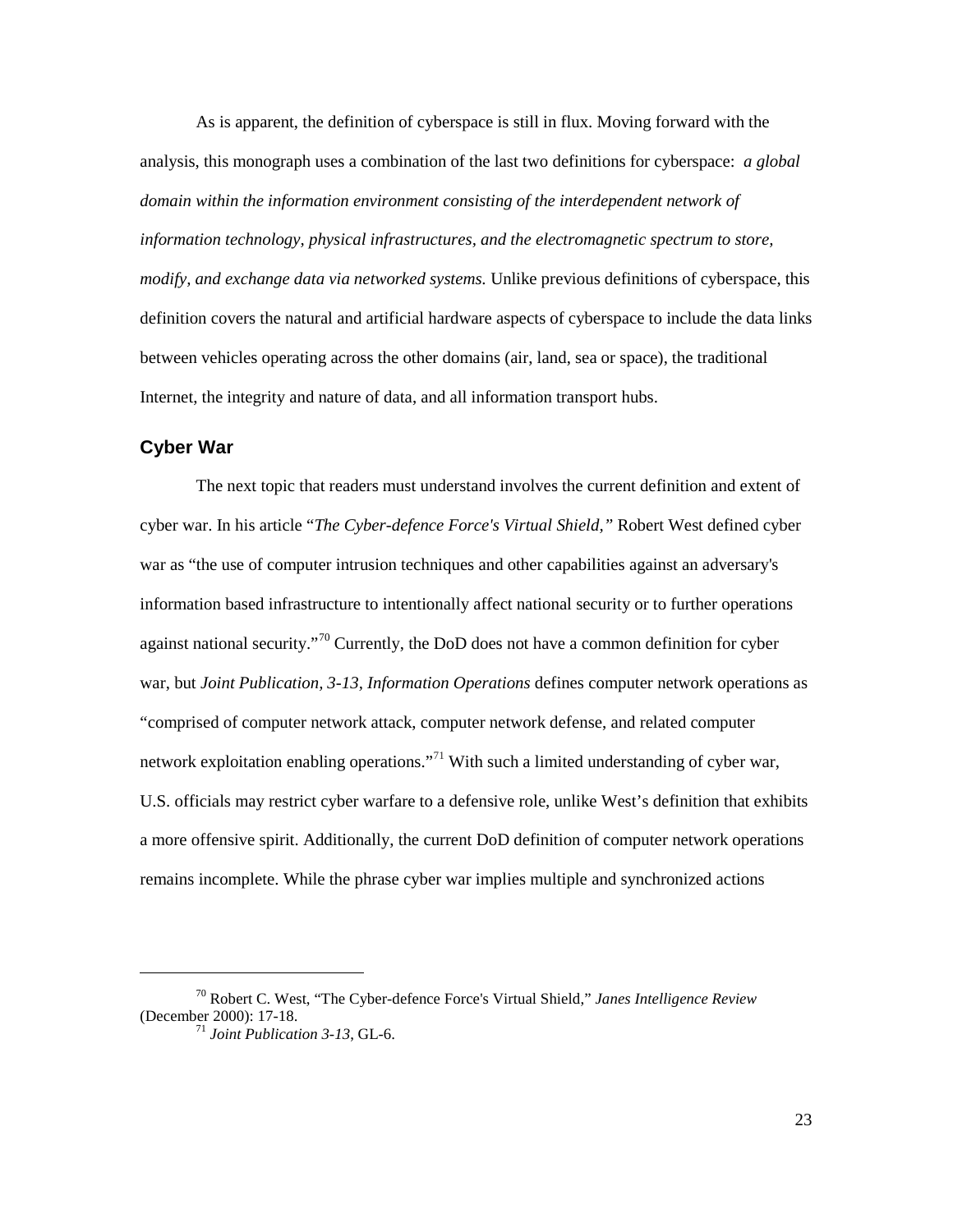As is apparent, the definition of cyberspace is still in flux. Moving forward with the analysis, this monograph uses a combination of the last two definitions for cyberspace: *a global domain within the information environment consisting of the interdependent network of information technology, physical infrastructures, and the electromagnetic spectrum to store, modify, and exchange data via networked systems.* Unlike previous definitions of cyberspace, this definition covers the natural and artificial hardware aspects of cyberspace to include the data links between vehicles operating across the other domains (air, land, sea or space), the traditional Internet, the integrity and nature of data, and all information transport hubs.

### Cyber War

The next topic that readers must understand involves the current definition and extent of cyber war. In his article "*The Cyber-defence Force's Virtual Shield,*" Robert West defined cyber war as "the use of computer intrusion techniques and other capabilities against an adversary's information based infrastructure to intentionally affect national security or to further operations against national security."[70] Currently, the DoD does not have a common definition for cyber war, but *Joint Publication, 3-13, Information Operations* defines computer network operations as "comprised of computer network attack, computer network defense, and related computer network exploitation enabling operations."[71] With such a limited understanding of cyber war, U.S. officials may restrict cyber warfare to a defensive role, unlike West's definition that exhibits a more offensive spirit. Additionally, the current DoD definition of computer network operations remains incomplete. While the phrase cyber war implies multiple and synchronized actions

---

[70] Robert C. West, "The Cyber-defence Force's Virtual Shield," *Janes Intelligence Review* (December 2000): 17-18.

[71] *Joint Publication 3-13*, GL-6.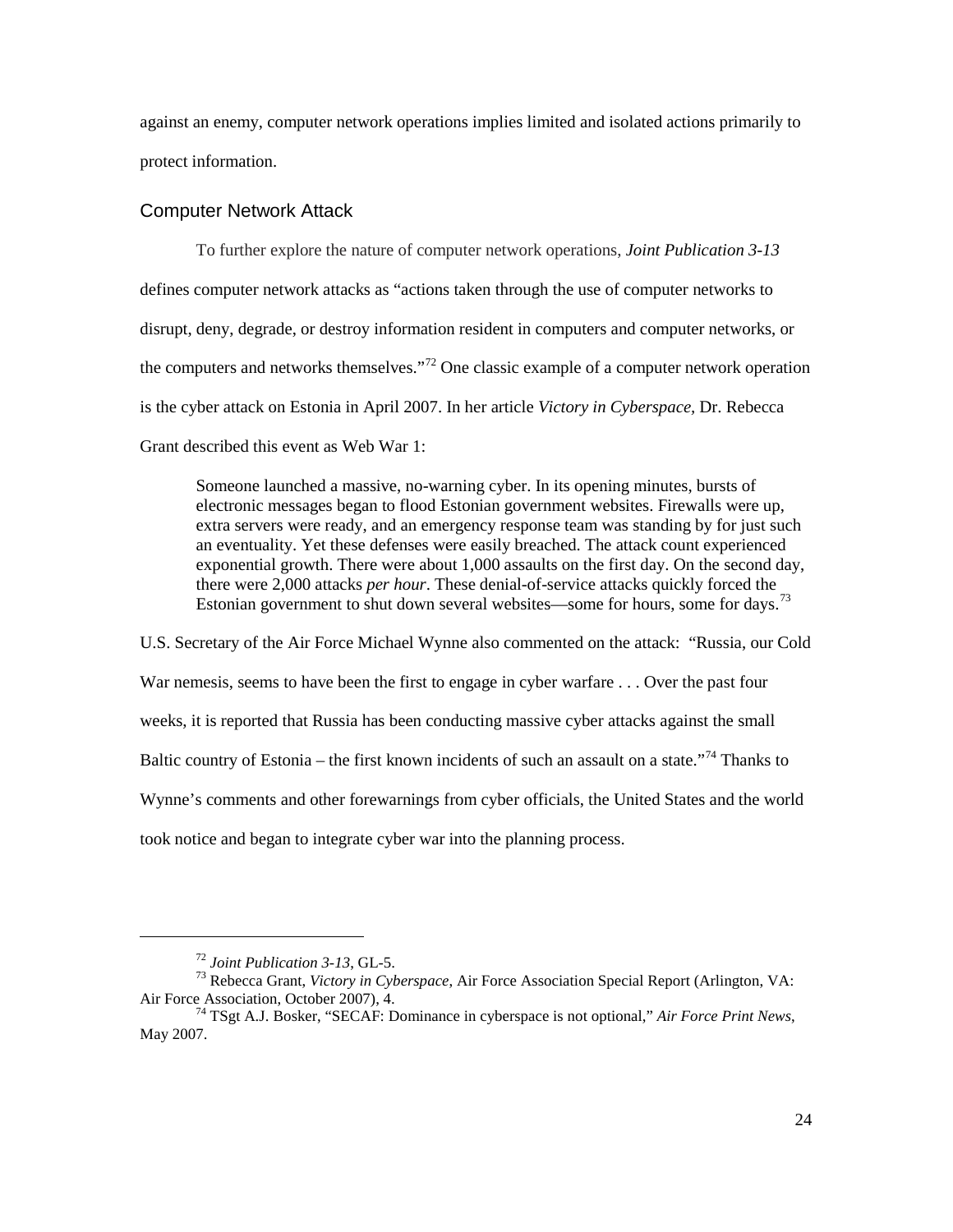against an enemy, computer network operations implies limited and isolated actions primarily to protect information.

## Computer Network Attack

To further explore the nature of computer network operations, *Joint Publication 3-13* defines computer network attacks as "actions taken through the use of computer networks to disrupt, deny, degrade, or destroy information resident in computers and computer networks, or the computers and networks themselves."[72] One classic example of a computer network operation is the cyber attack on Estonia in April 2007. In her article *Victory in Cyberspace*, Dr. Rebecca Grant described this event as Web War 1:

> Someone launched a massive, no-warning cyber. In its opening minutes, bursts of electronic messages began to flood Estonian government websites. Firewalls were up, extra servers were ready, and an emergency response team was standing by for just such an eventuality. Yet these defenses were easily breached. The attack count experienced exponential growth. There were about 1,000 assaults on the first day. On the second day, there were 2,000 attacks *per hour*. These denial-of-service attacks quickly forced the Estonian government to shut down several websites—some for hours, some for days.[73]

U.S. Secretary of the Air Force Michael Wynne also commented on the attack: "Russia, our Cold War nemesis, seems to have been the first to engage in cyber warfare . . . Over the past four weeks, it is reported that Russia has been conducting massive cyber attacks against the small Baltic country of Estonia – the first known incidents of such an assault on a state."[74] Thanks to Wynne's comments and other forewarnings from cyber officials, the United States and the world took notice and began to integrate cyber war into the planning process.

---

[72] *Joint Publication 3-13*, GL-5.

[73] Rebecca Grant, *Victory in Cyberspace*, Air Force Association Special Report (Arlington, VA: Air Force Association, October 2007), 4.

[74] TSgt A.J. Bosker, "SECAF: Dominance in cyberspace is not optional," *Air Force Print News*, May 2007.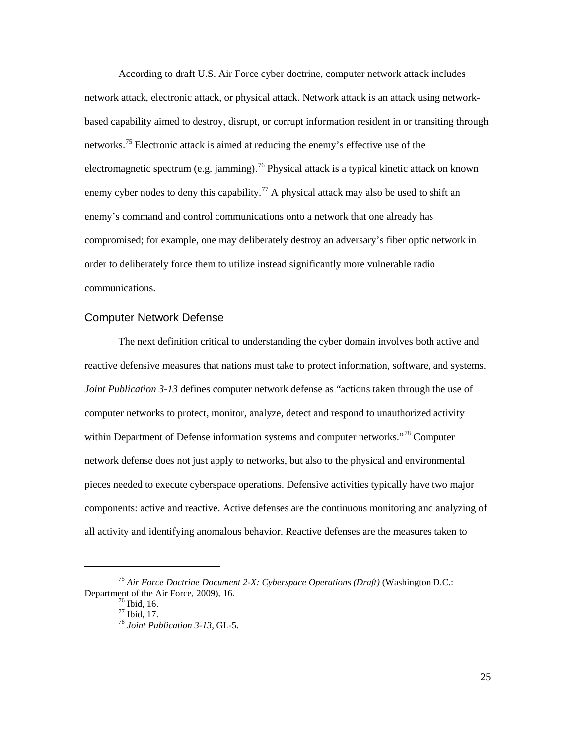According to draft U.S. Air Force cyber doctrine, computer network attack includes network attack, electronic attack, or physical attack. Network attack is an attack using network-based capability aimed to destroy, disrupt, or corrupt information resident in or transiting through networks.[75] Electronic attack is aimed at reducing the enemy's effective use of the electromagnetic spectrum (e.g. jamming).[76] Physical attack is a typical kinetic attack on known enemy cyber nodes to deny this capability.[77] A physical attack may also be used to shift an enemy's command and control communications onto a network that one already has compromised; for example, one may deliberately destroy an adversary's fiber optic network in order to deliberately force them to utilize instead significantly more vulnerable radio communications.

## Computer Network Defense

The next definition critical to understanding the cyber domain involves both active and reactive defensive measures that nations must take to protect information, software, and systems. *Joint Publication 3-13* defines computer network defense as "actions taken through the use of computer networks to protect, monitor, analyze, detect and respond to unauthorized activity within Department of Defense information systems and computer networks."[78] Computer network defense does not just apply to networks, but also to the physical and environmental pieces needed to execute cyberspace operations. Defensive activities typically have two major components: active and reactive. Active defenses are the continuous monitoring and analyzing of all activity and identifying anomalous behavior. Reactive defenses are the measures taken to

---

[75] *Air Force Doctrine Document 2-X: Cyberspace Operations (Draft)* (Washington D.C.: Department of the Air Force, 2009), 16.

[76] Ibid, 16.

[77] Ibid, 17.

[78] *Joint Publication 3-13*, GL-5.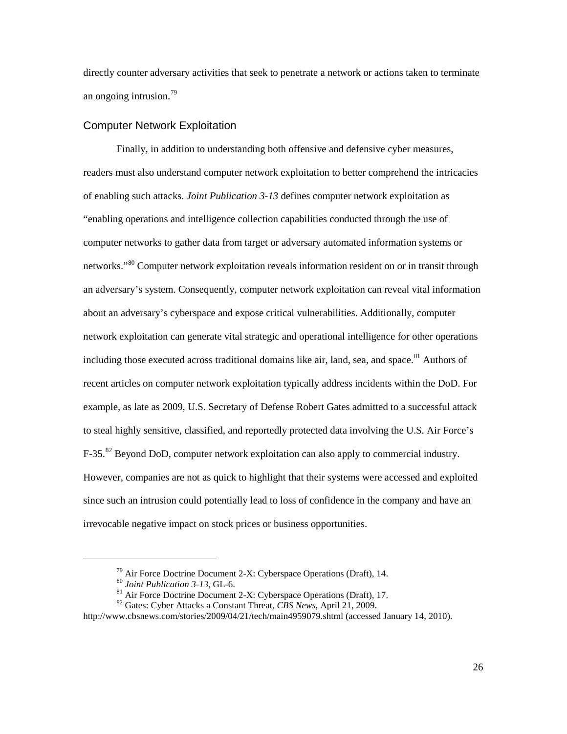directly counter adversary activities that seek to penetrate a network or actions taken to terminate an ongoing intrusion.[79]

## Computer Network Exploitation

Finally, in addition to understanding both offensive and defensive cyber measures, readers must also understand computer network exploitation to better comprehend the intricacies of enabling such attacks. *Joint Publication 3-13* defines computer network exploitation as "enabling operations and intelligence collection capabilities conducted through the use of computer networks to gather data from target or adversary automated information systems or networks."[80] Computer network exploitation reveals information resident on or in transit through an adversary's system. Consequently, computer network exploitation can reveal vital information about an adversary's cyberspace and expose critical vulnerabilities. Additionally, computer network exploitation can generate vital strategic and operational intelligence for other operations including those executed across traditional domains like air, land, sea, and space.[81] Authors of recent articles on computer network exploitation typically address incidents within the DoD. For example, as late as 2009, U.S. Secretary of Defense Robert Gates admitted to a successful attack to steal highly sensitive, classified, and reportedly protected data involving the U.S. Air Force's F-35.[82] Beyond DoD, computer network exploitation can also apply to commercial industry. However, companies are not as quick to highlight that their systems were accessed and exploited since such an intrusion could potentially lead to loss of confidence in the company and have an irrevocable negative impact on stock prices or business opportunities.

---

[79] Air Force Doctrine Document 2-X: Cyberspace Operations (Draft), 14.

[80] *Joint Publication 3-13*, GL-6.

[81] Air Force Doctrine Document 2-X: Cyberspace Operations (Draft), 17.

[82] Gates: Cyber Attacks a Constant Threat, *CBS News*, April 21, 2009. http://www.cbsnews.com/stories/2009/04/21/tech/main4959079.shtml (accessed January 14, 2010).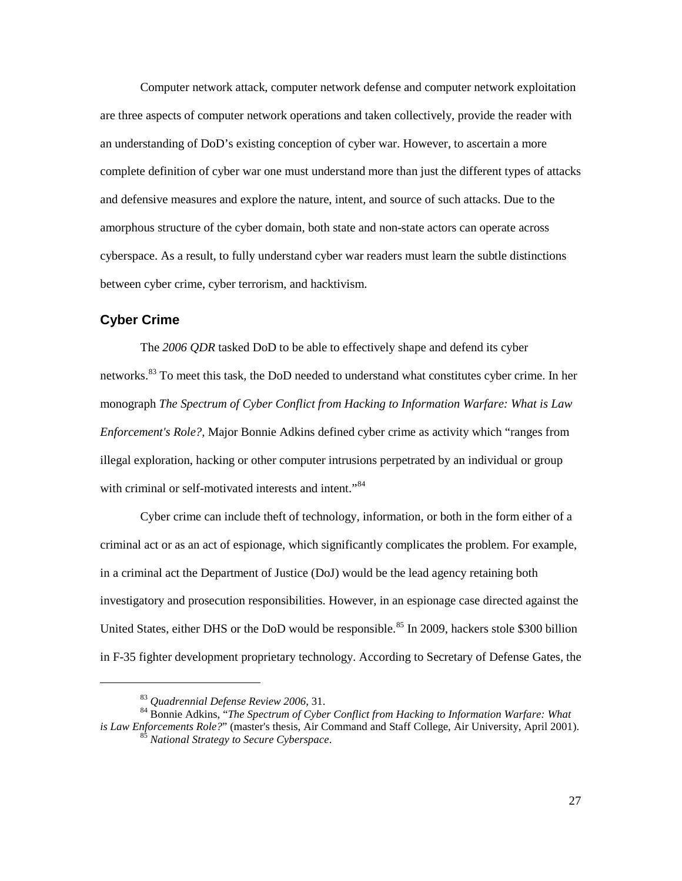Computer network attack, computer network defense and computer network exploitation are three aspects of computer network operations and taken collectively, provide the reader with an understanding of DoD's existing conception of cyber war. However, to ascertain a more complete definition of cyber war one must understand more than just the different types of attacks and defensive measures and explore the nature, intent, and source of such attacks. Due to the amorphous structure of the cyber domain, both state and non-state actors can operate across cyberspace. As a result, to fully understand cyber war readers must learn the subtle distinctions between cyber crime, cyber terrorism, and hacktivism.

### Cyber Crime

The *2006 QDR* tasked DoD to be able to effectively shape and defend its cyber networks.[83] To meet this task, the DoD needed to understand what constitutes cyber crime. In her monograph *The Spectrum of Cyber Conflict from Hacking to Information Warfare: What is Law Enforcement's Role?,* Major Bonnie Adkins defined cyber crime as activity which "ranges from illegal exploration, hacking or other computer intrusions perpetrated by an individual or group with criminal or self-motivated interests and intent."[84]

Cyber crime can include theft of technology, information, or both in the form either of a criminal act or as an act of espionage, which significantly complicates the problem. For example, in a criminal act the Department of Justice (DoJ) would be the lead agency retaining both investigatory and prosecution responsibilities. However, in an espionage case directed against the United States, either DHS or the DoD would be responsible.[85] In 2009, hackers stole $300 billion in F-35 fighter development proprietary technology. According to Secretary of Defense Gates, the

---

[83] *Quadrennial Defense Review 2006*, 31.

[84] Bonnie Adkins, "*The Spectrum of Cyber Conflict from Hacking to Information Warfare: What is Law Enforcements Role?*" (master's thesis, Air Command and Staff College, Air University, April 2001).

[85] *National Strategy to Secure Cyberspace*.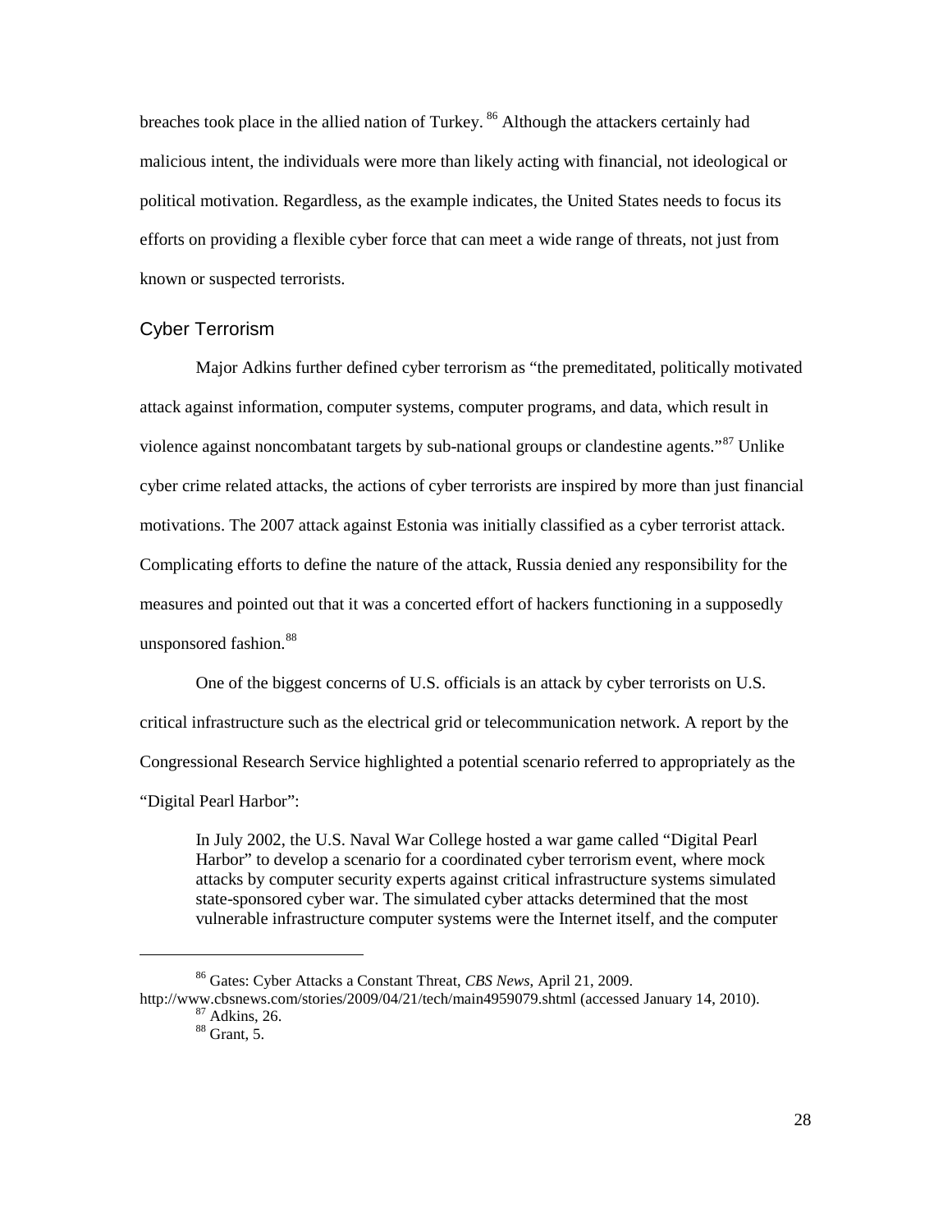breaches took place in the allied nation of Turkey. [86] Although the attackers certainly had malicious intent, the individuals were more than likely acting with financial, not ideological or political motivation. Regardless, as the example indicates, the United States needs to focus its efforts on providing a flexible cyber force that can meet a wide range of threats, not just from known or suspected terrorists.

## Cyber Terrorism

Major Adkins further defined cyber terrorism as "the premeditated, politically motivated attack against information, computer systems, computer programs, and data, which result in violence against noncombatant targets by sub-national groups or clandestine agents."[87] Unlike cyber crime related attacks, the actions of cyber terrorists are inspired by more than just financial motivations. The 2007 attack against Estonia was initially classified as a cyber terrorist attack. Complicating efforts to define the nature of the attack, Russia denied any responsibility for the measures and pointed out that it was a concerted effort of hackers functioning in a supposedly unsponsored fashion.[88]

One of the biggest concerns of U.S. officials is an attack by cyber terrorists on U.S. critical infrastructure such as the electrical grid or telecommunication network. A report by the Congressional Research Service highlighted a potential scenario referred to appropriately as the "Digital Pearl Harbor":

> In July 2002, the U.S. Naval War College hosted a war game called "Digital Pearl Harbor" to develop a scenario for a coordinated cyber terrorism event, where mock attacks by computer security experts against critical infrastructure systems simulated state-sponsored cyber war. The simulated cyber attacks determined that the most vulnerable infrastructure computer systems were the Internet itself, and the computer

---

[86] Gates: Cyber Attacks a Constant Threat, *CBS News*, April 21, 2009. http://www.cbsnews.com/stories/2009/04/21/tech/main4959079.shtml (accessed January 14, 2010).

[87] Adkins, 26.

[88] Grant, 5.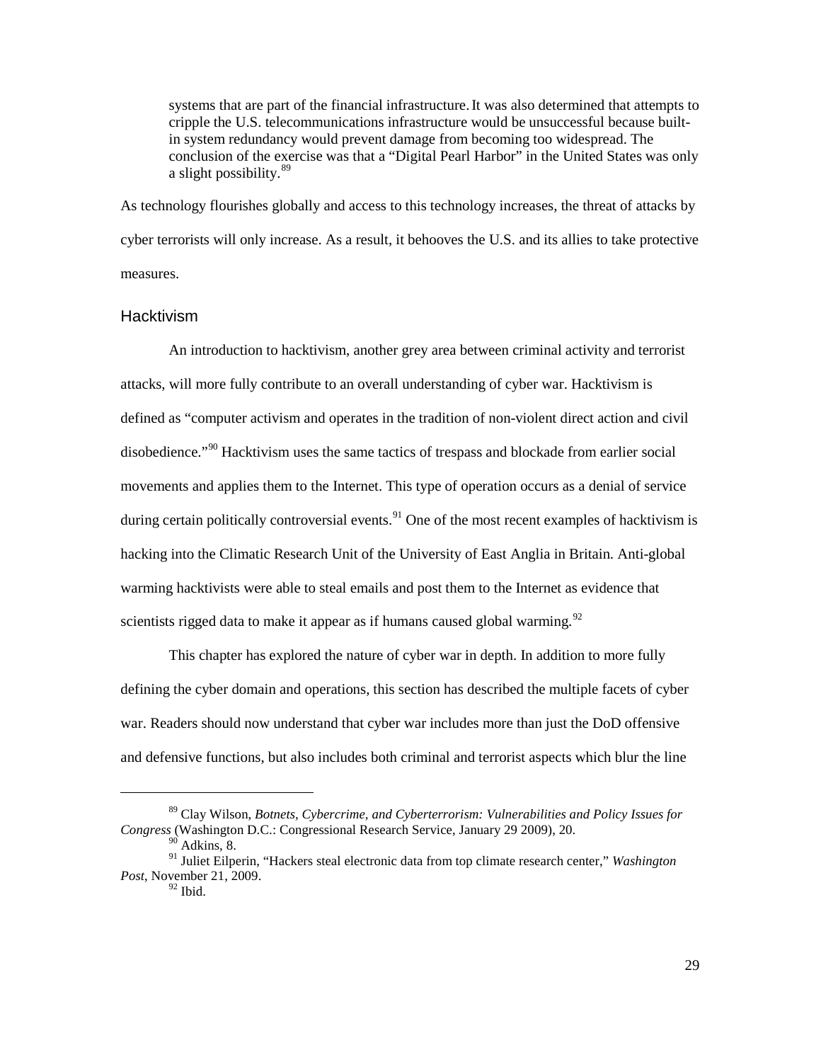> systems that are part of the financial infrastructure. It was also determined that attempts to cripple the U.S. telecommunications infrastructure would be unsuccessful because built-in system redundancy would prevent damage from becoming too widespread. The conclusion of the exercise was that a "Digital Pearl Harbor" in the United States was only a slight possibility.[89]

As technology flourishes globally and access to this technology increases, the threat of attacks by cyber terrorists will only increase. As a result, it behooves the U.S. and its allies to take protective measures.

### Hacktivism

An introduction to hacktivism, another grey area between criminal activity and terrorist attacks, will more fully contribute to an overall understanding of cyber war. Hacktivism is defined as "computer activism and operates in the tradition of non-violent direct action and civil disobedience."[90] Hacktivism uses the same tactics of trespass and blockade from earlier social movements and applies them to the Internet. This type of operation occurs as a denial of service during certain politically controversial events.[91] One of the most recent examples of hacktivism is hacking into the Climatic Research Unit of the University of East Anglia in Britain. Anti-global warming hacktivists were able to steal emails and post them to the Internet as evidence that scientists rigged data to make it appear as if humans caused global warming.[92]

This chapter has explored the nature of cyber war in depth. In addition to more fully defining the cyber domain and operations, this section has described the multiple facets of cyber war. Readers should now understand that cyber war includes more than just the DoD offensive and defensive functions, but also includes both criminal and terrorist aspects which blur the line

---

[89] Clay Wilson, *Botnets, Cybercrime, and Cyberterrorism: Vulnerabilities and Policy Issues for Congress* (Washington D.C.: Congressional Research Service, January 29 2009), 20.

[90] Adkins, 8.

[91] Juliet Eilperin, "Hackers steal electronic data from top climate research center," *Washington Post*, November 21, 2009.

[92] Ibid.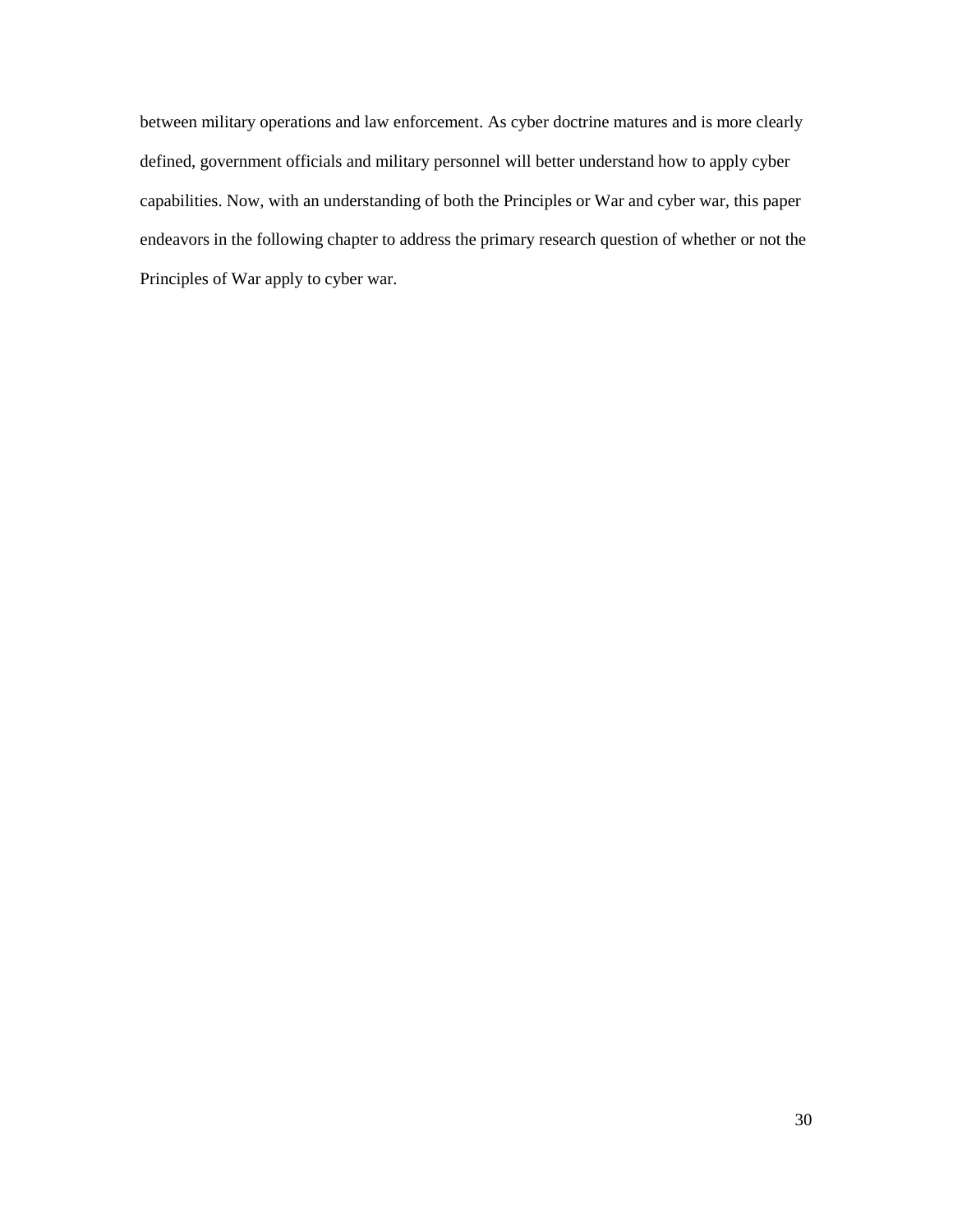between military operations and law enforcement. As cyber doctrine matures and is more clearly defined, government officials and military personnel will better understand how to apply cyber capabilities. Now, with an understanding of both the Principles or War and cyber war, this paper endeavors in the following chapter to address the primary research question of whether or not the Principles of War apply to cyber war.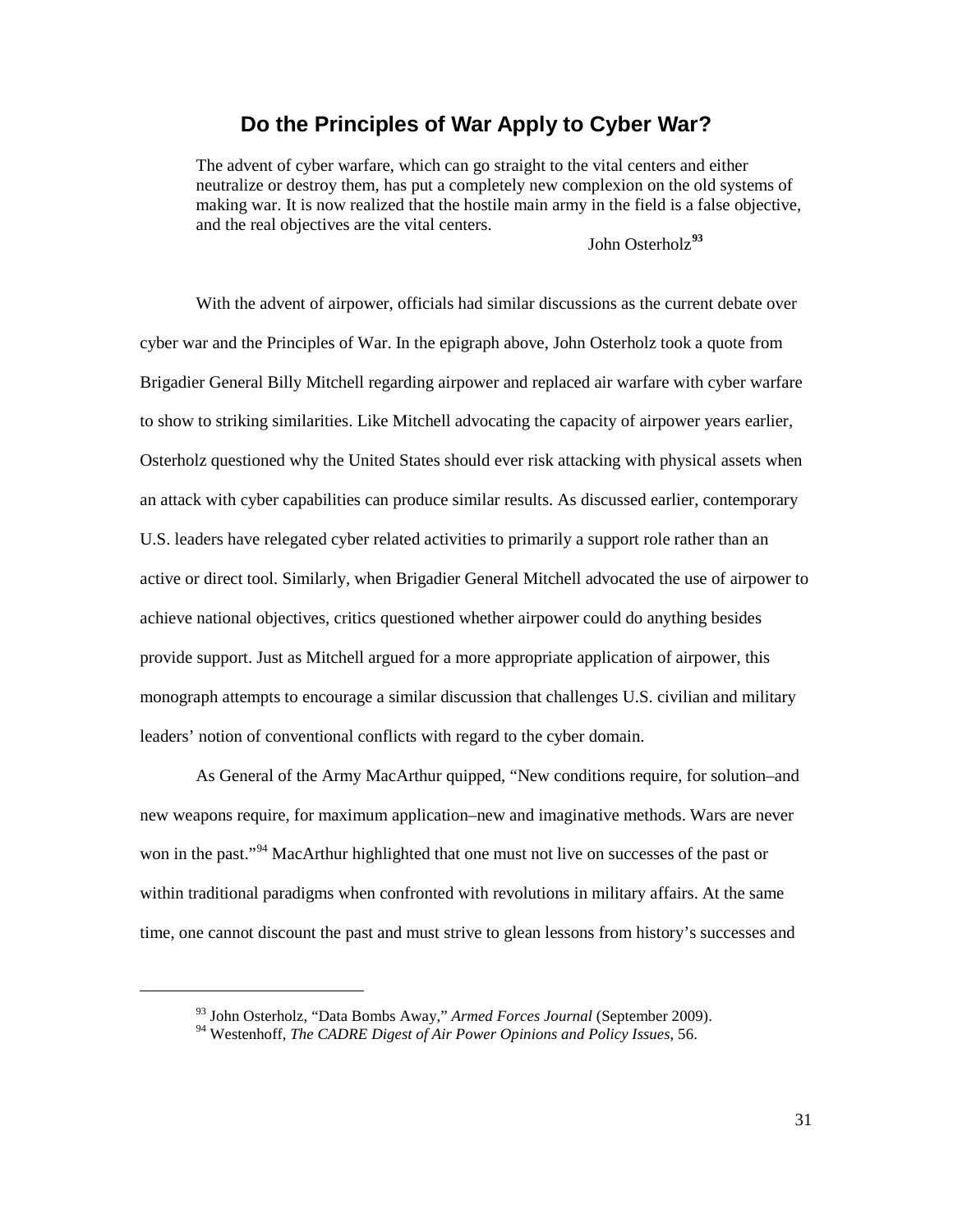## Do the Principles of War Apply to Cyber War?

> The advent of cyber warfare, which can go straight to the vital centers and either neutralize or destroy them, has put a completely new complexion on the old systems of making war. It is now realized that the hostile main army in the field is a false objective, and the real objectives are the vital centers.
>
> John Osterholz[93]

With the advent of airpower, officials had similar discussions as the current debate over cyber war and the Principles of War. In the epigraph above, John Osterholz took a quote from Brigadier General Billy Mitchell regarding airpower and replaced air warfare with cyber warfare to show to striking similarities. Like Mitchell advocating the capacity of airpower years earlier, Osterholz questioned why the United States should ever risk attacking with physical assets when an attack with cyber capabilities can produce similar results. As discussed earlier, contemporary U.S. leaders have relegated cyber related activities to primarily a support role rather than an active or direct tool. Similarly, when Brigadier General Mitchell advocated the use of airpower to achieve national objectives, critics questioned whether airpower could do anything besides provide support. Just as Mitchell argued for a more appropriate application of airpower, this monograph attempts to encourage a similar discussion that challenges U.S. civilian and military leaders' notion of conventional conflicts with regard to the cyber domain.

As General of the Army MacArthur quipped, "New conditions require, for solution–and new weapons require, for maximum application–new and imaginative methods. Wars are never won in the past."[94] MacArthur highlighted that one must not live on successes of the past or within traditional paradigms when confronted with revolutions in military affairs. At the same time, one cannot discount the past and must strive to glean lessons from history's successes and

---

[93] John Osterholz, "Data Bombs Away," *Armed Forces Journal* (September 2009).

[94] Westenhoff, *The CADRE Digest of Air Power Opinions and Policy Issues*, 56.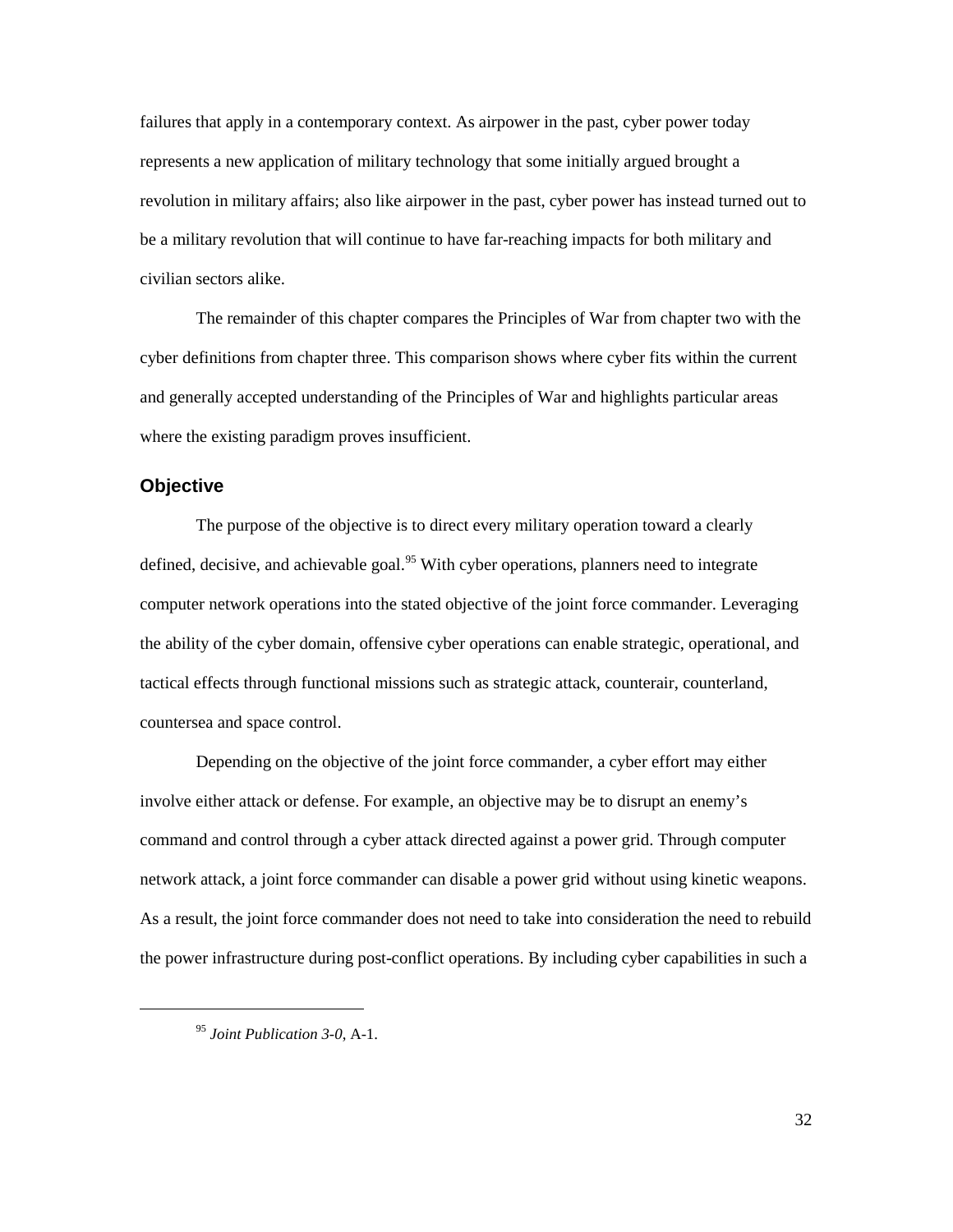failures that apply in a contemporary context. As airpower in the past, cyber power today represents a new application of military technology that some initially argued brought a revolution in military affairs; also like airpower in the past, cyber power has instead turned out to be a military revolution that will continue to have far-reaching impacts for both military and civilian sectors alike.

The remainder of this chapter compares the Principles of War from chapter two with the cyber definitions from chapter three. This comparison shows where cyber fits within the current and generally accepted understanding of the Principles of War and highlights particular areas where the existing paradigm proves insufficient.

## Objective

The purpose of the objective is to direct every military operation toward a clearly defined, decisive, and achievable goal.[95] With cyber operations, planners need to integrate computer network operations into the stated objective of the joint force commander. Leveraging the ability of the cyber domain, offensive cyber operations can enable strategic, operational, and tactical effects through functional missions such as strategic attack, counterair, counterland, countersea and space control.

Depending on the objective of the joint force commander, a cyber effort may either involve either attack or defense. For example, an objective may be to disrupt an enemy's command and control through a cyber attack directed against a power grid. Through computer network attack, a joint force commander can disable a power grid without using kinetic weapons. As a result, the joint force commander does not need to take into consideration the need to rebuild the power infrastructure during post-conflict operations. By including cyber capabilities in such a

[95] *Joint Publication 3-0*, A-1.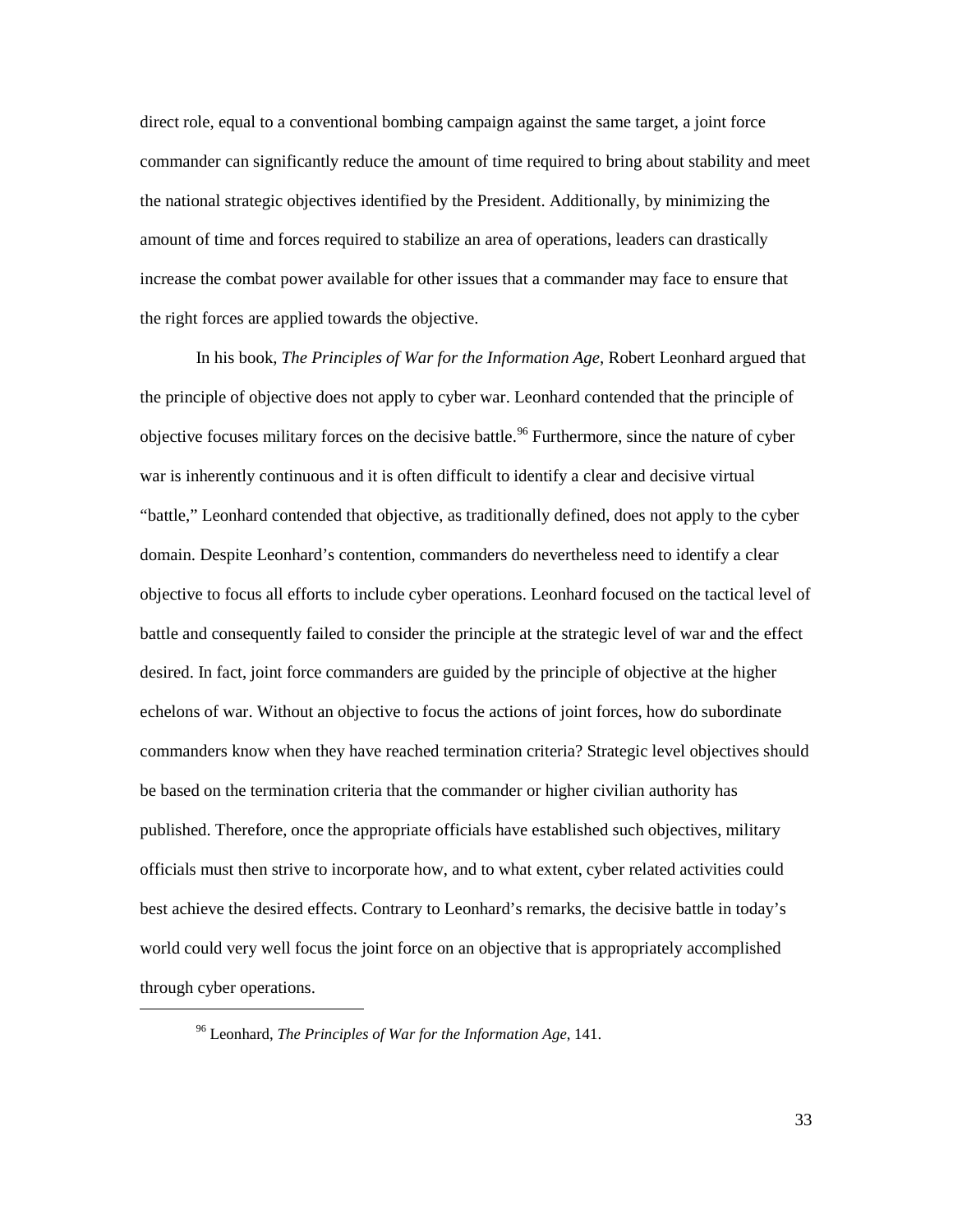direct role, equal to a conventional bombing campaign against the same target, a joint force commander can significantly reduce the amount of time required to bring about stability and meet the national strategic objectives identified by the President. Additionally, by minimizing the amount of time and forces required to stabilize an area of operations, leaders can drastically increase the combat power available for other issues that a commander may face to ensure that the right forces are applied towards the objective.

In his book, *The Principles of War for the Information Age*, Robert Leonhard argued that the principle of objective does not apply to cyber war. Leonhard contended that the principle of objective focuses military forces on the decisive battle.[96] Furthermore, since the nature of cyber war is inherently continuous and it is often difficult to identify a clear and decisive virtual "battle," Leonhard contended that objective, as traditionally defined, does not apply to the cyber domain. Despite Leonhard's contention, commanders do nevertheless need to identify a clear objective to focus all efforts to include cyber operations. Leonhard focused on the tactical level of battle and consequently failed to consider the principle at the strategic level of war and the effect desired. In fact, joint force commanders are guided by the principle of objective at the higher echelons of war. Without an objective to focus the actions of joint forces, how do subordinate commanders know when they have reached termination criteria? Strategic level objectives should be based on the termination criteria that the commander or higher civilian authority has published. Therefore, once the appropriate officials have established such objectives, military officials must then strive to incorporate how, and to what extent, cyber related activities could best achieve the desired effects. Contrary to Leonhard's remarks, the decisive battle in today's world could very well focus the joint force on an objective that is appropriately accomplished through cyber operations.

---

[96] Leonhard, *The Principles of War for the Information Age*, 141.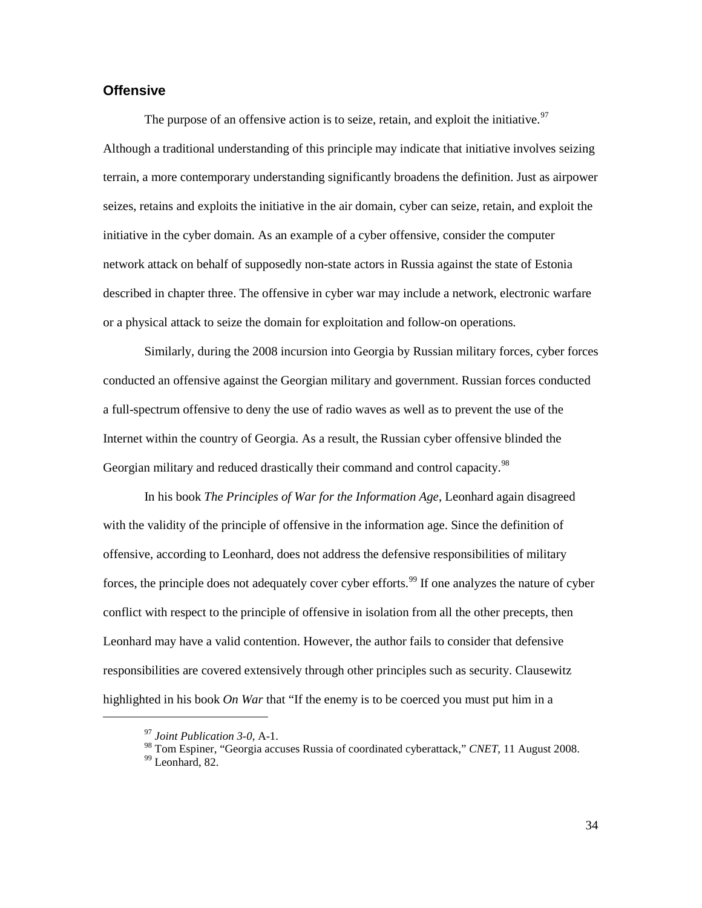## Offensive

The purpose of an offensive action is to seize, retain, and exploit the initiative.[97] Although a traditional understanding of this principle may indicate that initiative involves seizing terrain, a more contemporary understanding significantly broadens the definition. Just as airpower seizes, retains and exploits the initiative in the air domain, cyber can seize, retain, and exploit the initiative in the cyber domain. As an example of a cyber offensive, consider the computer network attack on behalf of supposedly non-state actors in Russia against the state of Estonia described in chapter three. The offensive in cyber war may include a network, electronic warfare or a physical attack to seize the domain for exploitation and follow-on operations.

Similarly, during the 2008 incursion into Georgia by Russian military forces, cyber forces conducted an offensive against the Georgian military and government. Russian forces conducted a full-spectrum offensive to deny the use of radio waves as well as to prevent the use of the Internet within the country of Georgia. As a result, the Russian cyber offensive blinded the Georgian military and reduced drastically their command and control capacity.[98]

In his book *The Principles of War for the Information Age*, Leonhard again disagreed with the validity of the principle of offensive in the information age. Since the definition of offensive, according to Leonhard, does not address the defensive responsibilities of military forces, the principle does not adequately cover cyber efforts.[99] If one analyzes the nature of cyber conflict with respect to the principle of offensive in isolation from all the other precepts, then Leonhard may have a valid contention. However, the author fails to consider that defensive responsibilities are covered extensively through other principles such as security. Clausewitz highlighted in his book *On War* that "If the enemy is to be coerced you must put him in a

---

[97] *Joint Publication 3-0*, A-1.

[98] Tom Espiner, "Georgia accuses Russia of coordinated cyberattack," *CNET*, 11 August 2008.

[99] Leonhard, 82.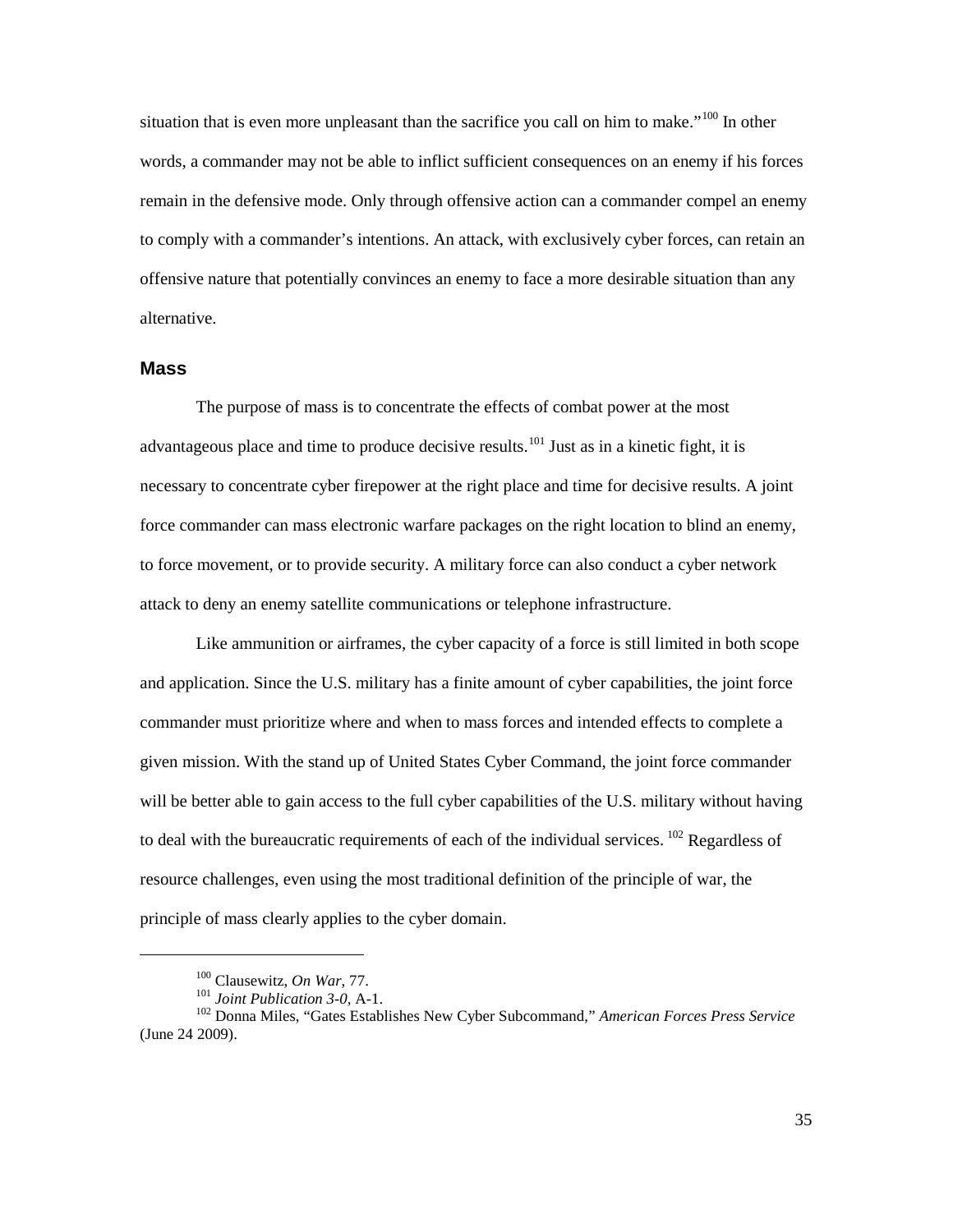situation that is even more unpleasant than the sacrifice you call on him to make."[100] In other words, a commander may not be able to inflict sufficient consequences on an enemy if his forces remain in the defensive mode. Only through offensive action can a commander compel an enemy to comply with a commander's intentions. An attack, with exclusively cyber forces, can retain an offensive nature that potentially convinces an enemy to face a more desirable situation than any alternative.

### Mass

The purpose of mass is to concentrate the effects of combat power at the most advantageous place and time to produce decisive results.[101] Just as in a kinetic fight, it is necessary to concentrate cyber firepower at the right place and time for decisive results. A joint force commander can mass electronic warfare packages on the right location to blind an enemy, to force movement, or to provide security. A military force can also conduct a cyber network attack to deny an enemy satellite communications or telephone infrastructure.

Like ammunition or airframes, the cyber capacity of a force is still limited in both scope and application. Since the U.S. military has a finite amount of cyber capabilities, the joint force commander must prioritize where and when to mass forces and intended effects to complete a given mission. With the stand up of United States Cyber Command, the joint force commander will be better able to gain access to the full cyber capabilities of the U.S. military without having to deal with the bureaucratic requirements of each of the individual services. [102] Regardless of resource challenges, even using the most traditional definition of the principle of war, the principle of mass clearly applies to the cyber domain.

---

[100] Clausewitz, *On War*, 77.

[101] *Joint Publication 3-0*, A-1.

[102] Donna Miles, "Gates Establishes New Cyber Subcommand," *American Forces Press Service* (June 24 2009).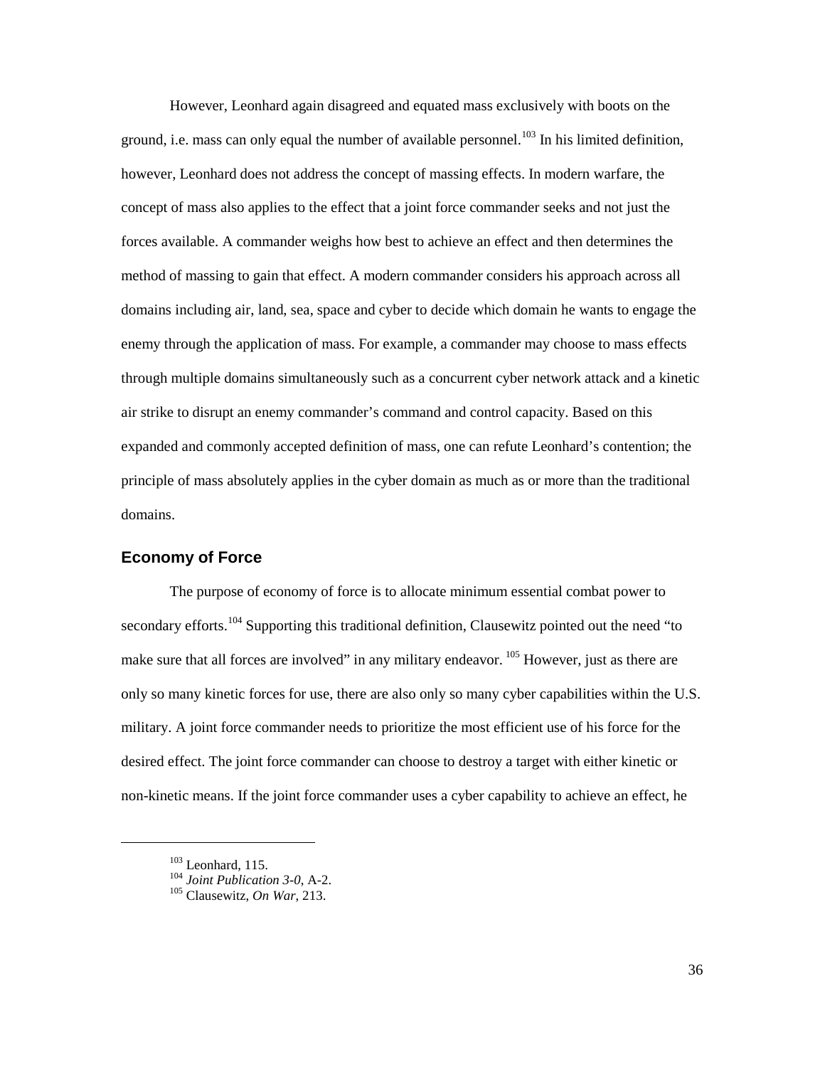However, Leonhard again disagreed and equated mass exclusively with boots on the ground, i.e. mass can only equal the number of available personnel.[103] In his limited definition, however, Leonhard does not address the concept of massing effects. In modern warfare, the concept of mass also applies to the effect that a joint force commander seeks and not just the forces available. A commander weighs how best to achieve an effect and then determines the method of massing to gain that effect. A modern commander considers his approach across all domains including air, land, sea, space and cyber to decide which domain he wants to engage the enemy through the application of mass. For example, a commander may choose to mass effects through multiple domains simultaneously such as a concurrent cyber network attack and a kinetic air strike to disrupt an enemy commander's command and control capacity. Based on this expanded and commonly accepted definition of mass, one can refute Leonhard's contention; the principle of mass absolutely applies in the cyber domain as much as or more than the traditional domains.

### Economy of Force

The purpose of economy of force is to allocate minimum essential combat power to secondary efforts.[104] Supporting this traditional definition, Clausewitz pointed out the need "to make sure that all forces are involved" in any military endeavor. [105] However, just as there are only so many kinetic forces for use, there are also only so many cyber capabilities within the U.S. military. A joint force commander needs to prioritize the most efficient use of his force for the desired effect. The joint force commander can choose to destroy a target with either kinetic or non-kinetic means. If the joint force commander uses a cyber capability to achieve an effect, he

---

[103] Leonhard, 115.
[104] *Joint Publication 3-0*, A-2.
[105] Clausewitz, *On War*, 213.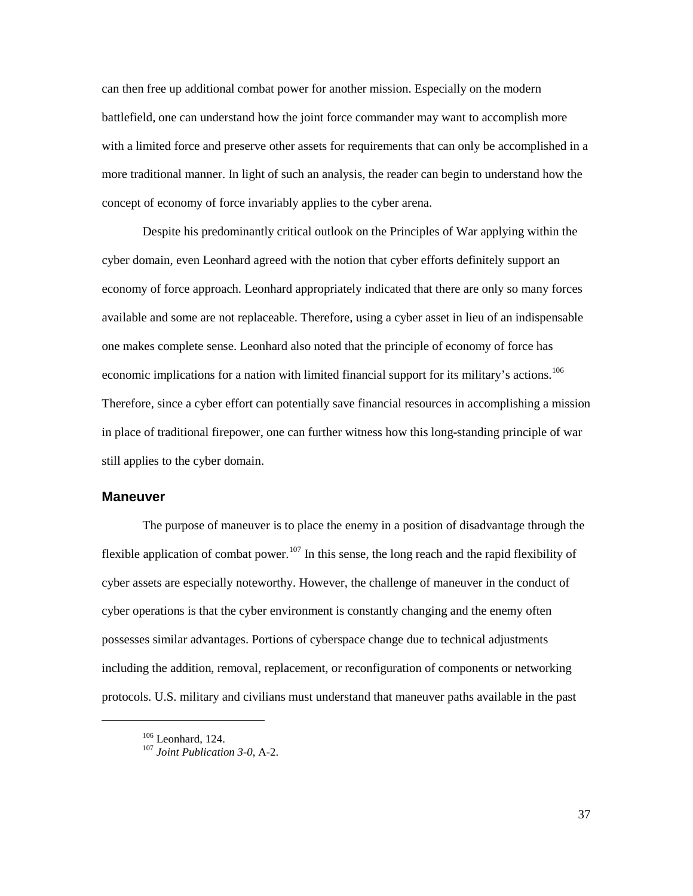can then free up additional combat power for another mission. Especially on the modern battlefield, one can understand how the joint force commander may want to accomplish more with a limited force and preserve other assets for requirements that can only be accomplished in a more traditional manner. In light of such an analysis, the reader can begin to understand how the concept of economy of force invariably applies to the cyber arena.

Despite his predominantly critical outlook on the Principles of War applying within the cyber domain, even Leonhard agreed with the notion that cyber efforts definitely support an economy of force approach. Leonhard appropriately indicated that there are only so many forces available and some are not replaceable. Therefore, using a cyber asset in lieu of an indispensable one makes complete sense. Leonhard also noted that the principle of economy of force has economic implications for a nation with limited financial support for its military's actions.[106] Therefore, since a cyber effort can potentially save financial resources in accomplishing a mission in place of traditional firepower, one can further witness how this long-standing principle of war still applies to the cyber domain.

### Maneuver

The purpose of maneuver is to place the enemy in a position of disadvantage through the flexible application of combat power.[107] In this sense, the long reach and the rapid flexibility of cyber assets are especially noteworthy. However, the challenge of maneuver in the conduct of cyber operations is that the cyber environment is constantly changing and the enemy often possesses similar advantages. Portions of cyberspace change due to technical adjustments including the addition, removal, replacement, or reconfiguration of components or networking protocols. U.S. military and civilians must understand that maneuver paths available in the past

---

[106] Leonhard, 124.

[107] *Joint Publication 3-0*, A-2.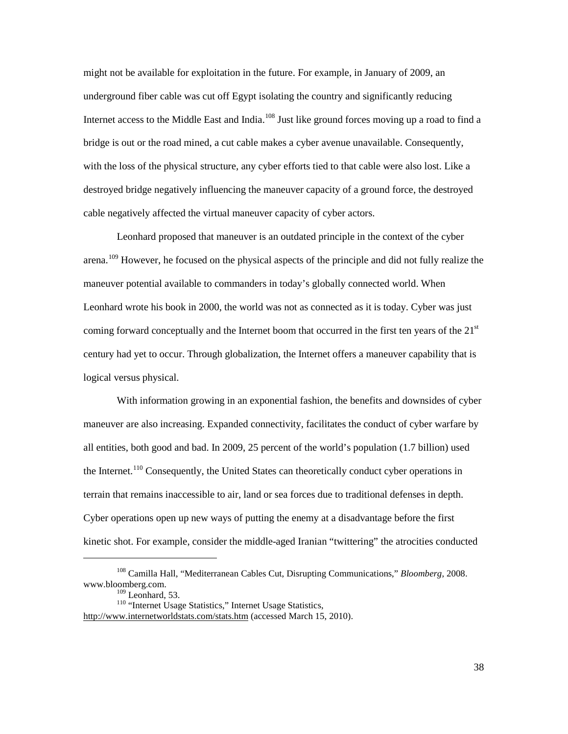might not be available for exploitation in the future. For example, in January of 2009, an underground fiber cable was cut off Egypt isolating the country and significantly reducing Internet access to the Middle East and India.[108] Just like ground forces moving up a road to find a bridge is out or the road mined, a cut cable makes a cyber avenue unavailable. Consequently, with the loss of the physical structure, any cyber efforts tied to that cable were also lost. Like a destroyed bridge negatively influencing the maneuver capacity of a ground force, the destroyed cable negatively affected the virtual maneuver capacity of cyber actors.

Leonhard proposed that maneuver is an outdated principle in the context of the cyber arena.[109] However, he focused on the physical aspects of the principle and did not fully realize the maneuver potential available to commanders in today's globally connected world. When Leonhard wrote his book in 2000, the world was not as connected as it is today. Cyber was just coming forward conceptually and the Internet boom that occurred in the first ten years of the 21st century had yet to occur. Through globalization, the Internet offers a maneuver capability that is logical versus physical.

With information growing in an exponential fashion, the benefits and downsides of cyber maneuver are also increasing. Expanded connectivity, facilitates the conduct of cyber warfare by all entities, both good and bad. In 2009, 25 percent of the world's population (1.7 billion) used the Internet.[110] Consequently, the United States can theoretically conduct cyber operations in terrain that remains inaccessible to air, land or sea forces due to traditional defenses in depth. Cyber operations open up new ways of putting the enemy at a disadvantage before the first kinetic shot. For example, consider the middle-aged Iranian "twittering" the atrocities conducted

---

[108] Camilla Hall, "Mediterranean Cables Cut, Disrupting Communications," *Bloomberg*, 2008. www.bloomberg.com.

[109] Leonhard, 53.

[110] "Internet Usage Statistics," Internet Usage Statistics, http://www.internetworldstats.com/stats.htm (accessed March 15, 2010).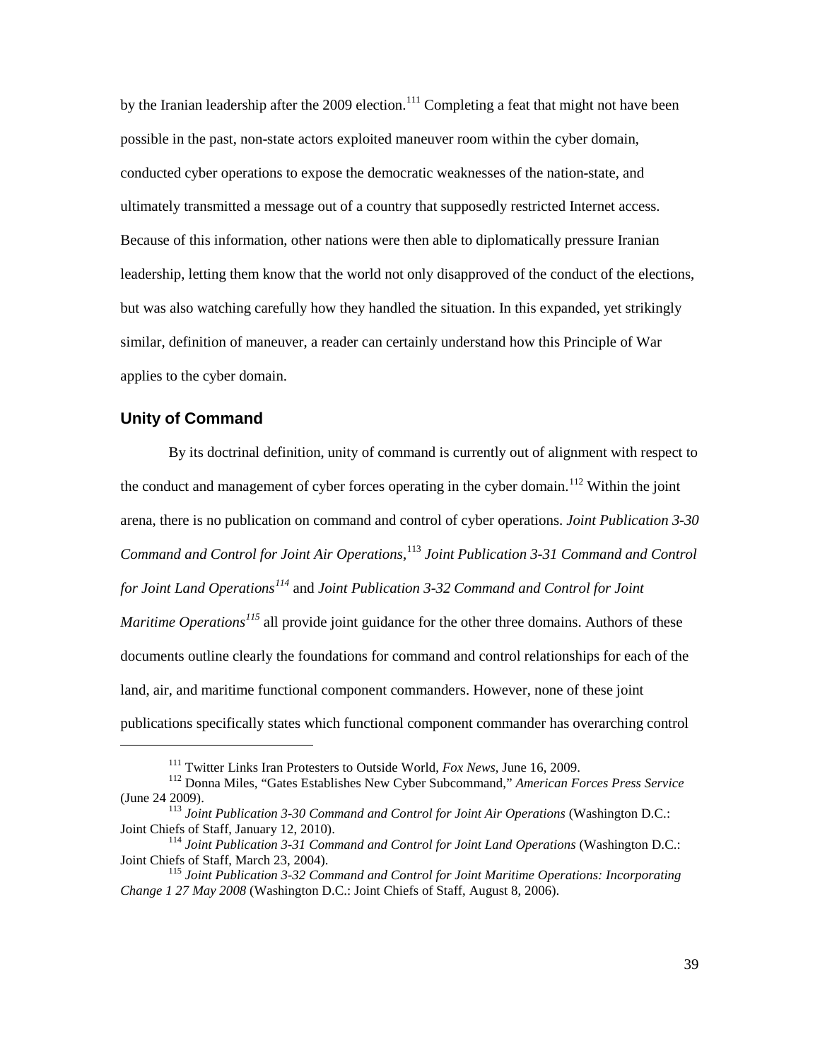by the Iranian leadership after the 2009 election.[111] Completing a feat that might not have been possible in the past, non-state actors exploited maneuver room within the cyber domain, conducted cyber operations to expose the democratic weaknesses of the nation-state, and ultimately transmitted a message out of a country that supposedly restricted Internet access. Because of this information, other nations were then able to diplomatically pressure Iranian leadership, letting them know that the world not only disapproved of the conduct of the elections, but was also watching carefully how they handled the situation. In this expanded, yet strikingly similar, definition of maneuver, a reader can certainly understand how this Principle of War applies to the cyber domain.

### Unity of Command

By its doctrinal definition, unity of command is currently out of alignment with respect to the conduct and management of cyber forces operating in the cyber domain.[112] Within the joint arena, there is no publication on command and control of cyber operations. *Joint Publication 3-30 Command and Control for Joint Air Operations*,[113] *Joint Publication 3-31 Command and Control for Joint Land Operations*[114] and *Joint Publication 3-32 Command and Control for Joint Maritime Operations*[115] all provide joint guidance for the other three domains. Authors of these documents outline clearly the foundations for command and control relationships for each of the land, air, and maritime functional component commanders. However, none of these joint publications specifically states which functional component commander has overarching control

---

[111] Twitter Links Iran Protesters to Outside World, *Fox News*, June 16, 2009.

[112] Donna Miles, "Gates Establishes New Cyber Subcommand," *American Forces Press Service* (June 24 2009).

[113] *Joint Publication 3-30 Command and Control for Joint Air Operations* (Washington D.C.: Joint Chiefs of Staff, January 12, 2010).

[114] *Joint Publication 3-31 Command and Control for Joint Land Operations* (Washington D.C.: Joint Chiefs of Staff, March 23, 2004).

[115] *Joint Publication 3-32 Command and Control for Joint Maritime Operations: Incorporating Change 1 27 May 2008* (Washington D.C.: Joint Chiefs of Staff, August 8, 2006).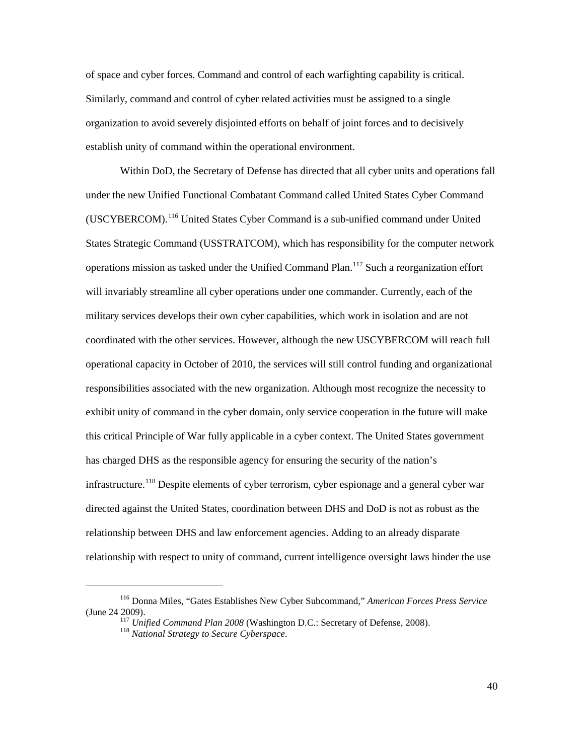of space and cyber forces. Command and control of each warfighting capability is critical. Similarly, command and control of cyber related activities must be assigned to a single organization to avoid severely disjointed efforts on behalf of joint forces and to decisively establish unity of command within the operational environment.

Within DoD, the Secretary of Defense has directed that all cyber units and operations fall under the new Unified Functional Combatant Command called United States Cyber Command (USCYBERCOM).[116] United States Cyber Command is a sub-unified command under United States Strategic Command (USSTRATCOM), which has responsibility for the computer network operations mission as tasked under the Unified Command Plan.[117] Such a reorganization effort will invariably streamline all cyber operations under one commander. Currently, each of the military services develops their own cyber capabilities, which work in isolation and are not coordinated with the other services. However, although the new USCYBERCOM will reach full operational capacity in October of 2010, the services will still control funding and organizational responsibilities associated with the new organization. Although most recognize the necessity to exhibit unity of command in the cyber domain, only service cooperation in the future will make this critical Principle of War fully applicable in a cyber context. The United States government has charged DHS as the responsible agency for ensuring the security of the nation's infrastructure.[118] Despite elements of cyber terrorism, cyber espionage and a general cyber war directed against the United States, coordination between DHS and DoD is not as robust as the relationship between DHS and law enforcement agencies. Adding to an already disparate relationship with respect to unity of command, current intelligence oversight laws hinder the use

---

[116] Donna Miles, "Gates Establishes New Cyber Subcommand," *American Forces Press Service* (June 24 2009).

[117] *Unified Command Plan 2008* (Washington D.C.: Secretary of Defense, 2008).

[118] *National Strategy to Secure Cyberspace*.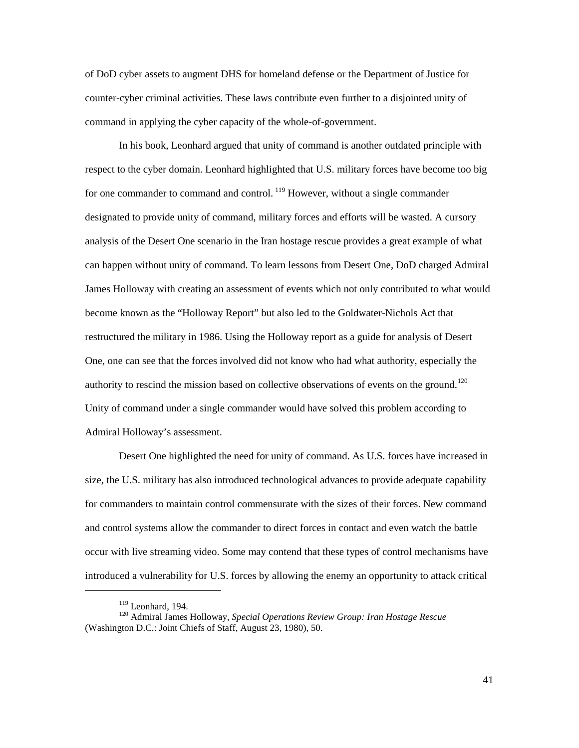of DoD cyber assets to augment DHS for homeland defense or the Department of Justice for counter-cyber criminal activities. These laws contribute even further to a disjointed unity of command in applying the cyber capacity of the whole-of-government.

In his book, Leonhard argued that unity of command is another outdated principle with respect to the cyber domain. Leonhard highlighted that U.S. military forces have become too big for one commander to command and control.[119] However, without a single commander designated to provide unity of command, military forces and efforts will be wasted. A cursory analysis of the Desert One scenario in the Iran hostage rescue provides a great example of what can happen without unity of command. To learn lessons from Desert One, DoD charged Admiral James Holloway with creating an assessment of events which not only contributed to what would become known as the "Holloway Report" but also led to the Goldwater-Nichols Act that restructured the military in 1986. Using the Holloway report as a guide for analysis of Desert One, one can see that the forces involved did not know who had what authority, especially the authority to rescind the mission based on collective observations of events on the ground.[120] Unity of command under a single commander would have solved this problem according to Admiral Holloway's assessment.

Desert One highlighted the need for unity of command. As U.S. forces have increased in size, the U.S. military has also introduced technological advances to provide adequate capability for commanders to maintain control commensurate with the sizes of their forces. New command and control systems allow the commander to direct forces in contact and even watch the battle occur with live streaming video. Some may contend that these types of control mechanisms have introduced a vulnerability for U.S. forces by allowing the enemy an opportunity to attack critical

---

[119] Leonhard, 194.

[120] Admiral James Holloway, *Special Operations Review Group: Iran Hostage Rescue* (Washington D.C.: Joint Chiefs of Staff, August 23, 1980), 50.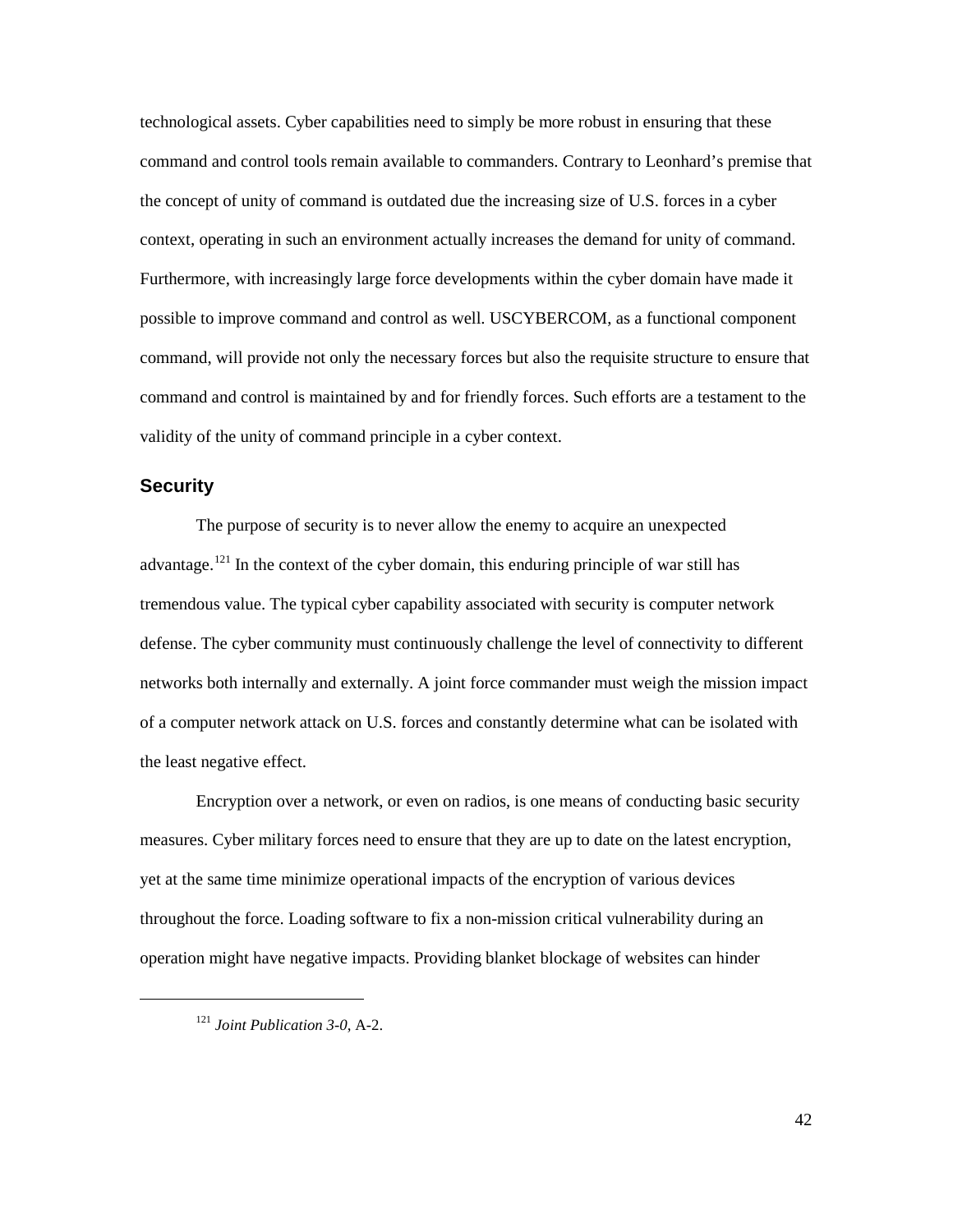technological assets. Cyber capabilities need to simply be more robust in ensuring that these command and control tools remain available to commanders. Contrary to Leonhard's premise that the concept of unity of command is outdated due the increasing size of U.S. forces in a cyber context, operating in such an environment actually increases the demand for unity of command. Furthermore, with increasingly large force developments within the cyber domain have made it possible to improve command and control as well. USCYBERCOM, as a functional component command, will provide not only the necessary forces but also the requisite structure to ensure that command and control is maintained by and for friendly forces. Such efforts are a testament to the validity of the unity of command principle in a cyber context.

### Security

The purpose of security is to never allow the enemy to acquire an unexpected advantage.[121] In the context of the cyber domain, this enduring principle of war still has tremendous value. The typical cyber capability associated with security is computer network defense. The cyber community must continuously challenge the level of connectivity to different networks both internally and externally. A joint force commander must weigh the mission impact of a computer network attack on U.S. forces and constantly determine what can be isolated with the least negative effect.

Encryption over a network, or even on radios, is one means of conducting basic security measures. Cyber military forces need to ensure that they are up to date on the latest encryption, yet at the same time minimize operational impacts of the encryption of various devices throughout the force. Loading software to fix a non-mission critical vulnerability during an operation might have negative impacts. Providing blanket blockage of websites can hinder

---

[121] *Joint Publication 3-0*, A-2.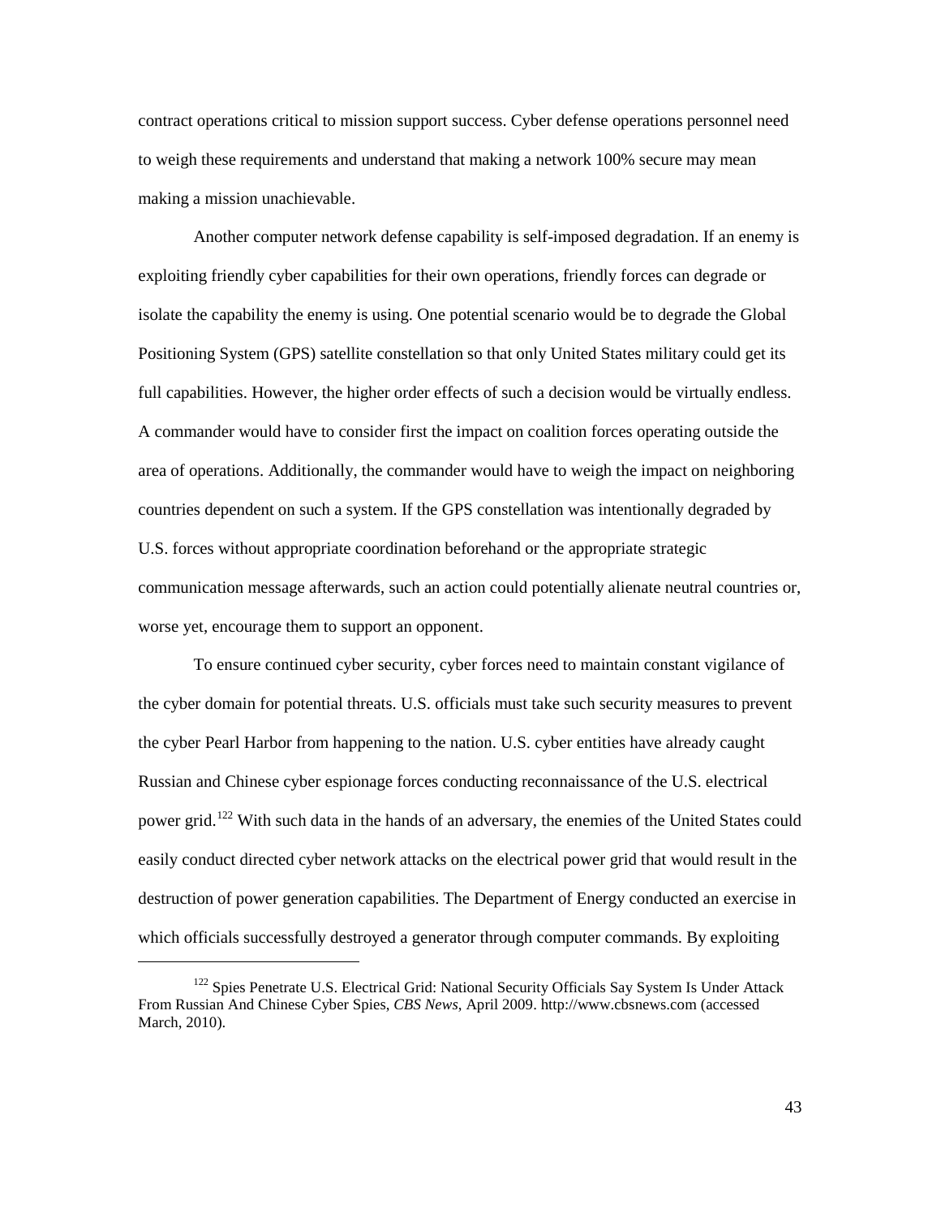contract operations critical to mission support success. Cyber defense operations personnel need to weigh these requirements and understand that making a network 100% secure may mean making a mission unachievable.

Another computer network defense capability is self-imposed degradation. If an enemy is exploiting friendly cyber capabilities for their own operations, friendly forces can degrade or isolate the capability the enemy is using. One potential scenario would be to degrade the Global Positioning System (GPS) satellite constellation so that only United States military could get its full capabilities. However, the higher order effects of such a decision would be virtually endless. A commander would have to consider first the impact on coalition forces operating outside the area of operations. Additionally, the commander would have to weigh the impact on neighboring countries dependent on such a system. If the GPS constellation was intentionally degraded by U.S. forces without appropriate coordination beforehand or the appropriate strategic communication message afterwards, such an action could potentially alienate neutral countries or, worse yet, encourage them to support an opponent.

To ensure continued cyber security, cyber forces need to maintain constant vigilance of the cyber domain for potential threats. U.S. officials must take such security measures to prevent the cyber Pearl Harbor from happening to the nation. U.S. cyber entities have already caught Russian and Chinese cyber espionage forces conducting reconnaissance of the U.S. electrical power grid.[122] With such data in the hands of an adversary, the enemies of the United States could easily conduct directed cyber network attacks on the electrical power grid that would result in the destruction of power generation capabilities. The Department of Energy conducted an exercise in which officials successfully destroyed a generator through computer commands. By exploiting

---

[122] Spies Penetrate U.S. Electrical Grid: National Security Officials Say System Is Under Attack From Russian And Chinese Cyber Spies, *CBS News*, April 2009. http://www.cbsnews.com (accessed March, 2010).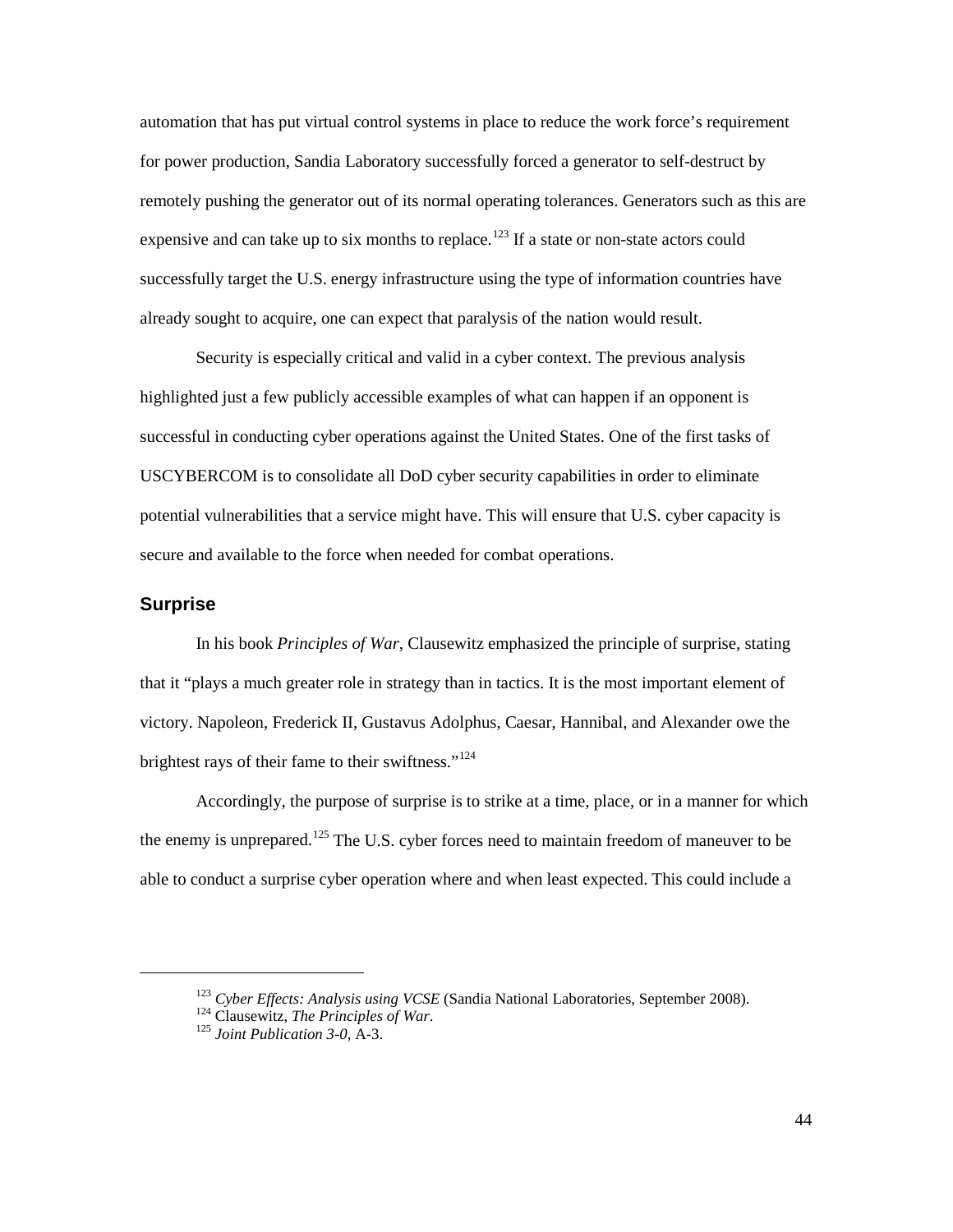automation that has put virtual control systems in place to reduce the work force's requirement for power production, Sandia Laboratory successfully forced a generator to self-destruct by remotely pushing the generator out of its normal operating tolerances. Generators such as this are expensive and can take up to six months to replace.[123] If a state or non-state actors could successfully target the U.S. energy infrastructure using the type of information countries have already sought to acquire, one can expect that paralysis of the nation would result.

Security is especially critical and valid in a cyber context. The previous analysis highlighted just a few publicly accessible examples of what can happen if an opponent is successful in conducting cyber operations against the United States. One of the first tasks of USCYBERCOM is to consolidate all DoD cyber security capabilities in order to eliminate potential vulnerabilities that a service might have. This will ensure that U.S. cyber capacity is secure and available to the force when needed for combat operations.

## Surprise

In his book *Principles of War*, Clausewitz emphasized the principle of surprise, stating that it "plays a much greater role in strategy than in tactics. It is the most important element of victory. Napoleon, Frederick II, Gustavus Adolphus, Caesar, Hannibal, and Alexander owe the brightest rays of their fame to their swiftness."[124]

Accordingly, the purpose of surprise is to strike at a time, place, or in a manner for which the enemy is unprepared.[125] The U.S. cyber forces need to maintain freedom of maneuver to be able to conduct a surprise cyber operation where and when least expected. This could include a

---

[123] *Cyber Effects: Analysis using VCSE* (Sandia National Laboratories, September 2008).
[124] Clausewitz, *The Principles of War*.
[125] *Joint Publication 3-0*, A-3.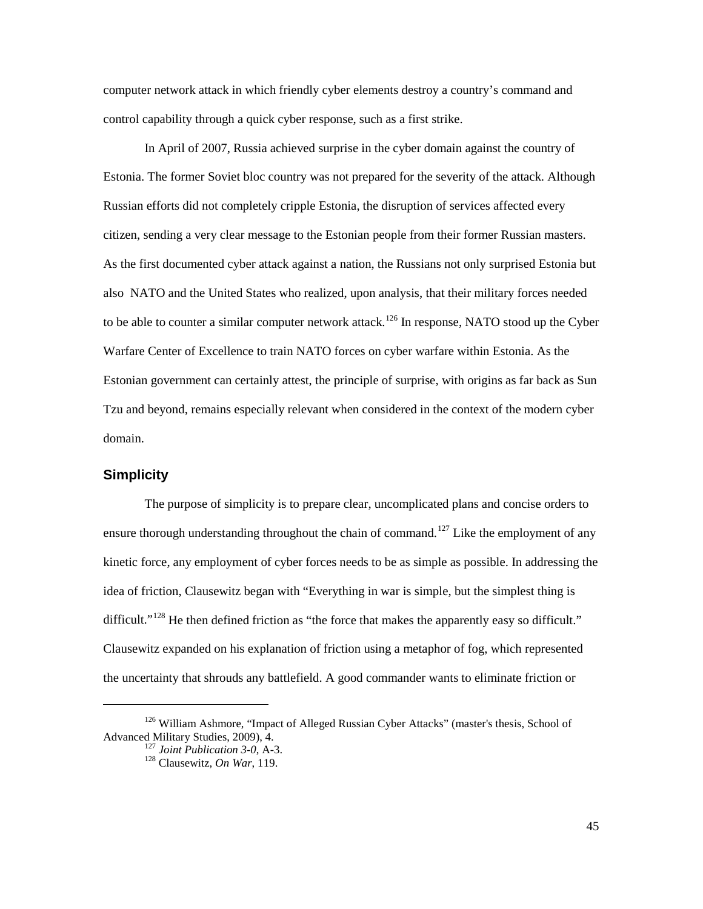computer network attack in which friendly cyber elements destroy a country's command and control capability through a quick cyber response, such as a first strike.

In April of 2007, Russia achieved surprise in the cyber domain against the country of Estonia. The former Soviet bloc country was not prepared for the severity of the attack. Although Russian efforts did not completely cripple Estonia, the disruption of services affected every citizen, sending a very clear message to the Estonian people from their former Russian masters. As the first documented cyber attack against a nation, the Russians not only surprised Estonia but also NATO and the United States who realized, upon analysis, that their military forces needed to be able to counter a similar computer network attack.[126] In response, NATO stood up the Cyber Warfare Center of Excellence to train NATO forces on cyber warfare within Estonia. As the Estonian government can certainly attest, the principle of surprise, with origins as far back as Sun Tzu and beyond, remains especially relevant when considered in the context of the modern cyber domain.

## Simplicity

The purpose of simplicity is to prepare clear, uncomplicated plans and concise orders to ensure thorough understanding throughout the chain of command.[127] Like the employment of any kinetic force, any employment of cyber forces needs to be as simple as possible. In addressing the idea of friction, Clausewitz began with "Everything in war is simple, but the simplest thing is difficult."[128] He then defined friction as "the force that makes the apparently easy so difficult." Clausewitz expanded on his explanation of friction using a metaphor of fog, which represented the uncertainty that shrouds any battlefield. A good commander wants to eliminate friction or

---

[126] William Ashmore, "Impact of Alleged Russian Cyber Attacks" (master's thesis, School of Advanced Military Studies, 2009), 4.

[127] *Joint Publication 3-0*, A-3.

[128] Clausewitz, *On War*, 119.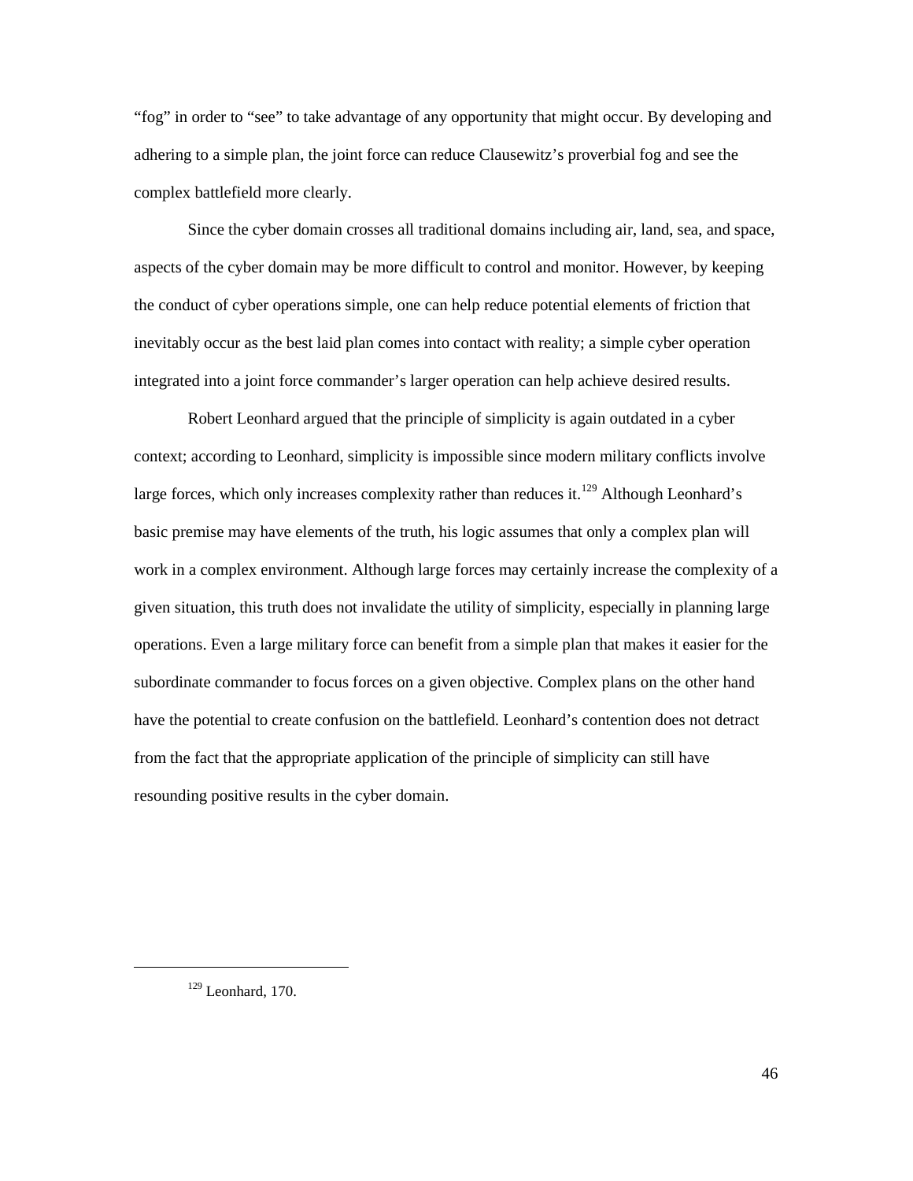"fog" in order to "see" to take advantage of any opportunity that might occur. By developing and adhering to a simple plan, the joint force can reduce Clausewitz's proverbial fog and see the complex battlefield more clearly.

Since the cyber domain crosses all traditional domains including air, land, sea, and space, aspects of the cyber domain may be more difficult to control and monitor. However, by keeping the conduct of cyber operations simple, one can help reduce potential elements of friction that inevitably occur as the best laid plan comes into contact with reality; a simple cyber operation integrated into a joint force commander's larger operation can help achieve desired results.

Robert Leonhard argued that the principle of simplicity is again outdated in a cyber context; according to Leonhard, simplicity is impossible since modern military conflicts involve large forces, which only increases complexity rather than reduces it.[129] Although Leonhard's basic premise may have elements of the truth, his logic assumes that only a complex plan will work in a complex environment. Although large forces may certainly increase the complexity of a given situation, this truth does not invalidate the utility of simplicity, especially in planning large operations. Even a large military force can benefit from a simple plan that makes it easier for the subordinate commander to focus forces on a given objective. Complex plans on the other hand have the potential to create confusion on the battlefield. Leonhard's contention does not detract from the fact that the appropriate application of the principle of simplicity can still have resounding positive results in the cyber domain.

[129] Leonhard, 170.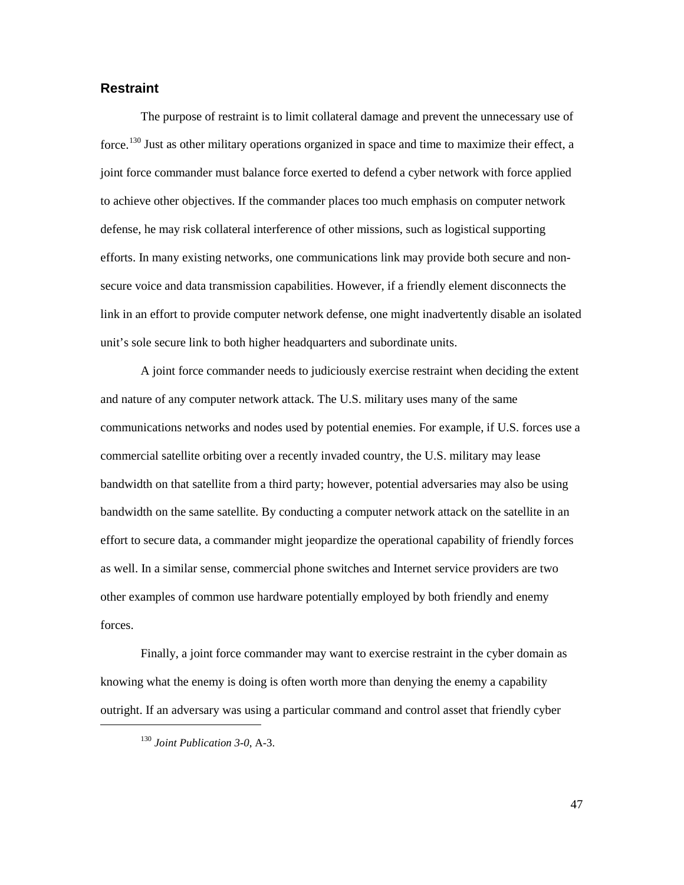## Restraint

The purpose of restraint is to limit collateral damage and prevent the unnecessary use of force.[130] Just as other military operations organized in space and time to maximize their effect, a joint force commander must balance force exerted to defend a cyber network with force applied to achieve other objectives. If the commander places too much emphasis on computer network defense, he may risk collateral interference of other missions, such as logistical supporting efforts. In many existing networks, one communications link may provide both secure and non-secure voice and data transmission capabilities. However, if a friendly element disconnects the link in an effort to provide computer network defense, one might inadvertently disable an isolated unit's sole secure link to both higher headquarters and subordinate units.

A joint force commander needs to judiciously exercise restraint when deciding the extent and nature of any computer network attack. The U.S. military uses many of the same communications networks and nodes used by potential enemies. For example, if U.S. forces use a commercial satellite orbiting over a recently invaded country, the U.S. military may lease bandwidth on that satellite from a third party; however, potential adversaries may also be using bandwidth on the same satellite. By conducting a computer network attack on the satellite in an effort to secure data, a commander might jeopardize the operational capability of friendly forces as well. In a similar sense, commercial phone switches and Internet service providers are two other examples of common use hardware potentially employed by both friendly and enemy forces.

Finally, a joint force commander may want to exercise restraint in the cyber domain as knowing what the enemy is doing is often worth more than denying the enemy a capability outright. If an adversary was using a particular command and control asset that friendly cyber

[130] *Joint Publication 3-0,* A-3.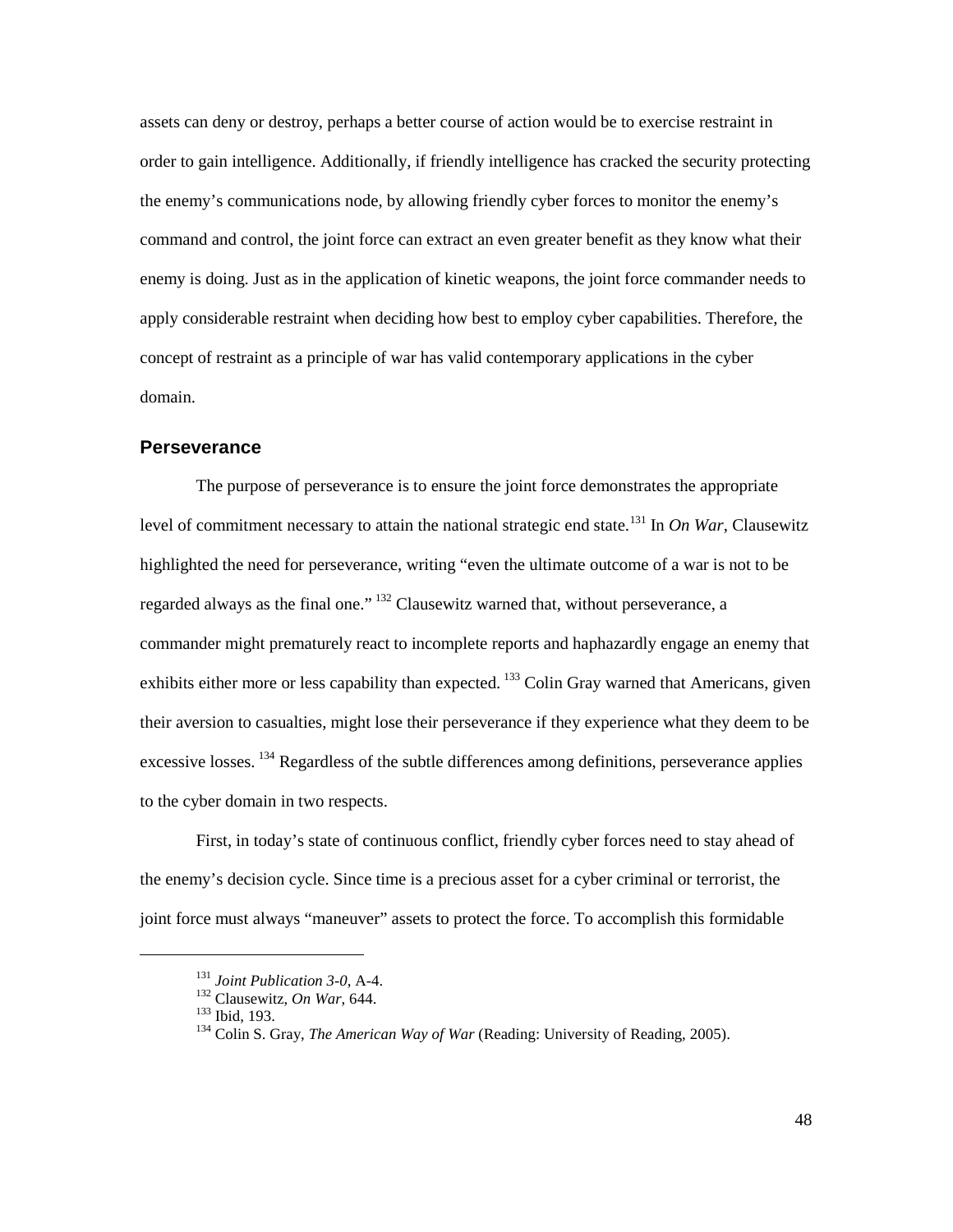assets can deny or destroy, perhaps a better course of action would be to exercise restraint in order to gain intelligence. Additionally, if friendly intelligence has cracked the security protecting the enemy's communications node, by allowing friendly cyber forces to monitor the enemy's command and control, the joint force can extract an even greater benefit as they know what their enemy is doing. Just as in the application of kinetic weapons, the joint force commander needs to apply considerable restraint when deciding how best to employ cyber capabilities. Therefore, the concept of restraint as a principle of war has valid contemporary applications in the cyber domain.

## Perseverance

The purpose of perseverance is to ensure the joint force demonstrates the appropriate level of commitment necessary to attain the national strategic end state.[131] In *On War*, Clausewitz highlighted the need for perseverance, writing "even the ultimate outcome of a war is not to be regarded always as the final one." [132] Clausewitz warned that, without perseverance, a commander might prematurely react to incomplete reports and haphazardly engage an enemy that exhibits either more or less capability than expected. [133] Colin Gray warned that Americans, given their aversion to casualties, might lose their perseverance if they experience what they deem to be excessive losses. [134] Regardless of the subtle differences among definitions, perseverance applies to the cyber domain in two respects.

First, in today's state of continuous conflict, friendly cyber forces need to stay ahead of the enemy's decision cycle. Since time is a precious asset for a cyber criminal or terrorist, the joint force must always "maneuver" assets to protect the force. To accomplish this formidable

---

[131] *Joint Publication 3-0*, A-4.
[132] Clausewitz, *On War*, 644.
[133] Ibid, 193.
[134] Colin S. Gray, *The American Way of War* (Reading: University of Reading, 2005).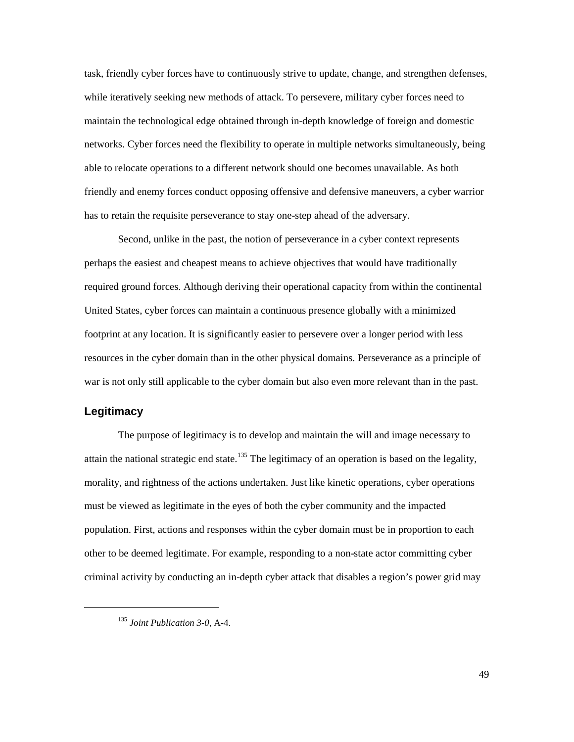task, friendly cyber forces have to continuously strive to update, change, and strengthen defenses, while iteratively seeking new methods of attack. To persevere, military cyber forces need to maintain the technological edge obtained through in-depth knowledge of foreign and domestic networks. Cyber forces need the flexibility to operate in multiple networks simultaneously, being able to relocate operations to a different network should one becomes unavailable. As both friendly and enemy forces conduct opposing offensive and defensive maneuvers, a cyber warrior has to retain the requisite perseverance to stay one-step ahead of the adversary.

Second, unlike in the past, the notion of perseverance in a cyber context represents perhaps the easiest and cheapest means to achieve objectives that would have traditionally required ground forces. Although deriving their operational capacity from within the continental United States, cyber forces can maintain a continuous presence globally with a minimized footprint at any location. It is significantly easier to persevere over a longer period with less resources in the cyber domain than in the other physical domains. Perseverance as a principle of war is not only still applicable to the cyber domain but also even more relevant than in the past.

### Legitimacy

The purpose of legitimacy is to develop and maintain the will and image necessary to attain the national strategic end state.[135] The legitimacy of an operation is based on the legality, morality, and rightness of the actions undertaken. Just like kinetic operations, cyber operations must be viewed as legitimate in the eyes of both the cyber community and the impacted population. First, actions and responses within the cyber domain must be in proportion to each other to be deemed legitimate. For example, responding to a non-state actor committing cyber criminal activity by conducting an in-depth cyber attack that disables a region's power grid may

---

[135] *Joint Publication 3-0,* A-4.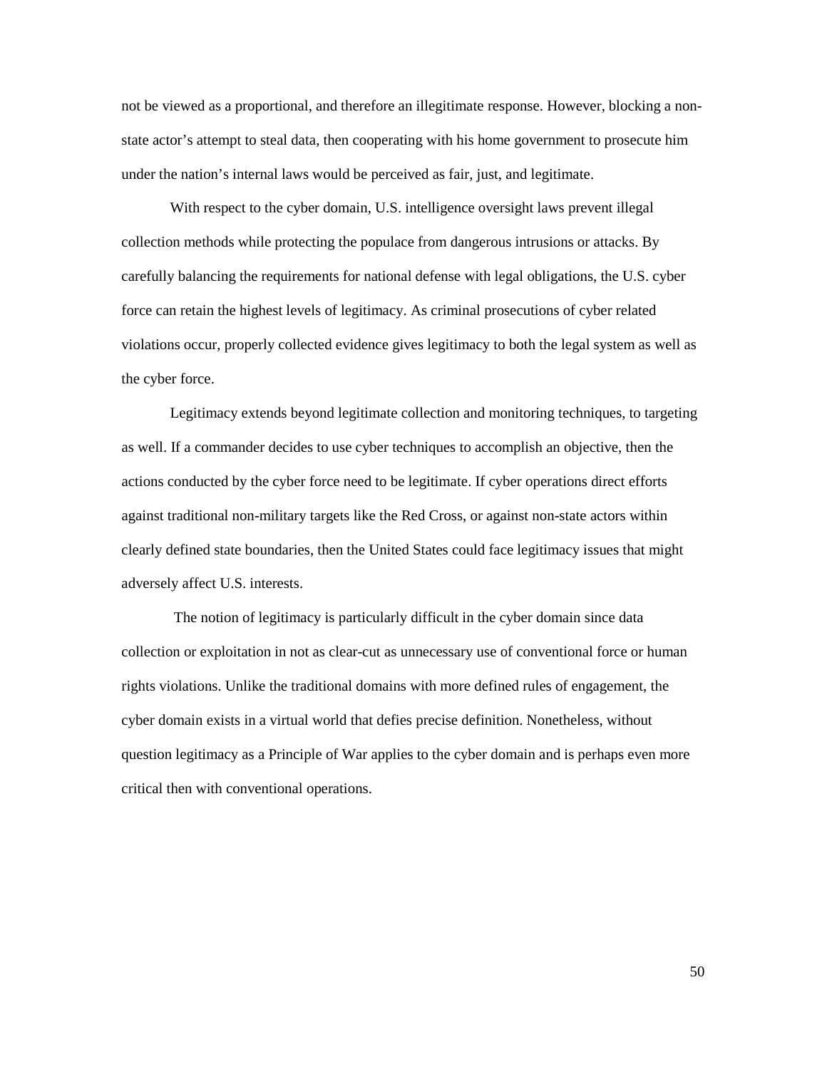not be viewed as a proportional, and therefore an illegitimate response. However, blocking a non-state actor's attempt to steal data, then cooperating with his home government to prosecute him under the nation's internal laws would be perceived as fair, just, and legitimate.

With respect to the cyber domain, U.S. intelligence oversight laws prevent illegal collection methods while protecting the populace from dangerous intrusions or attacks. By carefully balancing the requirements for national defense with legal obligations, the U.S. cyber force can retain the highest levels of legitimacy. As criminal prosecutions of cyber related violations occur, properly collected evidence gives legitimacy to both the legal system as well as the cyber force.

Legitimacy extends beyond legitimate collection and monitoring techniques, to targeting as well. If a commander decides to use cyber techniques to accomplish an objective, then the actions conducted by the cyber force need to be legitimate. If cyber operations direct efforts against traditional non-military targets like the Red Cross, or against non-state actors within clearly defined state boundaries, then the United States could face legitimacy issues that might adversely affect U.S. interests.

The notion of legitimacy is particularly difficult in the cyber domain since data collection or exploitation in not as clear-cut as unnecessary use of conventional force or human rights violations. Unlike the traditional domains with more defined rules of engagement, the cyber domain exists in a virtual world that defies precise definition. Nonetheless, without question legitimacy as a Principle of War applies to the cyber domain and is perhaps even more critical then with conventional operations.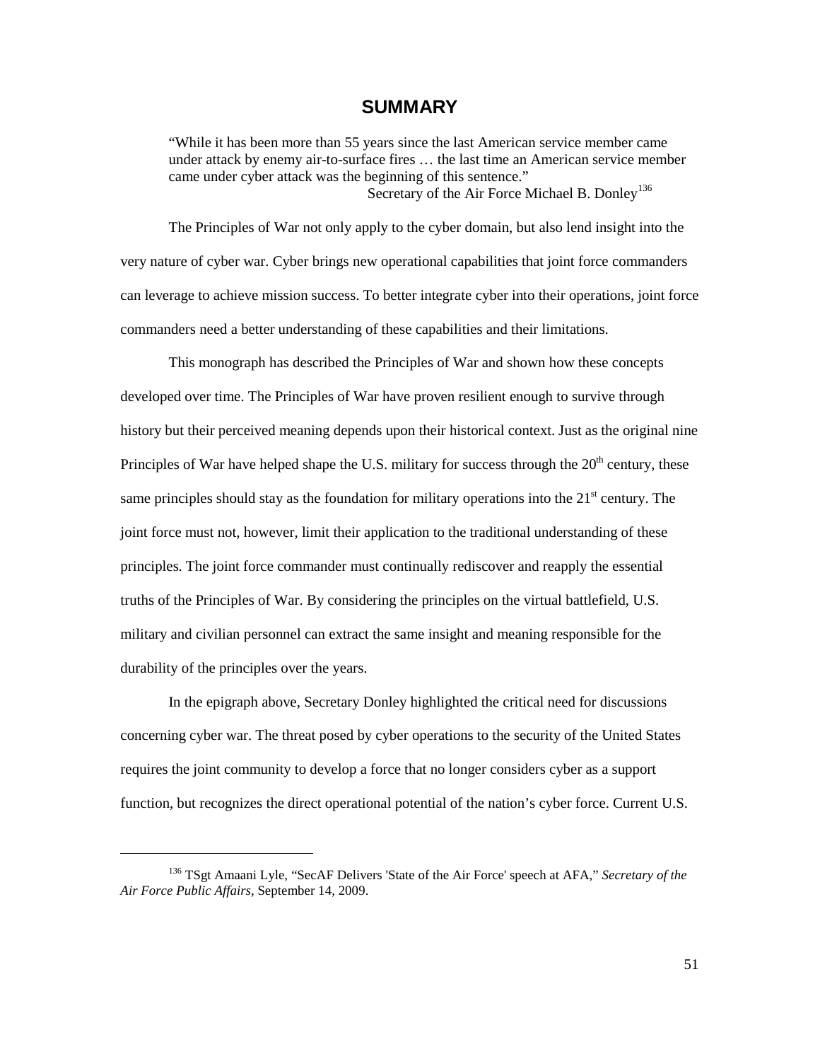## SUMMARY

> "While it has been more than 55 years since the last American service member came under attack by enemy air-to-surface fires … the last time an American service member came under cyber attack was the beginning of this sentence."
>
> Secretary of the Air Force Michael B. Donley[136]

The Principles of War not only apply to the cyber domain, but also lend insight into the very nature of cyber war. Cyber brings new operational capabilities that joint force commanders can leverage to achieve mission success. To better integrate cyber into their operations, joint force commanders need a better understanding of these capabilities and their limitations.

This monograph has described the Principles of War and shown how these concepts developed over time. The Principles of War have proven resilient enough to survive through history but their perceived meaning depends upon their historical context. Just as the original nine Principles of War have helped shape the U.S. military for success through the 20th century, these same principles should stay as the foundation for military operations into the 21st century. The joint force must not, however, limit their application to the traditional understanding of these principles. The joint force commander must continually rediscover and reapply the essential truths of the Principles of War. By considering the principles on the virtual battlefield, U.S. military and civilian personnel can extract the same insight and meaning responsible for the durability of the principles over the years.

In the epigraph above, Secretary Donley highlighted the critical need for discussions concerning cyber war. The threat posed by cyber operations to the security of the United States requires the joint community to develop a force that no longer considers cyber as a support function, but recognizes the direct operational potential of the nation's cyber force. Current U.S.

---

[136] TSgt Amaani Lyle, "SecAF Delivers 'State of the Air Force' speech at AFA," *Secretary of the Air Force Public Affairs*, September 14, 2009.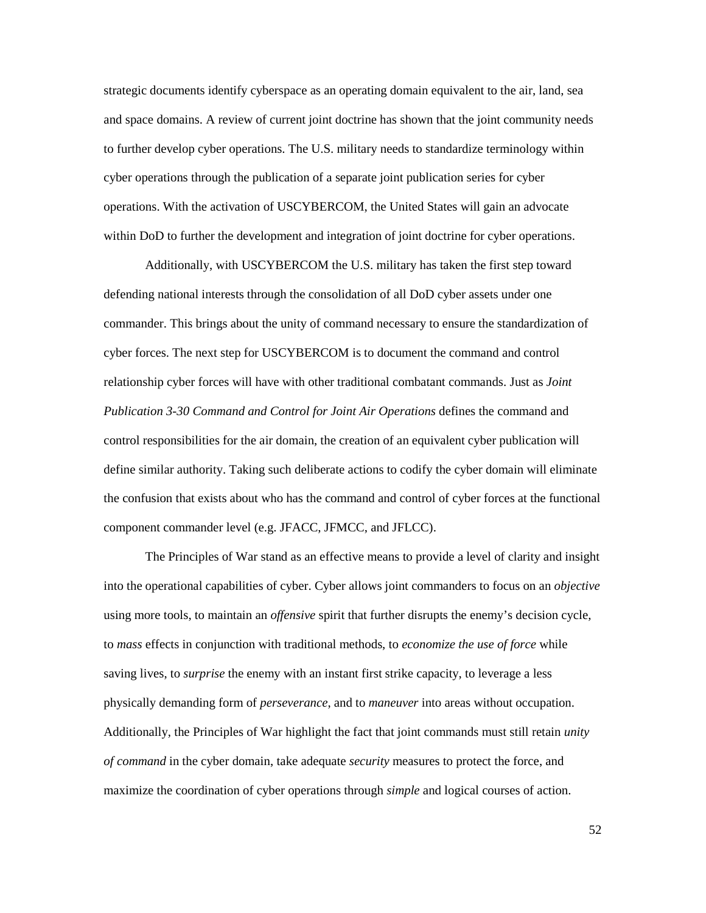strategic documents identify cyberspace as an operating domain equivalent to the air, land, sea and space domains. A review of current joint doctrine has shown that the joint community needs to further develop cyber operations. The U.S. military needs to standardize terminology within cyber operations through the publication of a separate joint publication series for cyber operations. With the activation of USCYBERCOM, the United States will gain an advocate within DoD to further the development and integration of joint doctrine for cyber operations.

Additionally, with USCYBERCOM the U.S. military has taken the first step toward defending national interests through the consolidation of all DoD cyber assets under one commander. This brings about the unity of command necessary to ensure the standardization of cyber forces. The next step for USCYBERCOM is to document the command and control relationship cyber forces will have with other traditional combatant commands. Just as *Joint Publication 3-30 Command and Control for Joint Air Operations* defines the command and control responsibilities for the air domain, the creation of an equivalent cyber publication will define similar authority. Taking such deliberate actions to codify the cyber domain will eliminate the confusion that exists about who has the command and control of cyber forces at the functional component commander level (e.g. JFACC, JFMCC, and JFLCC).

The Principles of War stand as an effective means to provide a level of clarity and insight into the operational capabilities of cyber. Cyber allows joint commanders to focus on an *objective* using more tools, to maintain an *offensive* spirit that further disrupts the enemy's decision cycle, to *mass* effects in conjunction with traditional methods, to *economize the use of force* while saving lives, to *surprise* the enemy with an instant first strike capacity, to leverage a less physically demanding form of *perseverance,* and to *maneuver* into areas without occupation. Additionally, the Principles of War highlight the fact that joint commands must still retain *unity of command* in the cyber domain, take adequate *security* measures to protect the force, and maximize the coordination of cyber operations through *simple* and logical courses of action.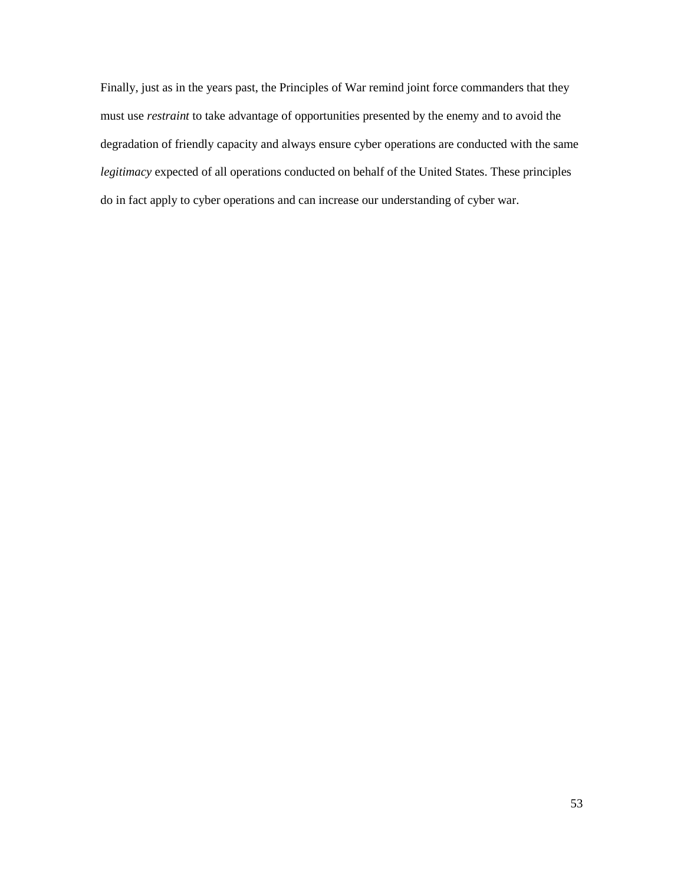Finally, just as in the years past, the Principles of War remind joint force commanders that they must use *restraint* to take advantage of opportunities presented by the enemy and to avoid the degradation of friendly capacity and always ensure cyber operations are conducted with the same *legitimacy* expected of all operations conducted on behalf of the United States. These principles do in fact apply to cyber operations and can increase our understanding of cyber war.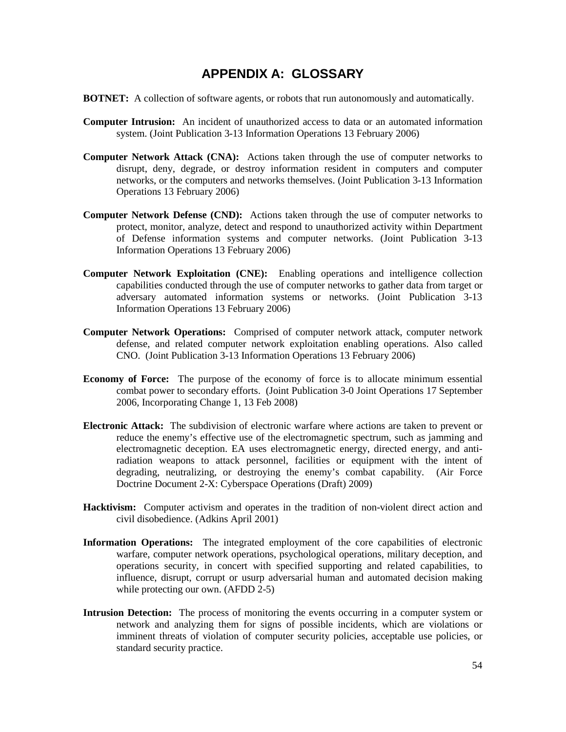# APPENDIX A: GLOSSARY

**BOTNET:** A collection of software agents, or robots that run autonomously and automatically.

**Computer Intrusion:** An incident of unauthorized access to data or an automated information system. (Joint Publication 3-13 Information Operations 13 February 2006)

**Computer Network Attack (CNA):** Actions taken through the use of computer networks to disrupt, deny, degrade, or destroy information resident in computers and computer networks, or the computers and networks themselves. (Joint Publication 3-13 Information Operations 13 February 2006)

**Computer Network Defense (CND):** Actions taken through the use of computer networks to protect, monitor, analyze, detect and respond to unauthorized activity within Department of Defense information systems and computer networks. (Joint Publication 3-13 Information Operations 13 February 2006)

**Computer Network Exploitation (CNE):** Enabling operations and intelligence collection capabilities conducted through the use of computer networks to gather data from target or adversary automated information systems or networks. (Joint Publication 3-13 Information Operations 13 February 2006)

**Computer Network Operations:** Comprised of computer network attack, computer network defense, and related computer network exploitation enabling operations. Also called CNO. (Joint Publication 3-13 Information Operations 13 February 2006)

**Economy of Force:** The purpose of the economy of force is to allocate minimum essential combat power to secondary efforts. (Joint Publication 3-0 Joint Operations 17 September 2006, Incorporating Change 1, 13 Feb 2008)

**Electronic Attack:** The subdivision of electronic warfare where actions are taken to prevent or reduce the enemy's effective use of the electromagnetic spectrum, such as jamming and electromagnetic deception. EA uses electromagnetic energy, directed energy, and anti-radiation weapons to attack personnel, facilities or equipment with the intent of degrading, neutralizing, or destroying the enemy's combat capability. (Air Force Doctrine Document 2-X: Cyberspace Operations (Draft) 2009)

**Hacktivism:** Computer activism and operates in the tradition of non-violent direct action and civil disobedience. (Adkins April 2001)

**Information Operations:** The integrated employment of the core capabilities of electronic warfare, computer network operations, psychological operations, military deception, and operations security, in concert with specified supporting and related capabilities, to influence, disrupt, corrupt or usurp adversarial human and automated decision making while protecting our own. (AFDD 2-5)

**Intrusion Detection:** The process of monitoring the events occurring in a computer system or network and analyzing them for signs of possible incidents, which are violations or imminent threats of violation of computer security policies, acceptable use policies, or standard security practice.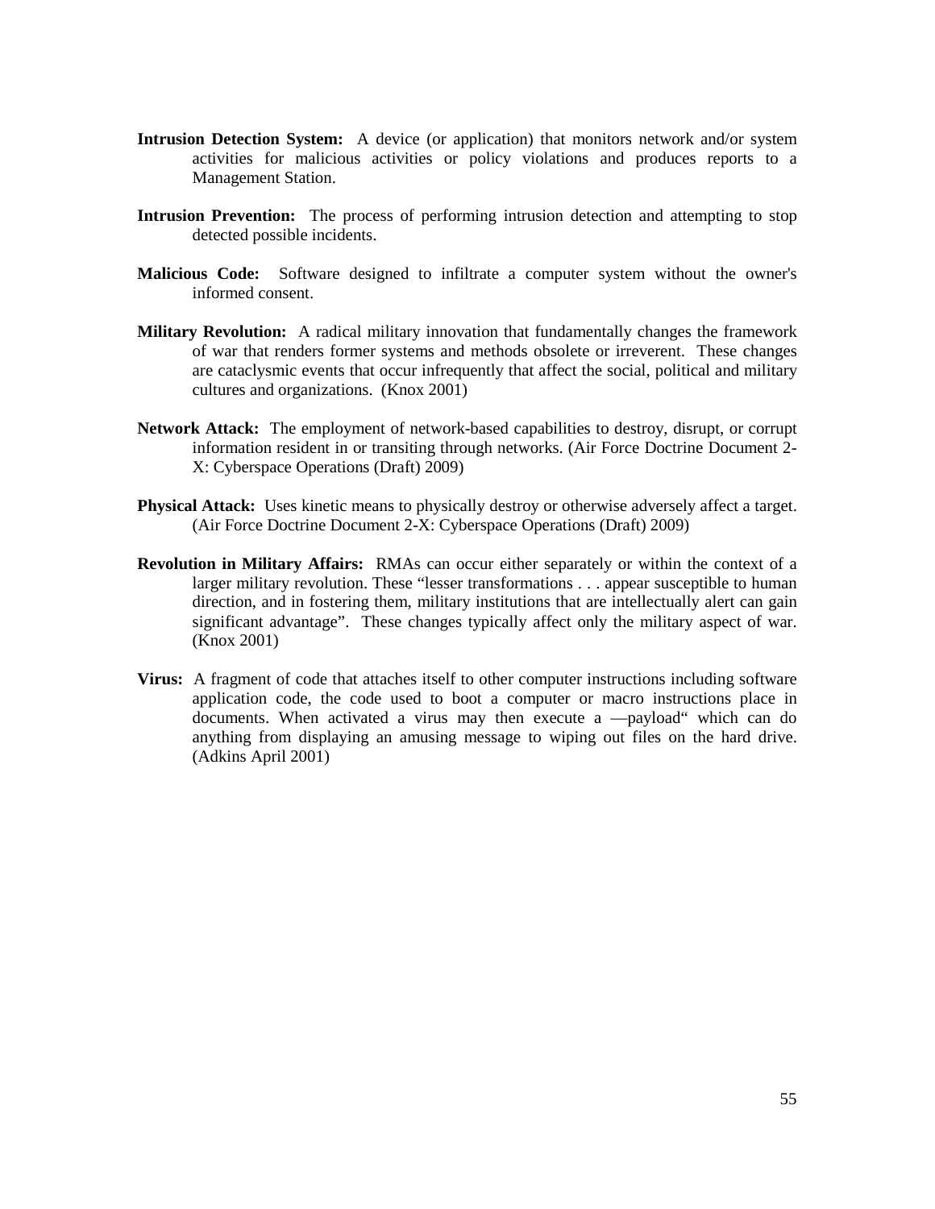**Intrusion Detection System:** A device (or application) that monitors network and/or system activities for malicious activities or policy violations and produces reports to a Management Station.

**Intrusion Prevention:** The process of performing intrusion detection and attempting to stop detected possible incidents.

**Malicious Code:** Software designed to infiltrate a computer system without the owner's informed consent.

**Military Revolution:** A radical military innovation that fundamentally changes the framework of war that renders former systems and methods obsolete or irreverent. These changes are cataclysmic events that occur infrequently that affect the social, political and military cultures and organizations. (Knox 2001)

**Network Attack:** The employment of network-based capabilities to destroy, disrupt, or corrupt information resident in or transiting through networks. (Air Force Doctrine Document 2-X: Cyberspace Operations (Draft) 2009)

**Physical Attack:** Uses kinetic means to physically destroy or otherwise adversely affect a target. (Air Force Doctrine Document 2-X: Cyberspace Operations (Draft) 2009)

**Revolution in Military Affairs:** RMAs can occur either separately or within the context of a larger military revolution. These "lesser transformations . . . appear susceptible to human direction, and in fostering them, military institutions that are intellectually alert can gain significant advantage". These changes typically affect only the military aspect of war. (Knox 2001)

**Virus:** A fragment of code that attaches itself to other computer instructions including software application code, the code used to boot a computer or macro instructions place in documents. When activated a virus may then execute a —payload" which can do anything from displaying an amusing message to wiping out files on the hard drive. (Adkins April 2001)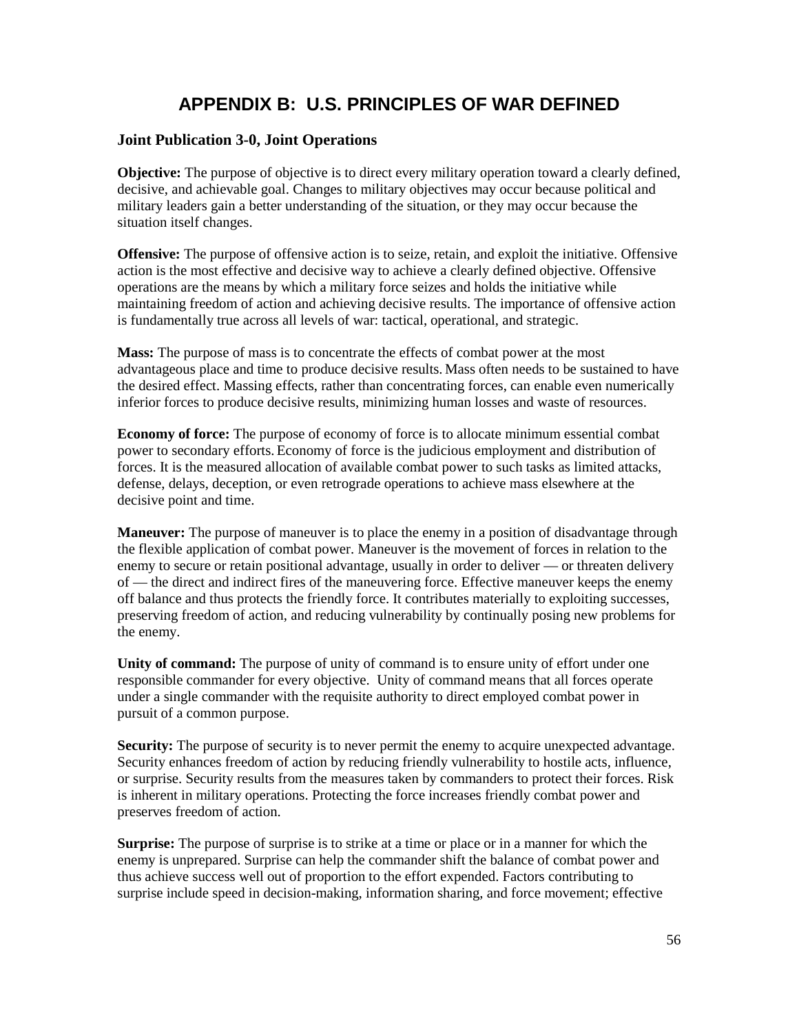# APPENDIX B: U.S. PRINCIPLES OF WAR DEFINED

### Joint Publication 3-0, Joint Operations

**Objective:** The purpose of objective is to direct every military operation toward a clearly defined, decisive, and achievable goal. Changes to military objectives may occur because political and military leaders gain a better understanding of the situation, or they may occur because the situation itself changes.

**Offensive:** The purpose of offensive action is to seize, retain, and exploit the initiative. Offensive action is the most effective and decisive way to achieve a clearly defined objective. Offensive operations are the means by which a military force seizes and holds the initiative while maintaining freedom of action and achieving decisive results. The importance of offensive action is fundamentally true across all levels of war: tactical, operational, and strategic.

**Mass:** The purpose of mass is to concentrate the effects of combat power at the most advantageous place and time to produce decisive results. Mass often needs to be sustained to have the desired effect. Massing effects, rather than concentrating forces, can enable even numerically inferior forces to produce decisive results, minimizing human losses and waste of resources.

**Economy of force:** The purpose of economy of force is to allocate minimum essential combat power to secondary efforts. Economy of force is the judicious employment and distribution of forces. It is the measured allocation of available combat power to such tasks as limited attacks, defense, delays, deception, or even retrograde operations to achieve mass elsewhere at the decisive point and time.

**Maneuver:** The purpose of maneuver is to place the enemy in a position of disadvantage through the flexible application of combat power. Maneuver is the movement of forces in relation to the enemy to secure or retain positional advantage, usually in order to deliver — or threaten delivery of — the direct and indirect fires of the maneuvering force. Effective maneuver keeps the enemy off balance and thus protects the friendly force. It contributes materially to exploiting successes, preserving freedom of action, and reducing vulnerability by continually posing new problems for the enemy.

**Unity of command:** The purpose of unity of command is to ensure unity of effort under one responsible commander for every objective. Unity of command means that all forces operate under a single commander with the requisite authority to direct employed combat power in pursuit of a common purpose.

**Security:** The purpose of security is to never permit the enemy to acquire unexpected advantage. Security enhances freedom of action by reducing friendly vulnerability to hostile acts, influence, or surprise. Security results from the measures taken by commanders to protect their forces. Risk is inherent in military operations. Protecting the force increases friendly combat power and preserves freedom of action.

**Surprise:** The purpose of surprise is to strike at a time or place or in a manner for which the enemy is unprepared. Surprise can help the commander shift the balance of combat power and thus achieve success well out of proportion to the effort expended. Factors contributing to surprise include speed in decision-making, information sharing, and force movement; effective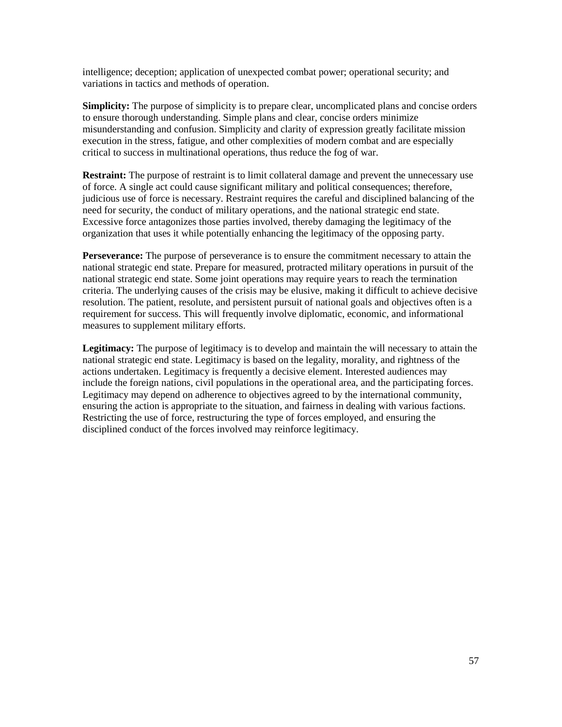intelligence; deception; application of unexpected combat power; operational security; and variations in tactics and methods of operation.

**Simplicity:** The purpose of simplicity is to prepare clear, uncomplicated plans and concise orders to ensure thorough understanding. Simple plans and clear, concise orders minimize misunderstanding and confusion. Simplicity and clarity of expression greatly facilitate mission execution in the stress, fatigue, and other complexities of modern combat and are especially critical to success in multinational operations, thus reduce the fog of war.

**Restraint:** The purpose of restraint is to limit collateral damage and prevent the unnecessary use of force. A single act could cause significant military and political consequences; therefore, judicious use of force is necessary. Restraint requires the careful and disciplined balancing of the need for security, the conduct of military operations, and the national strategic end state. Excessive force antagonizes those parties involved, thereby damaging the legitimacy of the organization that uses it while potentially enhancing the legitimacy of the opposing party.

**Perseverance:** The purpose of perseverance is to ensure the commitment necessary to attain the national strategic end state. Prepare for measured, protracted military operations in pursuit of the national strategic end state. Some joint operations may require years to reach the termination criteria. The underlying causes of the crisis may be elusive, making it difficult to achieve decisive resolution. The patient, resolute, and persistent pursuit of national goals and objectives often is a requirement for success. This will frequently involve diplomatic, economic, and informational measures to supplement military efforts.

**Legitimacy:** The purpose of legitimacy is to develop and maintain the will necessary to attain the national strategic end state. Legitimacy is based on the legality, morality, and rightness of the actions undertaken. Legitimacy is frequently a decisive element. Interested audiences may include the foreign nations, civil populations in the operational area, and the participating forces. Legitimacy may depend on adherence to objectives agreed to by the international community, ensuring the action is appropriate to the situation, and fairness in dealing with various factions. Restricting the use of force, restructuring the type of forces employed, and ensuring the disciplined conduct of the forces involved may reinforce legitimacy.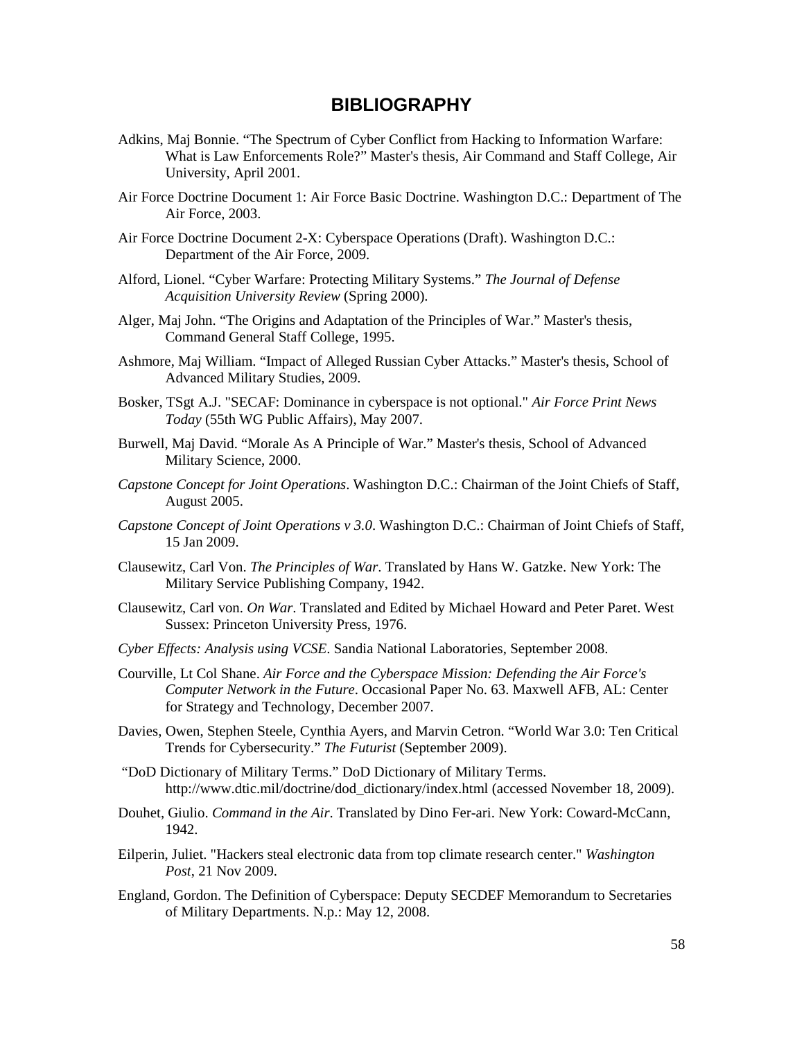# BIBLIOGRAPHY

Adkins, Maj Bonnie. “The Spectrum of Cyber Conflict from Hacking to Information Warfare: What is Law Enforcements Role?” Master's thesis, Air Command and Staff College, Air University, April 2001.

Air Force Doctrine Document 1: Air Force Basic Doctrine. Washington D.C.: Department of The Air Force, 2003.

Air Force Doctrine Document 2-X: Cyberspace Operations (Draft). Washington D.C.: Department of the Air Force, 2009.

Alford, Lionel. “Cyber Warfare: Protecting Military Systems.” *The Journal of Defense Acquisition University Review* (Spring 2000).

Alger, Maj John. “The Origins and Adaptation of the Principles of War.” Master's thesis, Command General Staff College, 1995.

Ashmore, Maj William. “Impact of Alleged Russian Cyber Attacks.” Master's thesis, School of Advanced Military Studies, 2009.

Bosker, TSgt A.J. "SECAF: Dominance in cyberspace is not optional." *Air Force Print News Today* (55th WG Public Affairs), May 2007.

Burwell, Maj David. “Morale As A Principle of War.” Master's thesis, School of Advanced Military Science, 2000.

*Capstone Concept for Joint Operations*. Washington D.C.: Chairman of the Joint Chiefs of Staff, August 2005.

*Capstone Concept of Joint Operations v 3.0*. Washington D.C.: Chairman of Joint Chiefs of Staff, 15 Jan 2009.

Clausewitz, Carl Von. *The Principles of War*. Translated by Hans W. Gatzke. New York: The Military Service Publishing Company, 1942.

Clausewitz, Carl von. *On War*. Translated and Edited by Michael Howard and Peter Paret. West Sussex: Princeton University Press, 1976.

*Cyber Effects: Analysis using VCSE*. Sandia National Laboratories, September 2008.

Courville, Lt Col Shane. *Air Force and the Cyberspace Mission: Defending the Air Force's Computer Network in the Future*. Occasional Paper No. 63. Maxwell AFB, AL: Center for Strategy and Technology, December 2007.

Davies, Owen, Stephen Steele, Cynthia Ayers, and Marvin Cetron. “World War 3.0: Ten Critical Trends for Cybersecurity.” *The Futurist* (September 2009).

“DoD Dictionary of Military Terms.” DoD Dictionary of Military Terms. http://www.dtic.mil/doctrine/dod_dictionary/index.html (accessed November 18, 2009).

Douhet, Giulio. *Command in the Air*. Translated by Dino Fer-ari. New York: Coward-McCann, 1942.

Eilperin, Juliet. "Hackers steal electronic data from top climate research center." *Washington Post*, 21 Nov 2009.

England, Gordon. The Definition of Cyberspace: Deputy SECDEF Memorandum to Secretaries of Military Departments. N.p.: May 12, 2008.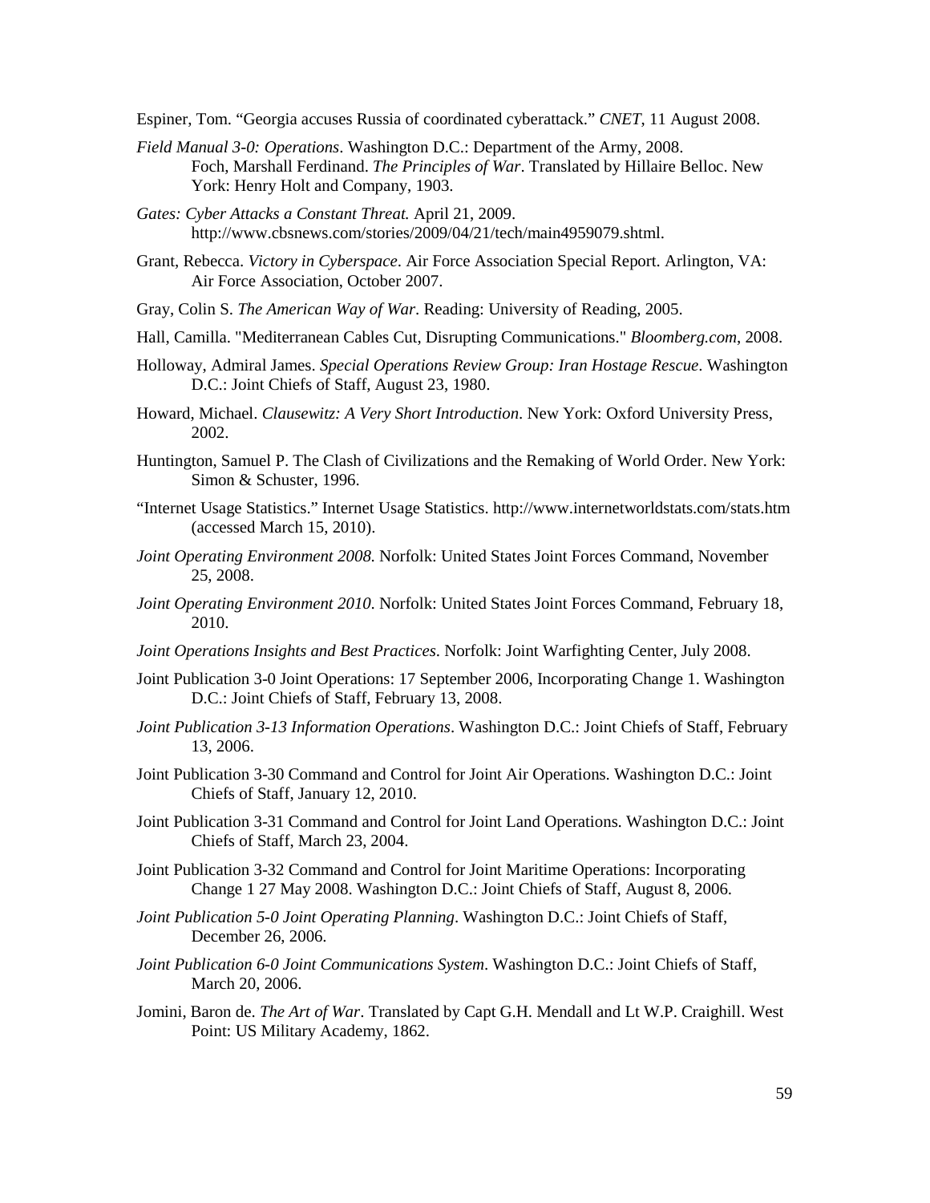Espiner, Tom. "Georgia accuses Russia of coordinated cyberattack." *CNET*, 11 August 2008.

*Field Manual 3-0: Operations*. Washington D.C.: Department of the Army, 2008.
Foch, Marshall Ferdinand. *The Principles of War*. Translated by Hillaire Belloc. New York: Henry Holt and Company, 1903.

*Gates: Cyber Attacks a Constant Threat.* April 21, 2009. http://www.cbsnews.com/stories/2009/04/21/tech/main4959079.shtml.

Grant, Rebecca. *Victory in Cyberspace*. Air Force Association Special Report. Arlington, VA: Air Force Association, October 2007.

Gray, Colin S. *The American Way of War*. Reading: University of Reading, 2005.

Hall, Camilla. "Mediterranean Cables Cut, Disrupting Communications." *Bloomberg.com*, 2008.

Holloway, Admiral James. *Special Operations Review Group: Iran Hostage Rescue*. Washington D.C.: Joint Chiefs of Staff, August 23, 1980.

Howard, Michael. *Clausewitz: A Very Short Introduction*. New York: Oxford University Press, 2002.

Huntington, Samuel P. The Clash of Civilizations and the Remaking of World Order. New York: Simon & Schuster, 1996.

"Internet Usage Statistics." Internet Usage Statistics. http://www.internetworldstats.com/stats.htm (accessed March 15, 2010).

*Joint Operating Environment 2008.* Norfolk: United States Joint Forces Command, November 25, 2008.

*Joint Operating Environment 2010*. Norfolk: United States Joint Forces Command, February 18, 2010.

*Joint Operations Insights and Best Practices*. Norfolk: Joint Warfighting Center, July 2008.

Joint Publication 3-0 Joint Operations: 17 September 2006, Incorporating Change 1. Washington D.C.: Joint Chiefs of Staff, February 13, 2008.

*Joint Publication 3-13 Information Operations*. Washington D.C.: Joint Chiefs of Staff, February 13, 2006.

Joint Publication 3-30 Command and Control for Joint Air Operations. Washington D.C.: Joint Chiefs of Staff, January 12, 2010.

Joint Publication 3-31 Command and Control for Joint Land Operations. Washington D.C.: Joint Chiefs of Staff, March 23, 2004.

Joint Publication 3-32 Command and Control for Joint Maritime Operations: Incorporating Change 1 27 May 2008. Washington D.C.: Joint Chiefs of Staff, August 8, 2006.

*Joint Publication 5-0 Joint Operating Planning*. Washington D.C.: Joint Chiefs of Staff, December 26, 2006.

*Joint Publication 6-0 Joint Communications System*. Washington D.C.: Joint Chiefs of Staff, March 20, 2006.

Jomini, Baron de. *The Art of War*. Translated by Capt G.H. Mendall and Lt W.P. Craighill. West Point: US Military Academy, 1862.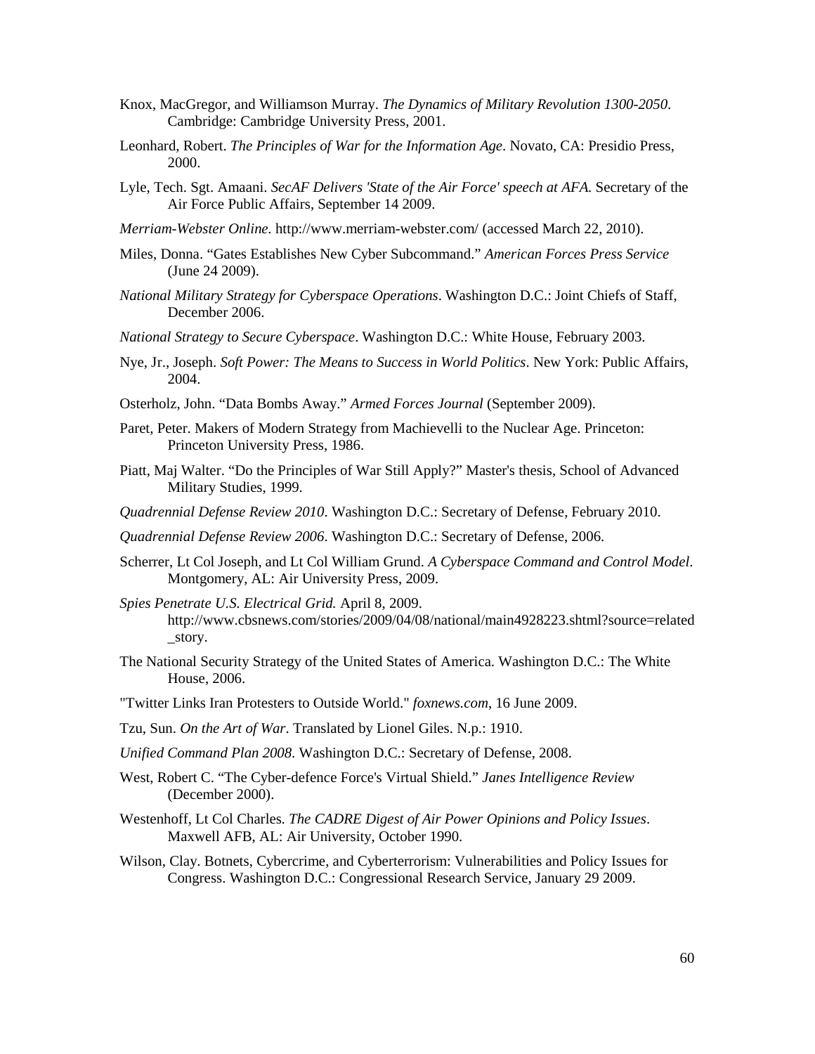Knox, MacGregor, and Williamson Murray. *The Dynamics of Military Revolution 1300-2050*. Cambridge: Cambridge University Press, 2001.

Leonhard, Robert. *The Principles of War for the Information Age*. Novato, CA: Presidio Press, 2000.

Lyle, Tech. Sgt. Amaani. *SecAF Delivers 'State of the Air Force' speech at AFA*. Secretary of the Air Force Public Affairs, September 14 2009.

*Merriam-Webster Online*. http://www.merriam-webster.com/ (accessed March 22, 2010).

Miles, Donna. "Gates Establishes New Cyber Subcommand." *American Forces Press Service* (June 24 2009).

*National Military Strategy for Cyberspace Operations*. Washington D.C.: Joint Chiefs of Staff, December 2006.

*National Strategy to Secure Cyberspace*. Washington D.C.: White House, February 2003.

Nye, Jr., Joseph. *Soft Power: The Means to Success in World Politics*. New York: Public Affairs, 2004.

Osterholz, John. "Data Bombs Away." *Armed Forces Journal* (September 2009).

Paret, Peter. Makers of Modern Strategy from Machievelli to the Nuclear Age. Princeton: Princeton University Press, 1986.

Piatt, Maj Walter. "Do the Principles of War Still Apply?" Master's thesis, School of Advanced Military Studies, 1999.

*Quadrennial Defense Review 2010*. Washington D.C.: Secretary of Defense, February 2010.

*Quadrennial Defense Review 2006*. Washington D.C.: Secretary of Defense, 2006.

Scherrer, Lt Col Joseph, and Lt Col William Grund. *A Cyberspace Command and Control Model*. Montgomery, AL: Air University Press, 2009.

*Spies Penetrate U.S. Electrical Grid.* April 8, 2009. http://www.cbsnews.com/stories/2009/04/08/national/main4928223.shtml?source=related_story.

The National Security Strategy of the United States of America. Washington D.C.: The White House, 2006.

"Twitter Links Iran Protesters to Outside World." *foxnews.com*, 16 June 2009.

Tzu, Sun. *On the Art of War*. Translated by Lionel Giles. N.p.: 1910.

*Unified Command Plan 2008*. Washington D.C.: Secretary of Defense, 2008.

West, Robert C. "The Cyber-defence Force's Virtual Shield." *Janes Intelligence Review* (December 2000).

Westenhoff, Lt Col Charles. *The CADRE Digest of Air Power Opinions and Policy Issues*. Maxwell AFB, AL: Air University, October 1990.

Wilson, Clay. Botnets, Cybercrime, and Cyberterrorism: Vulnerabilities and Policy Issues for Congress. Washington D.C.: Congressional Research Service, January 29 2009.